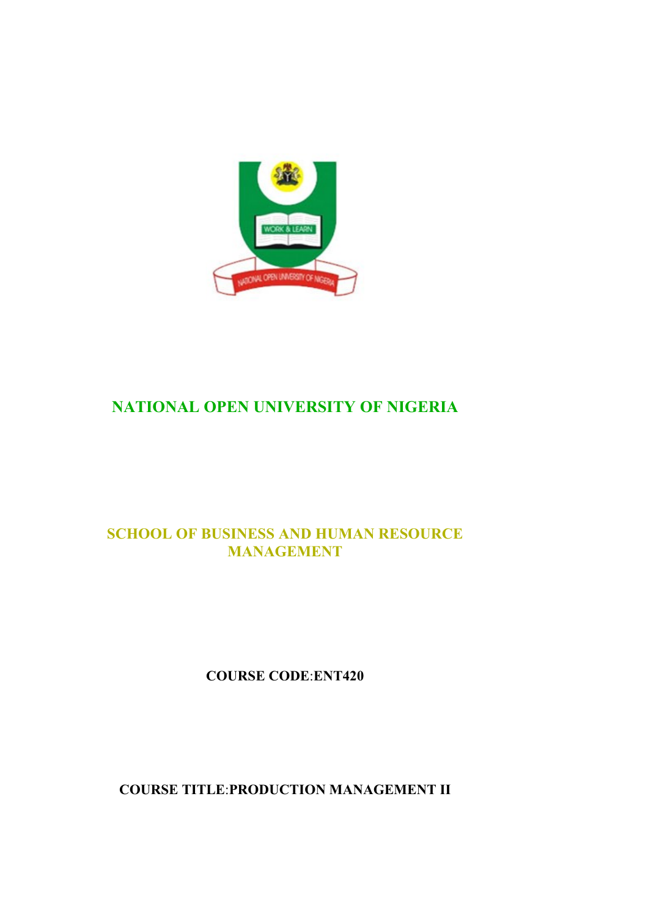# NATIONAL OPEN UNIVERSITY OF NIGERIA

## SCHOOL OF BUSINESS AND HUMAN RESOURCE MANAGEMENT

**COURSE CODE**:**ENT420**

**COURSE TITLE**:**PRODUCTION MANAGEMENT II**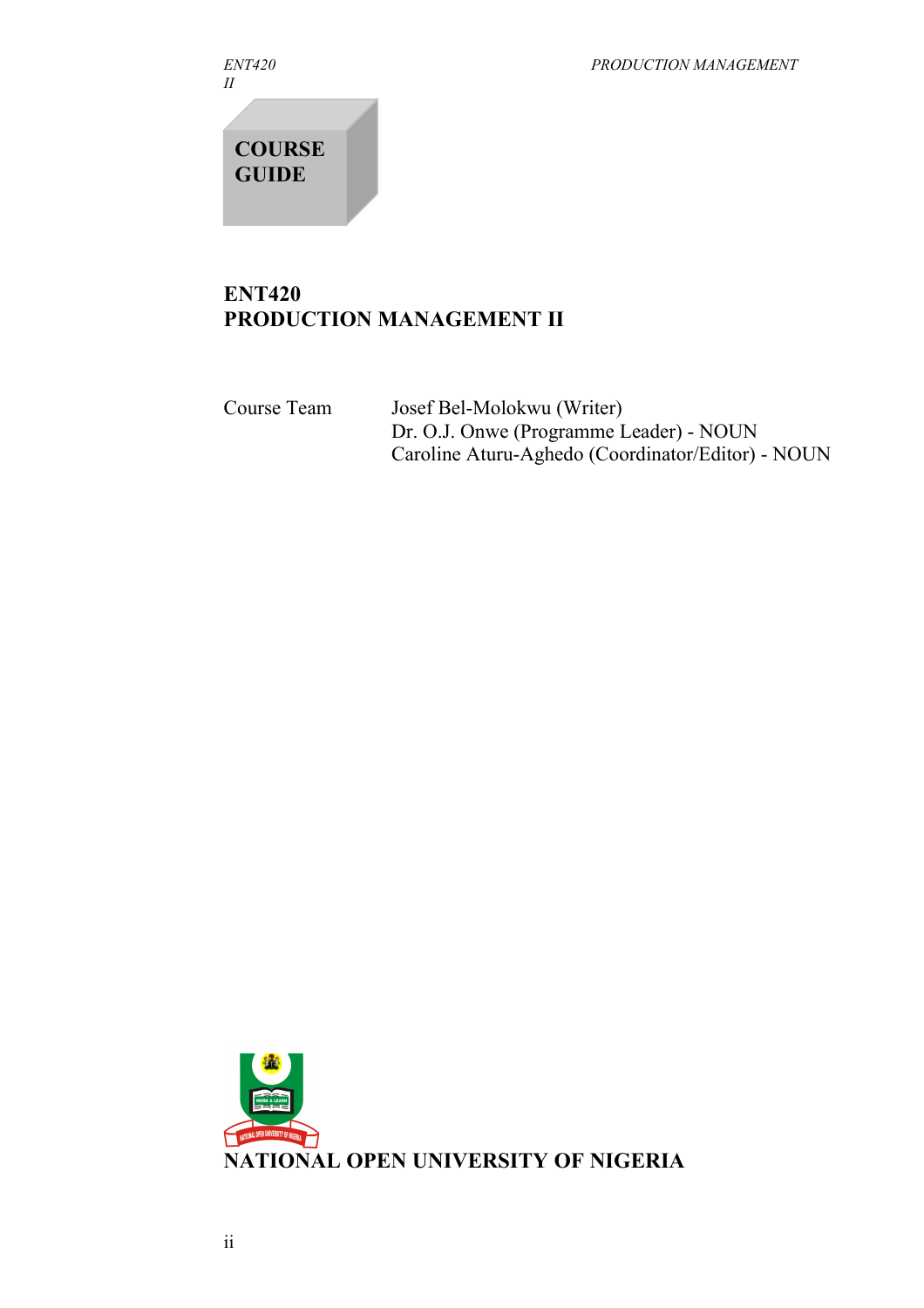# COURSE GUIDE

## ENT420
## PRODUCTION MANAGEMENT II

Course Team
Josef Bel-Molokwu (Writer)
Dr. O.J. Onwe (Programme Leader) - NOUN
Caroline Aturu-Aghedo (Coordinator/Editor) - NOUN

**NATIONAL OPEN UNIVERSITY OF NIGERIA**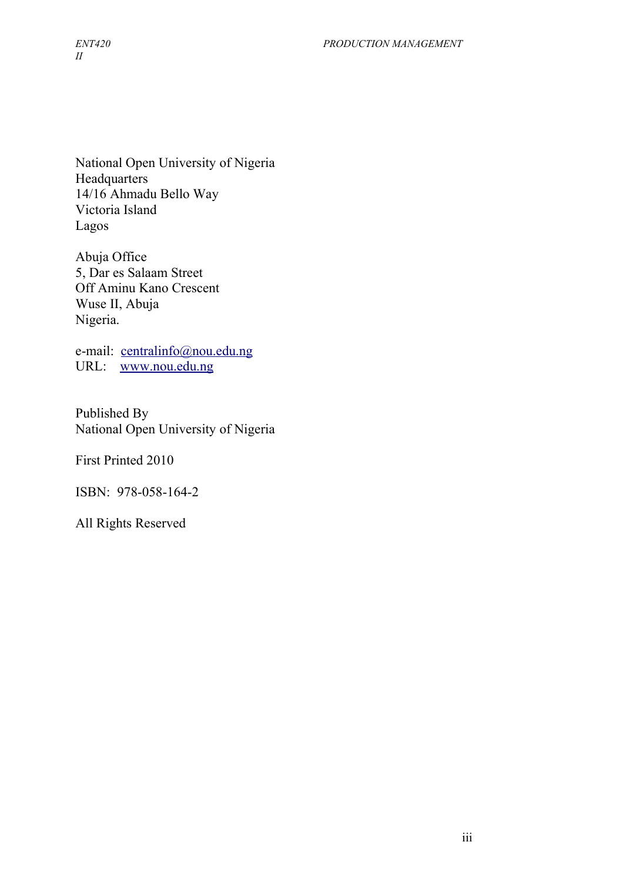National Open University of Nigeria
Headquarters
14/16 Ahmadu Bello Way
Victoria Island
Lagos

Abuja Office
5, Dar es Salaam Street
Off Aminu Kano Crescent
Wuse II, Abuja
Nigeria.

e-mail: centralinfo@nou.edu.ng
URL: www.nou.edu.ng

Published By
National Open University of Nigeria

First Printed 2010

ISBN: 978-058-164-2

All Rights Reserved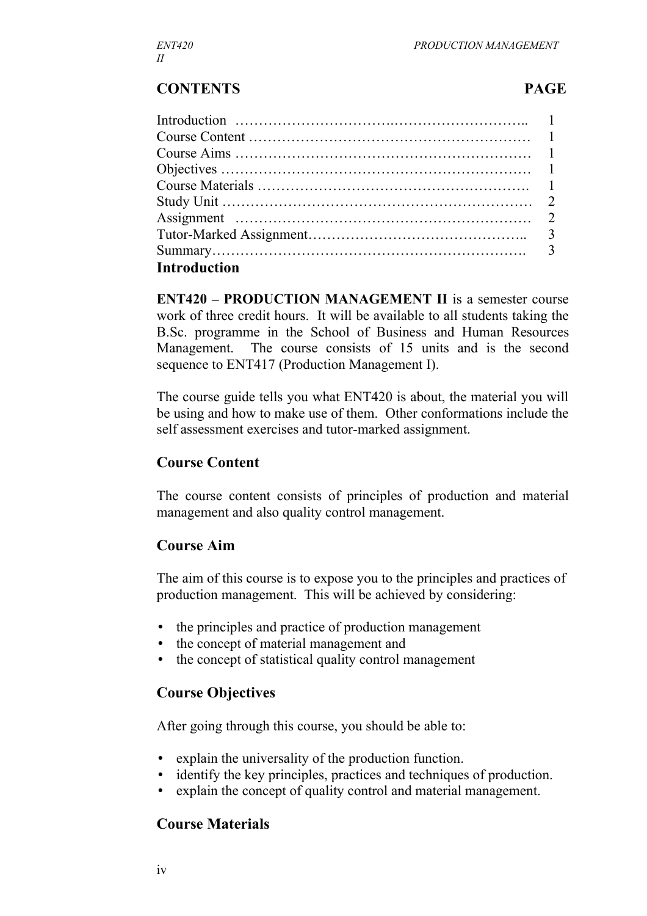## CONTENTS PAGE

| | |
|---|---|
| Introduction | 1 |
| Course Content | 1 |
| Course Aims | 1 |
| Objectives | 1 |
| Course Materials | 1 |
| Study Unit | 2 |
| Assignment | 2 |
| Tutor-Marked Assignment | 3 |
| Summary | 3 |

## Introduction

**ENT420 – PRODUCTION MANAGEMENT II** is a semester course work of three credit hours. It will be available to all students taking the B.Sc. programme in the School of Business and Human Resources Management. The course consists of 15 units and is the second sequence to ENT417 (Production Management I).

The course guide tells you what ENT420 is about, the material you will be using and how to make use of them. Other conformations include the self assessment exercises and tutor-marked assignment.

## Course Content

The course content consists of principles of production and material management and also quality control management.

## Course Aim

The aim of this course is to expose you to the principles and practices of production management. This will be achieved by considering:

- the principles and practice of production management
- the concept of material management and
- the concept of statistical quality control management

## Course Objectives

After going through this course, you should be able to:

- explain the universality of the production function.
- identify the key principles, practices and techniques of production.
- explain the concept of quality control and material management.

## Course Materials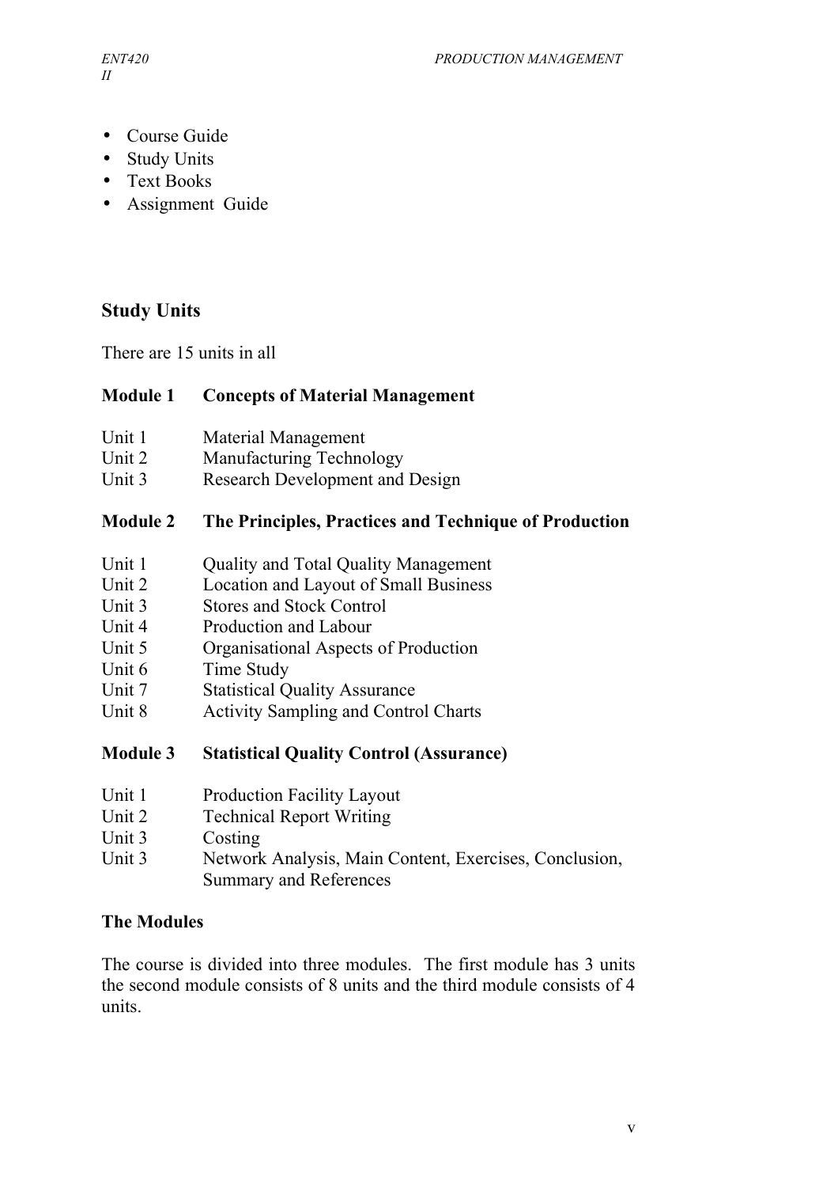- Course Guide
- Study Units
- Text Books
- Assignment Guide

## Study Units

There are 15 units in all

### Module 1 Concepts of Material Management

Unit 1 Material Management
Unit 2 Manufacturing Technology
Unit 3 Research Development and Design

### Module 2 The Principles, Practices and Technique of Production

Unit 1 Quality and Total Quality Management
Unit 2 Location and Layout of Small Business
Unit 3 Stores and Stock Control
Unit 4 Production and Labour
Unit 5 Organisational Aspects of Production
Unit 6 Time Study
Unit 7 Statistical Quality Assurance
Unit 8 Activity Sampling and Control Charts

### Module 3 Statistical Quality Control (Assurance)

Unit 1 Production Facility Layout
Unit 2 Technical Report Writing
Unit 3 Costing
Unit 3 Network Analysis, Main Content, Exercises, Conclusion, Summary and References

## The Modules

The course is divided into three modules. The first module has 3 units the second module consists of 8 units and the third module consists of 4 units.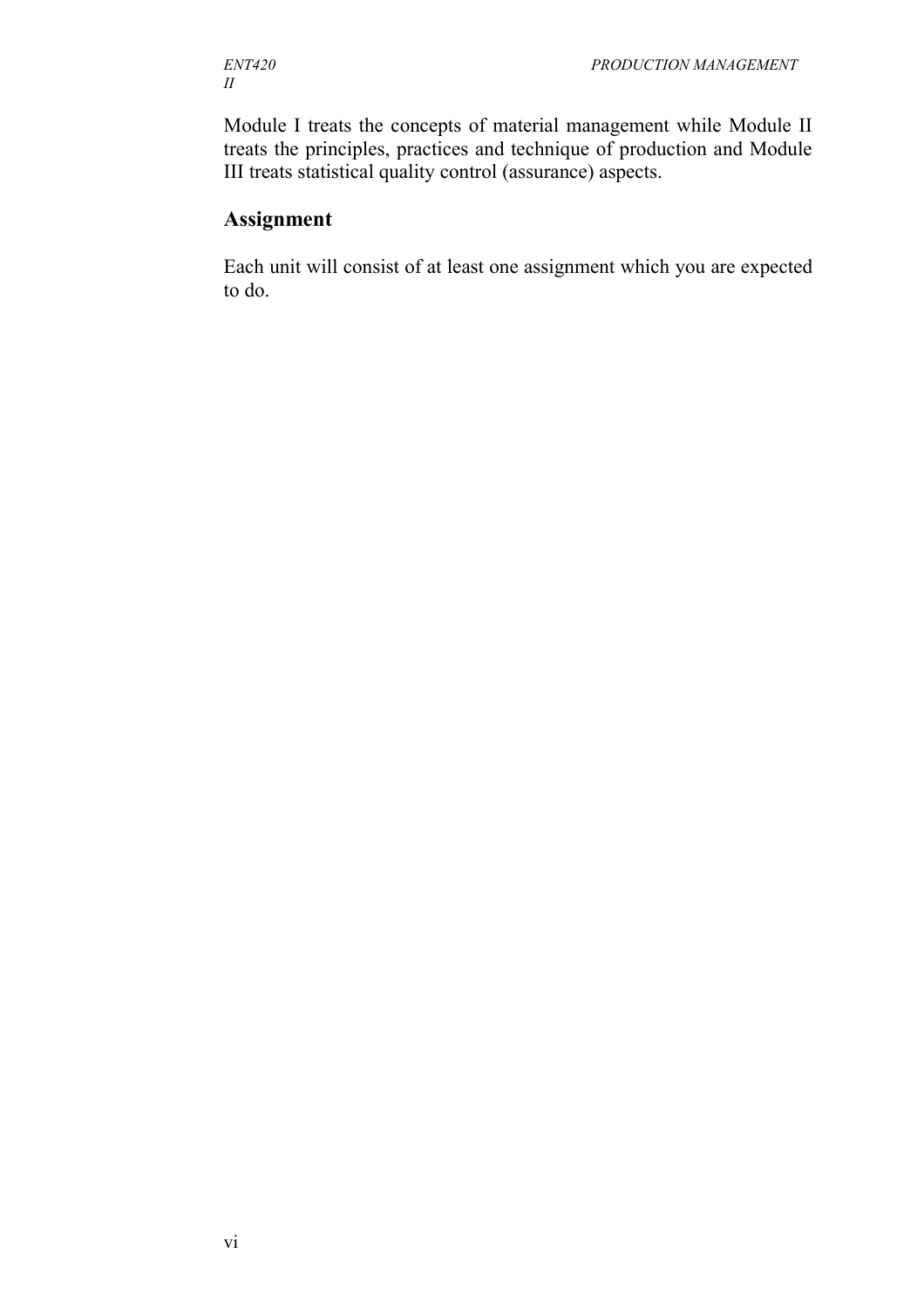Module I treats the concepts of material management while Module II treats the principles, practices and technique of production and Module III treats statistical quality control (assurance) aspects.

## Assignment

Each unit will consist of at least one assignment which you are expected to do.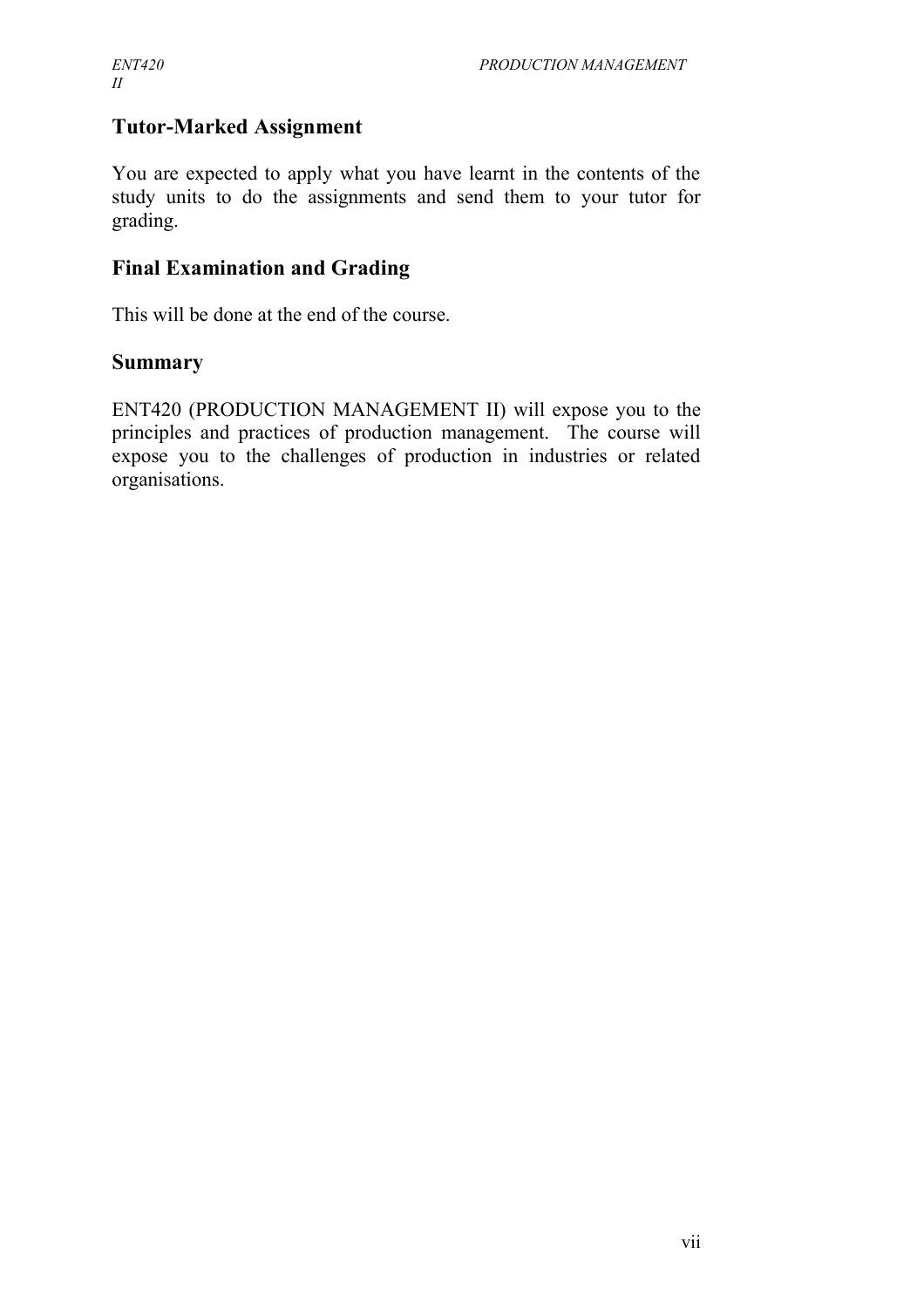## Tutor-Marked Assignment

You are expected to apply what you have learnt in the contents of the study units to do the assignments and send them to your tutor for grading.

## Final Examination and Grading

This will be done at the end of the course.

## Summary

ENT420 (PRODUCTION MANAGEMENT II) will expose you to the principles and practices of production management. The course will expose you to the challenges of production in industries or related organisations.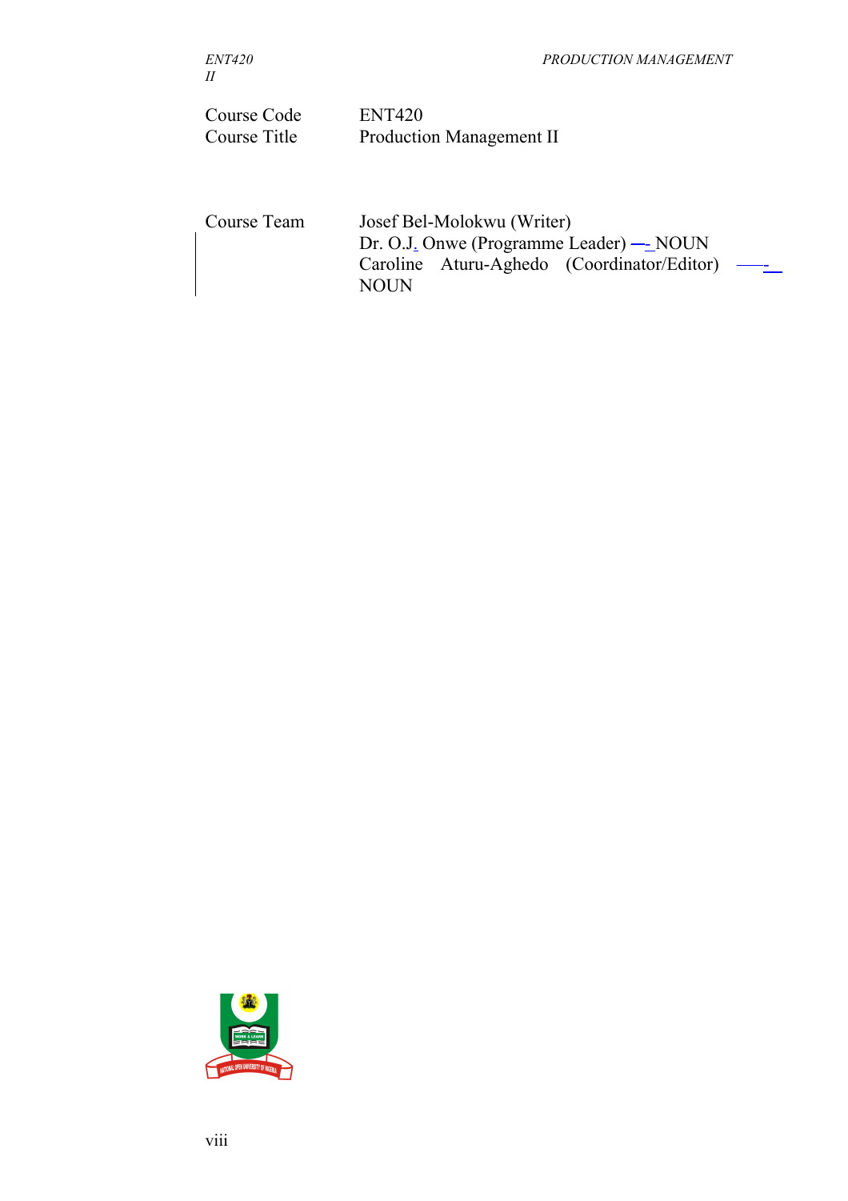| | |
|---|---|
| Course Code | ENT420 |
| Course Title | Production Management II |
| | |
| Course Team | Josef Bel-Molokwu (Writer)<br>Dr. O.J. Onwe (Programme Leader) - NOUN<br>Caroline Aturu-Aghedo (Coordinator/Editor) - NOUN |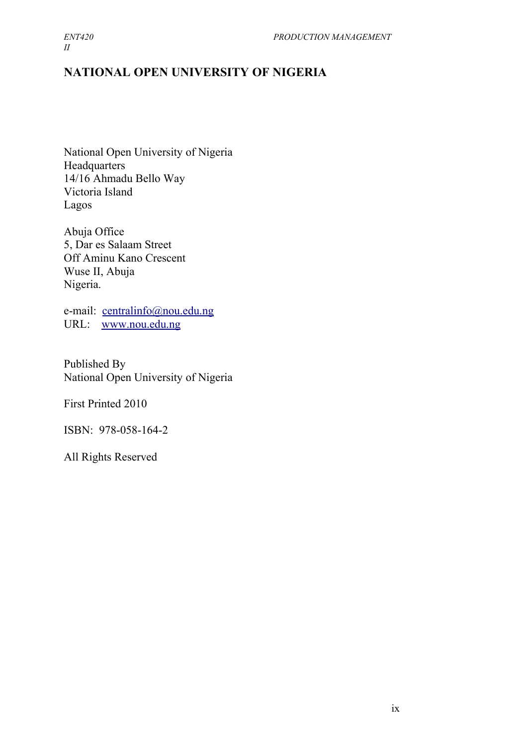# NATIONAL OPEN UNIVERSITY OF NIGERIA

National Open University of Nigeria
Headquarters
14/16 Ahmadu Bello Way
Victoria Island
Lagos

Abuja Office
5, Dar es Salaam Street
Off Aminu Kano Crescent
Wuse II, Abuja
Nigeria.

e-mail: centralinfo@nou.edu.ng
URL: www.nou.edu.ng

Published By
National Open University of Nigeria

First Printed 2010

ISBN: 978-058-164-2

All Rights Reserved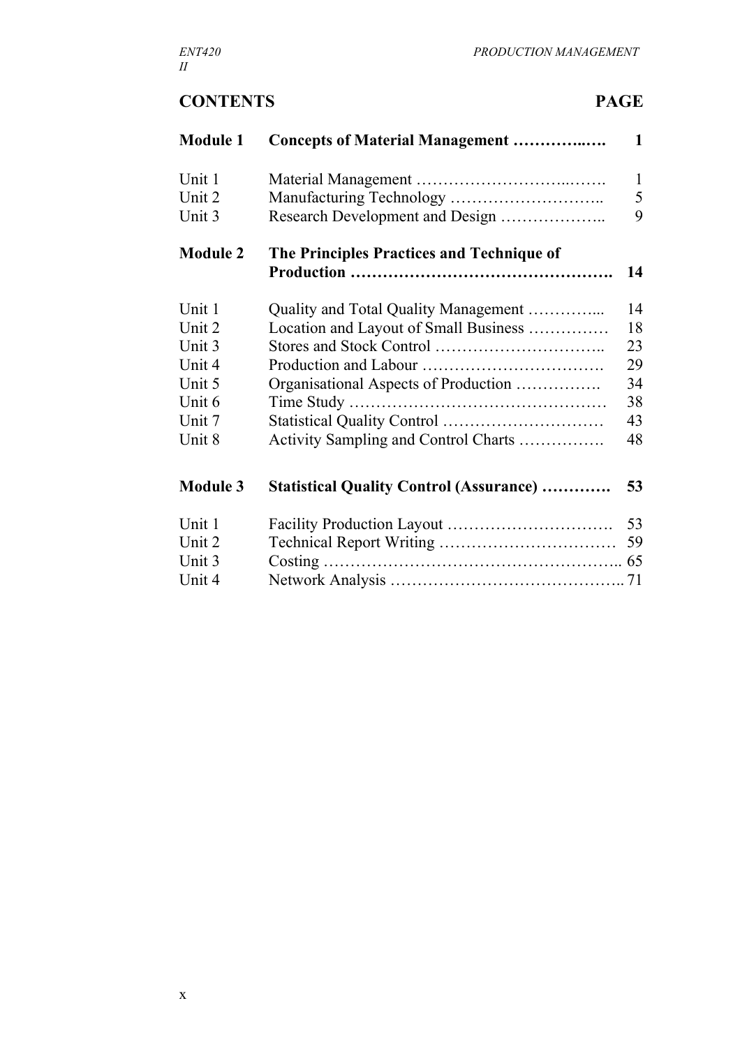## CONTENTS PAGE

| | | PAGE |
|---|---|---|
| **Module 1** | **Concepts of Material Management …………..….** | **1** |
| Unit 1 | Material Management …………………………..……. | 1 |
| Unit 2 | Manufacturing Technology ……………………….. | 5 |
| Unit 3 | Research Development and Design ……………….. | 9 |
| **Module 2** | **The Principles Practices and Technique of Production ……………………………………….** | **14** |
| Unit 1 | Quality and Total Quality Management …………... | 14 |
| Unit 2 | Location and Layout of Small Business …………… | 18 |
| Unit 3 | Stores and Stock Control ………………………….. | 23 |
| Unit 4 | Production and Labour ……………………………. | 29 |
| Unit 5 | Organisational Aspects of Production ……………. | 34 |
| Unit 6 | Time Study ………………………………………… | 38 |
| Unit 7 | Statistical Quality Control ………………………… | 43 |
| Unit 8 | Activity Sampling and Control Charts ……………. | 48 |
| **Module 3** | **Statistical Quality Control (Assurance) …………** | **53** |
| Unit 1 | Facility Production Layout …………………………. | 53 |
| Unit 2 | Technical Report Writing …………………………… | 59 |
| Unit 3 | Costing ……………………………………………….. | 65 |
| Unit 4 | Network Analysis …………………………………….. | 71 |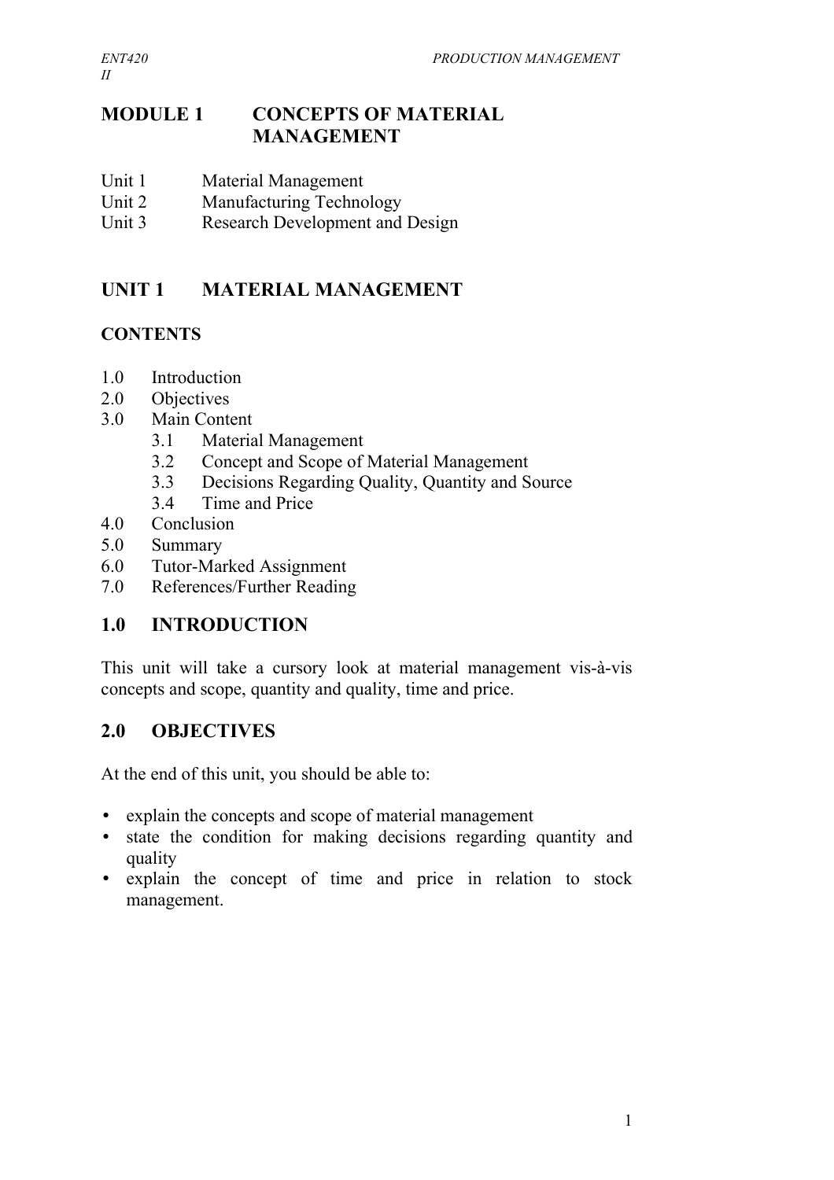# MODULE 1 CONCEPTS OF MATERIAL MANAGEMENT

Unit 1 Material Management
Unit 2 Manufacturing Technology
Unit 3 Research Development and Design

## UNIT 1 MATERIAL MANAGEMENT

### CONTENTS

1.0 Introduction
2.0 Objectives
3.0 Main Content
  3.1 Material Management
  3.2 Concept and Scope of Material Management
  3.3 Decisions Regarding Quality, Quantity and Source
  3.4 Time and Price
4.0 Conclusion
5.0 Summary
6.0 Tutor-Marked Assignment
7.0 References/Further Reading

### 1.0 INTRODUCTION

This unit will take a cursory look at material management vis-à-vis concepts and scope, quantity and quality, time and price.

### 2.0 OBJECTIVES

At the end of this unit, you should be able to:

- explain the concepts and scope of material management
- state the condition for making decisions regarding quantity and quality
- explain the concept of time and price in relation to stock management.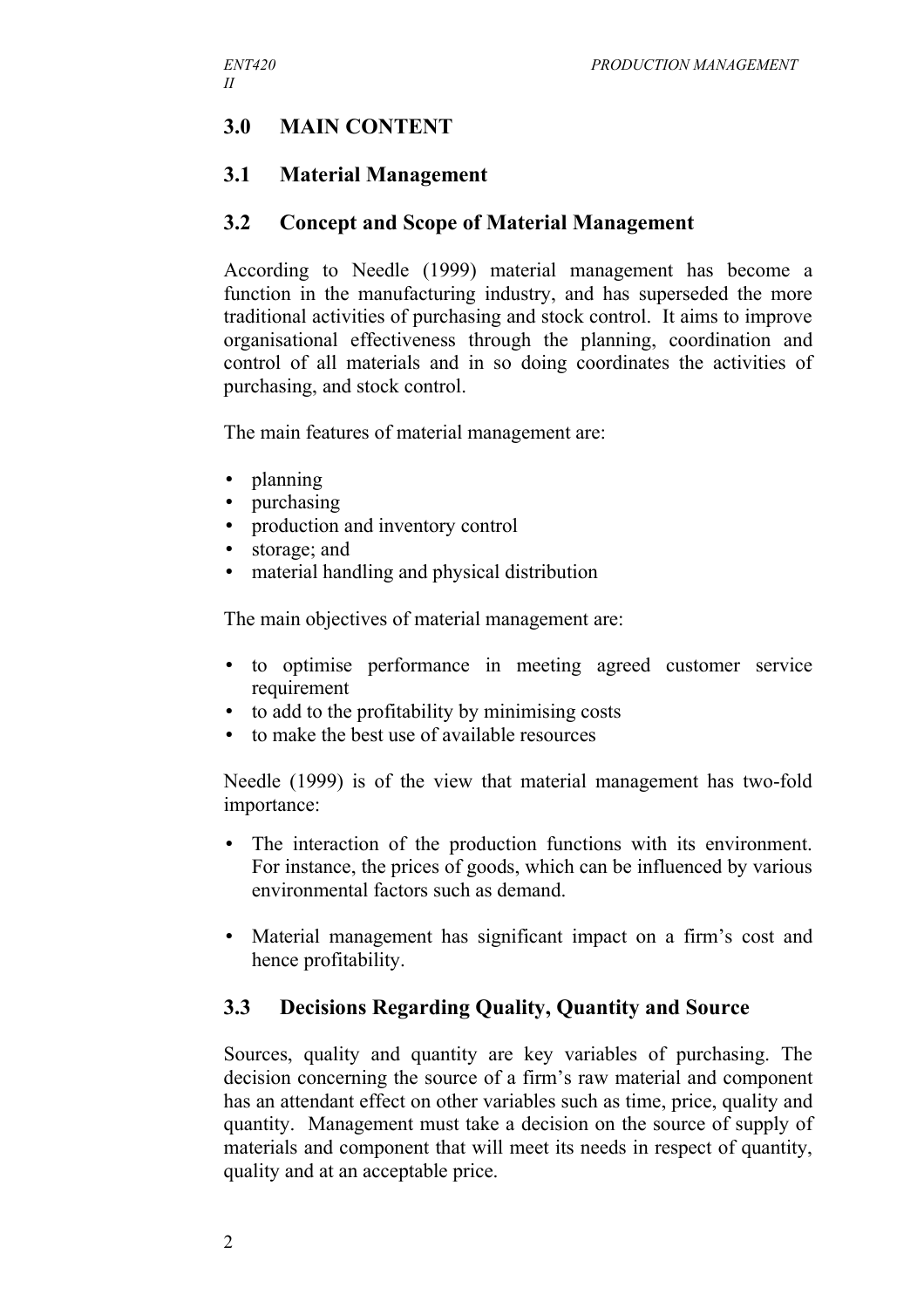## 3.0 MAIN CONTENT

### 3.1 Material Management

### 3.2 Concept and Scope of Material Management

According to Needle (1999) material management has become a function in the manufacturing industry, and has superseded the more traditional activities of purchasing and stock control. It aims to improve organisational effectiveness through the planning, coordination and control of all materials and in so doing coordinates the activities of purchasing, and stock control.

The main features of material management are:

- planning
- purchasing
- production and inventory control
- storage; and
- material handling and physical distribution

The main objectives of material management are:

- to optimise performance in meeting agreed customer service requirement
- to add to the profitability by minimising costs
- to make the best use of available resources

Needle (1999) is of the view that material management has two-fold importance:

- The interaction of the production functions with its environment. For instance, the prices of goods, which can be influenced by various environmental factors such as demand.

- Material management has significant impact on a firm's cost and hence profitability.

### 3.3 Decisions Regarding Quality, Quantity and Source

Sources, quality and quantity are key variables of purchasing. The decision concerning the source of a firm's raw material and component has an attendant effect on other variables such as time, price, quality and quantity. Management must take a decision on the source of supply of materials and component that will meet its needs in respect of quantity, quality and at an acceptable price.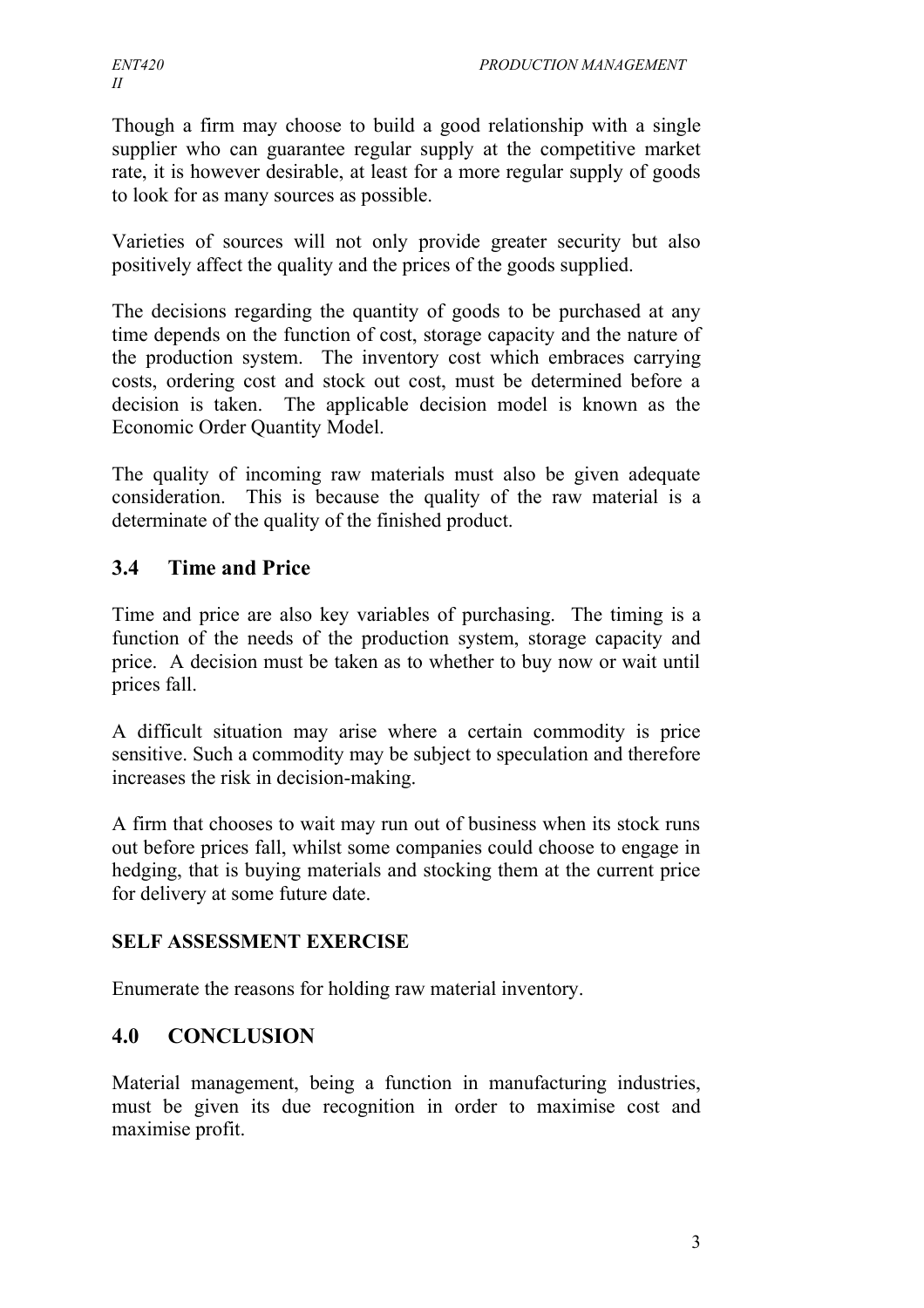Though a firm may choose to build a good relationship with a single supplier who can guarantee regular supply at the competitive market rate, it is however desirable, at least for a more regular supply of goods to look for as many sources as possible.

Varieties of sources will not only provide greater security but also positively affect the quality and the prices of the goods supplied.

The decisions regarding the quantity of goods to be purchased at any time depends on the function of cost, storage capacity and the nature of the production system. The inventory cost which embraces carrying costs, ordering cost and stock out cost, must be determined before a decision is taken. The applicable decision model is known as the Economic Order Quantity Model.

The quality of incoming raw materials must also be given adequate consideration. This is because the quality of the raw material is a determinate of the quality of the finished product.

## 3.4 Time and Price

Time and price are also key variables of purchasing. The timing is a function of the needs of the production system, storage capacity and price. A decision must be taken as to whether to buy now or wait until prices fall.

A difficult situation may arise where a certain commodity is price sensitive. Such a commodity may be subject to speculation and therefore increases the risk in decision-making.

A firm that chooses to wait may run out of business when its stock runs out before prices fall, whilst some companies could choose to engage in hedging, that is buying materials and stocking them at the current price for delivery at some future date.

**SELF ASSESSMENT EXERCISE**

Enumerate the reasons for holding raw material inventory.

## 4.0 CONCLUSION

Material management, being a function in manufacturing industries, must be given its due recognition in order to maximise cost and maximise profit.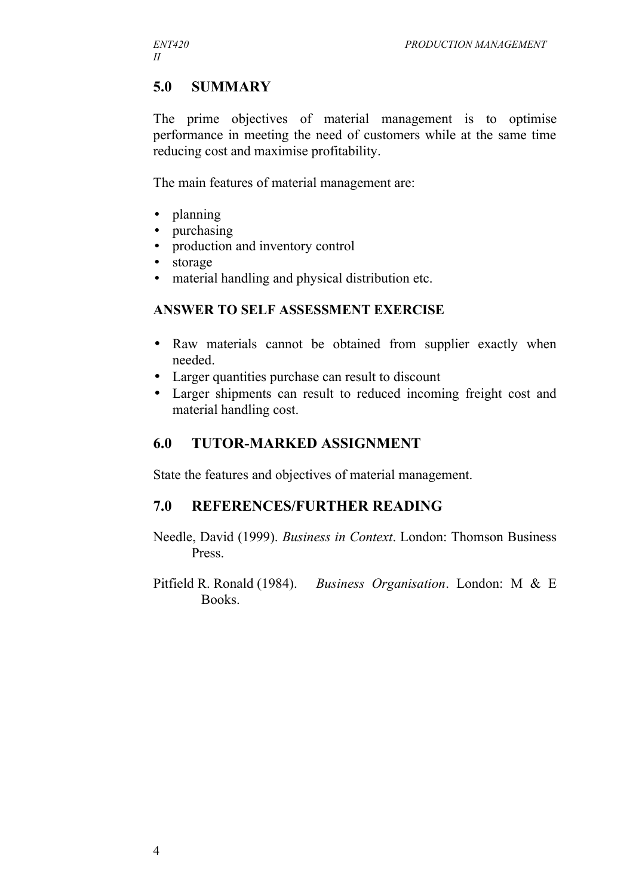## 5.0 SUMMARY

The prime objectives of material management is to optimise performance in meeting the need of customers while at the same time reducing cost and maximise profitability.

The main features of material management are:

- planning
- purchasing
- production and inventory control
- storage
- material handling and physical distribution etc.

### ANSWER TO SELF ASSESSMENT EXERCISE

- Raw materials cannot be obtained from supplier exactly when needed.
- Larger quantities purchase can result to discount
- Larger shipments can result to reduced incoming freight cost and material handling cost.

## 6.0 TUTOR-MARKED ASSIGNMENT

State the features and objectives of material management.

## 7.0 REFERENCES/FURTHER READING

Needle, David (1999). *Business in Context*. London: Thomson Business Press.

Pitfield R. Ronald (1984). *Business Organisation*. London: M & E Books.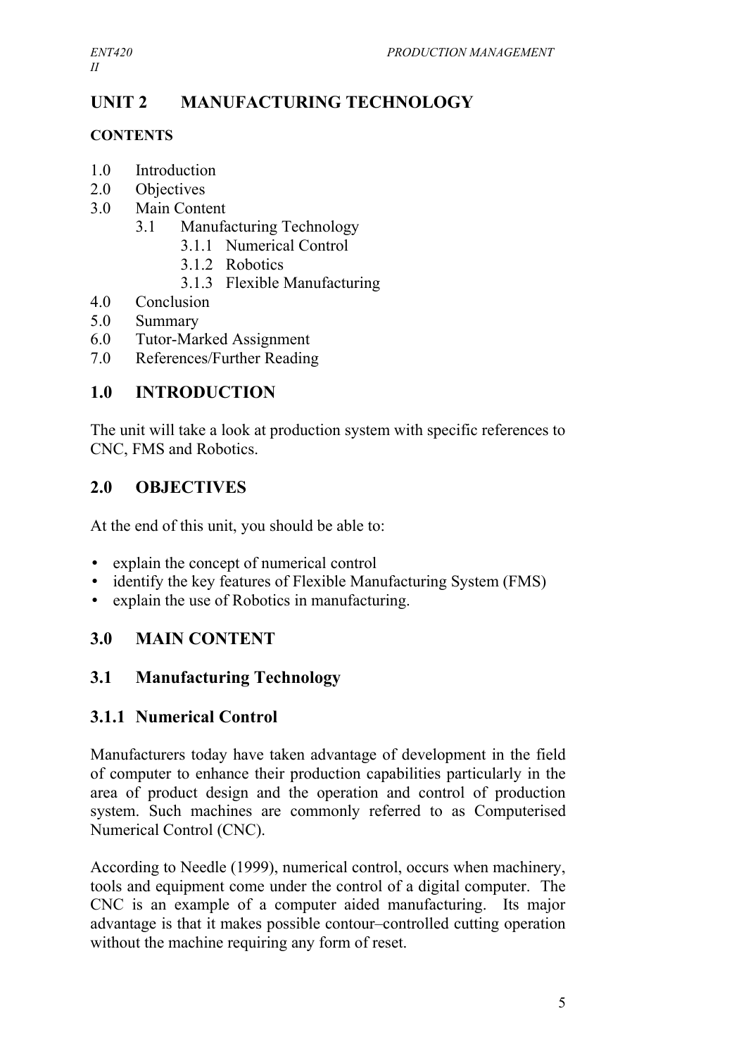# UNIT 2 MANUFACTURING TECHNOLOGY

**CONTENTS**

1.0 Introduction
2.0 Objectives
3.0 Main Content
 3.1 Manufacturing Technology
  3.1.1 Numerical Control
  3.1.2 Robotics
  3.1.3 Flexible Manufacturing
4.0 Conclusion
5.0 Summary
6.0 Tutor-Marked Assignment
7.0 References/Further Reading

## 1.0 INTRODUCTION

The unit will take a look at production system with specific references to CNC, FMS and Robotics.

## 2.0 OBJECTIVES

At the end of this unit, you should be able to:

- explain the concept of numerical control
- identify the key features of Flexible Manufacturing System (FMS)
- explain the use of Robotics in manufacturing.

## 3.0 MAIN CONTENT

## 3.1 Manufacturing Technology

### 3.1.1 Numerical Control

Manufacturers today have taken advantage of development in the field of computer to enhance their production capabilities particularly in the area of product design and the operation and control of production system. Such machines are commonly referred to as Computerised Numerical Control (CNC).

According to Needle (1999), numerical control, occurs when machinery, tools and equipment come under the control of a digital computer. The CNC is an example of a computer aided manufacturing. Its major advantage is that it makes possible contour–controlled cutting operation without the machine requiring any form of reset.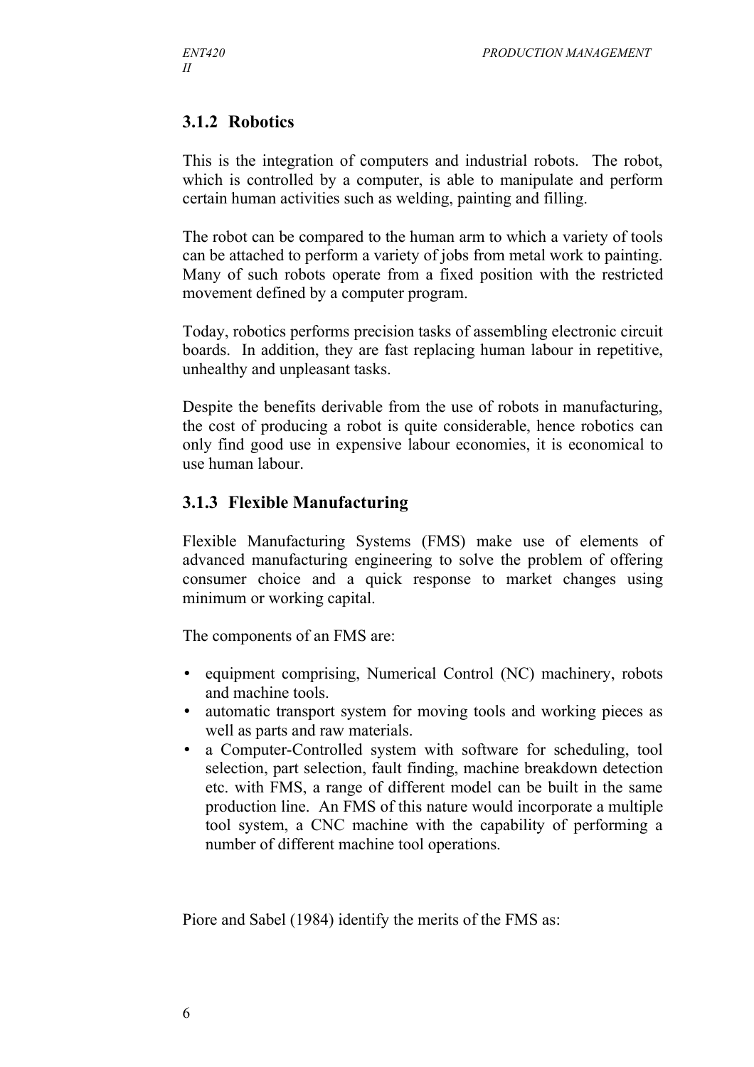### 3.1.2 Robotics

This is the integration of computers and industrial robots. The robot, which is controlled by a computer, is able to manipulate and perform certain human activities such as welding, painting and filling.

The robot can be compared to the human arm to which a variety of tools can be attached to perform a variety of jobs from metal work to painting. Many of such robots operate from a fixed position with the restricted movement defined by a computer program.

Today, robotics performs precision tasks of assembling electronic circuit boards. In addition, they are fast replacing human labour in repetitive, unhealthy and unpleasant tasks.

Despite the benefits derivable from the use of robots in manufacturing, the cost of producing a robot is quite considerable, hence robotics can only find good use in expensive labour economies, it is economical to use human labour.

### 3.1.3 Flexible Manufacturing

Flexible Manufacturing Systems (FMS) make use of elements of advanced manufacturing engineering to solve the problem of offering consumer choice and a quick response to market changes using minimum or working capital.

The components of an FMS are:

- equipment comprising, Numerical Control (NC) machinery, robots and machine tools.
- automatic transport system for moving tools and working pieces as well as parts and raw materials.
- a Computer-Controlled system with software for scheduling, tool selection, part selection, fault finding, machine breakdown detection etc. with FMS, a range of different model can be built in the same production line. An FMS of this nature would incorporate a multiple tool system, a CNC machine with the capability of performing a number of different machine tool operations.

Piore and Sabel (1984) identify the merits of the FMS as: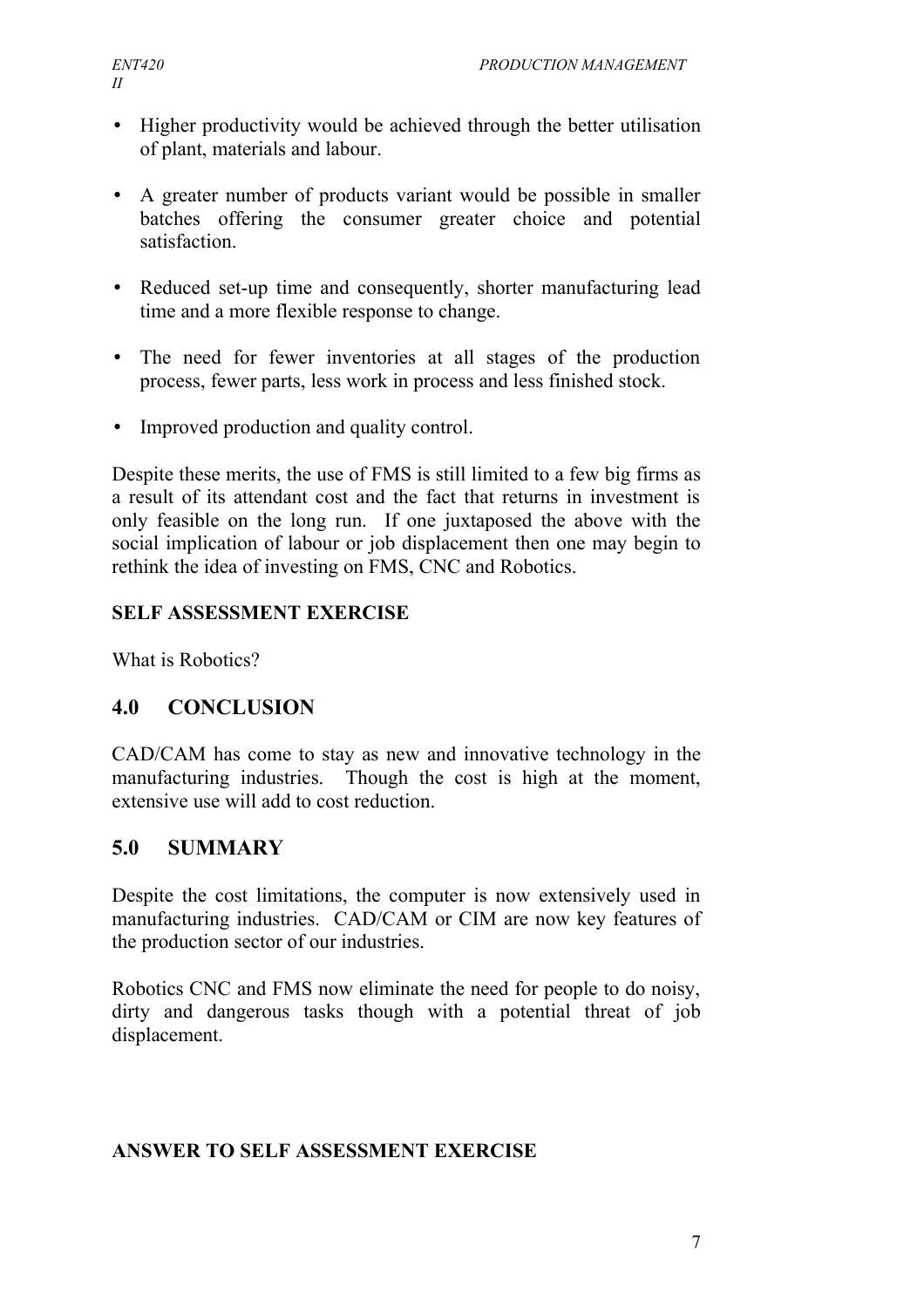- Higher productivity would be achieved through the better utilisation of plant, materials and labour.
- A greater number of products variant would be possible in smaller batches offering the consumer greater choice and potential satisfaction.
- Reduced set-up time and consequently, shorter manufacturing lead time and a more flexible response to change.
- The need for fewer inventories at all stages of the production process, fewer parts, less work in process and less finished stock.
- Improved production and quality control.

Despite these merits, the use of FMS is still limited to a few big firms as a result of its attendant cost and the fact that returns in investment is only feasible on the long run. If one juxtaposed the above with the social implication of labour or job displacement then one may begin to rethink the idea of investing on FMS, CNC and Robotics.

**SELF ASSESSMENT EXERCISE**

What is Robotics?

## 4.0 CONCLUSION

CAD/CAM has come to stay as new and innovative technology in the manufacturing industries. Though the cost is high at the moment, extensive use will add to cost reduction.

## 5.0 SUMMARY

Despite the cost limitations, the computer is now extensively used in manufacturing industries. CAD/CAM or CIM are now key features of the production sector of our industries.

Robotics CNC and FMS now eliminate the need for people to do noisy, dirty and dangerous tasks though with a potential threat of job displacement.

**ANSWER TO SELF ASSESSMENT EXERCISE**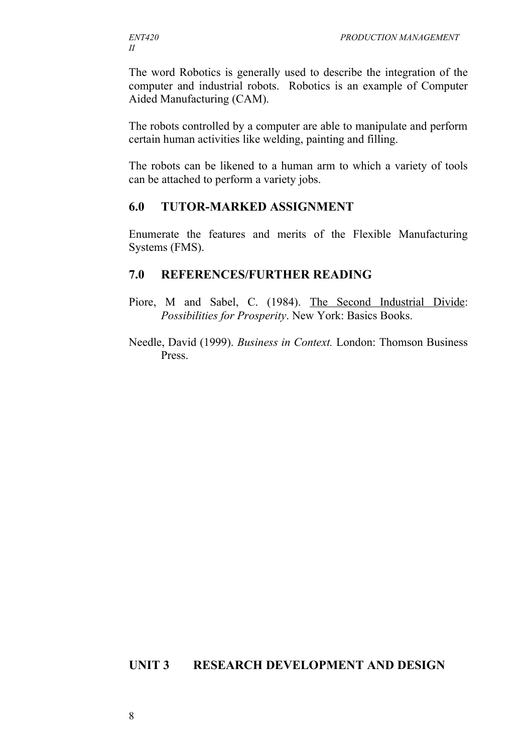The word Robotics is generally used to describe the integration of the computer and industrial robots. Robotics is an example of Computer Aided Manufacturing (CAM).

The robots controlled by a computer are able to manipulate and perform certain human activities like welding, painting and filling.

The robots can be likened to a human arm to which a variety of tools can be attached to perform a variety jobs.

## 6.0 TUTOR-MARKED ASSIGNMENT

Enumerate the features and merits of the Flexible Manufacturing Systems (FMS).

## 7.0 REFERENCES/FURTHER READING

Piore, M and Sabel, C. (1984). The Second Industrial Divide: *Possibilities for Prosperity*. New York: Basics Books.

Needle, David (1999). *Business in Context.* London: Thomson Business Press.

# UNIT 3 RESEARCH DEVELOPMENT AND DESIGN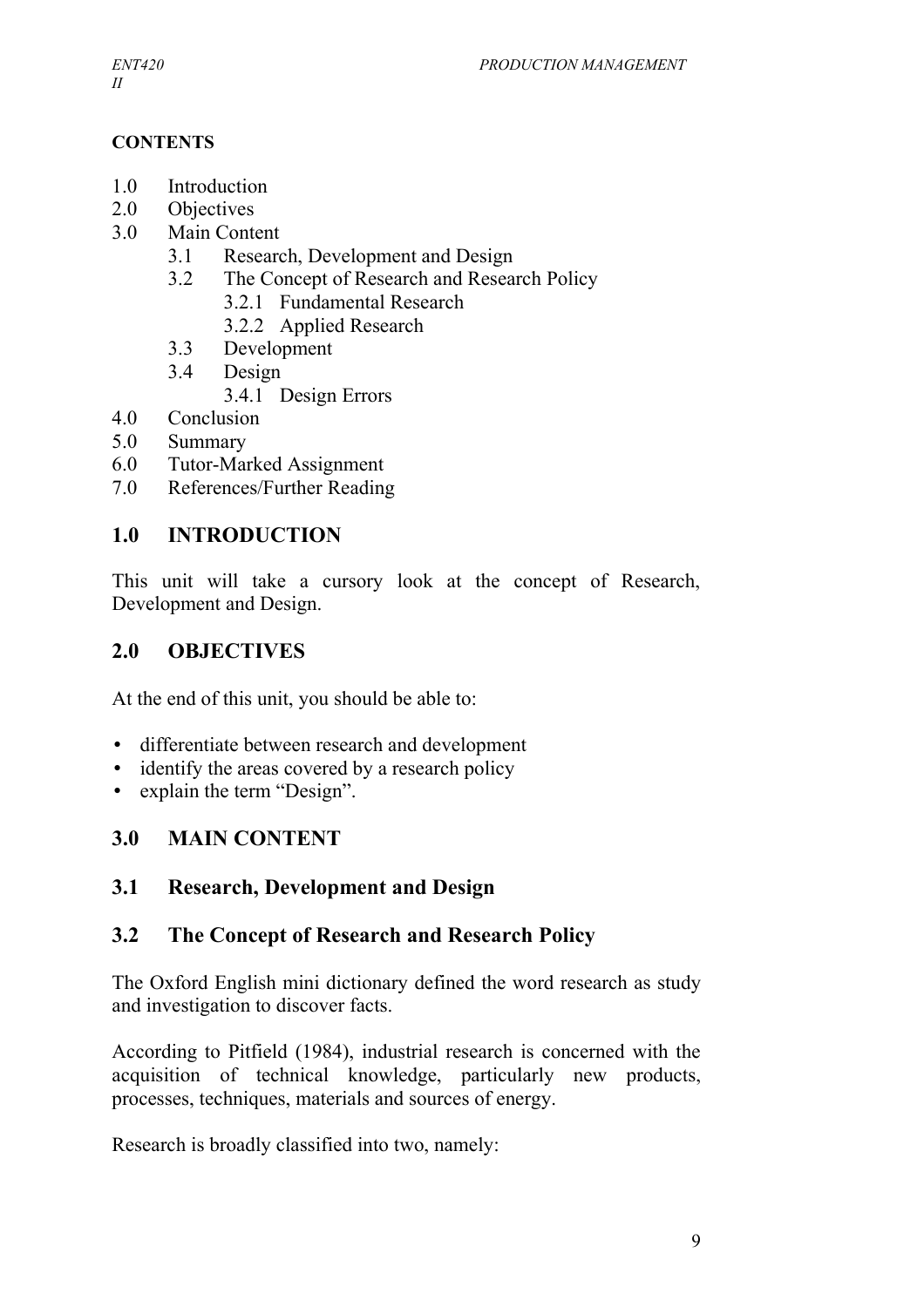**CONTENTS**

- 1.0 Introduction
- 2.0 Objectives
- 3.0 Main Content
    - 3.1 Research, Development and Design
    - 3.2 The Concept of Research and Research Policy
        - 3.2.1 Fundamental Research
        - 3.2.2 Applied Research
    - 3.3 Development
    - 3.4 Design
        - 3.4.1 Design Errors
- 4.0 Conclusion
- 5.0 Summary
- 6.0 Tutor-Marked Assignment
- 7.0 References/Further Reading

## 1.0 INTRODUCTION

This unit will take a cursory look at the concept of Research, Development and Design.

## 2.0 OBJECTIVES

At the end of this unit, you should be able to:

- differentiate between research and development
- identify the areas covered by a research policy
- explain the term "Design".

## 3.0 MAIN CONTENT

### 3.1 Research, Development and Design

### 3.2 The Concept of Research and Research Policy

The Oxford English mini dictionary defined the word research as study and investigation to discover facts.

According to Pitfield (1984), industrial research is concerned with the acquisition of technical knowledge, particularly new products, processes, techniques, materials and sources of energy.

Research is broadly classified into two, namely: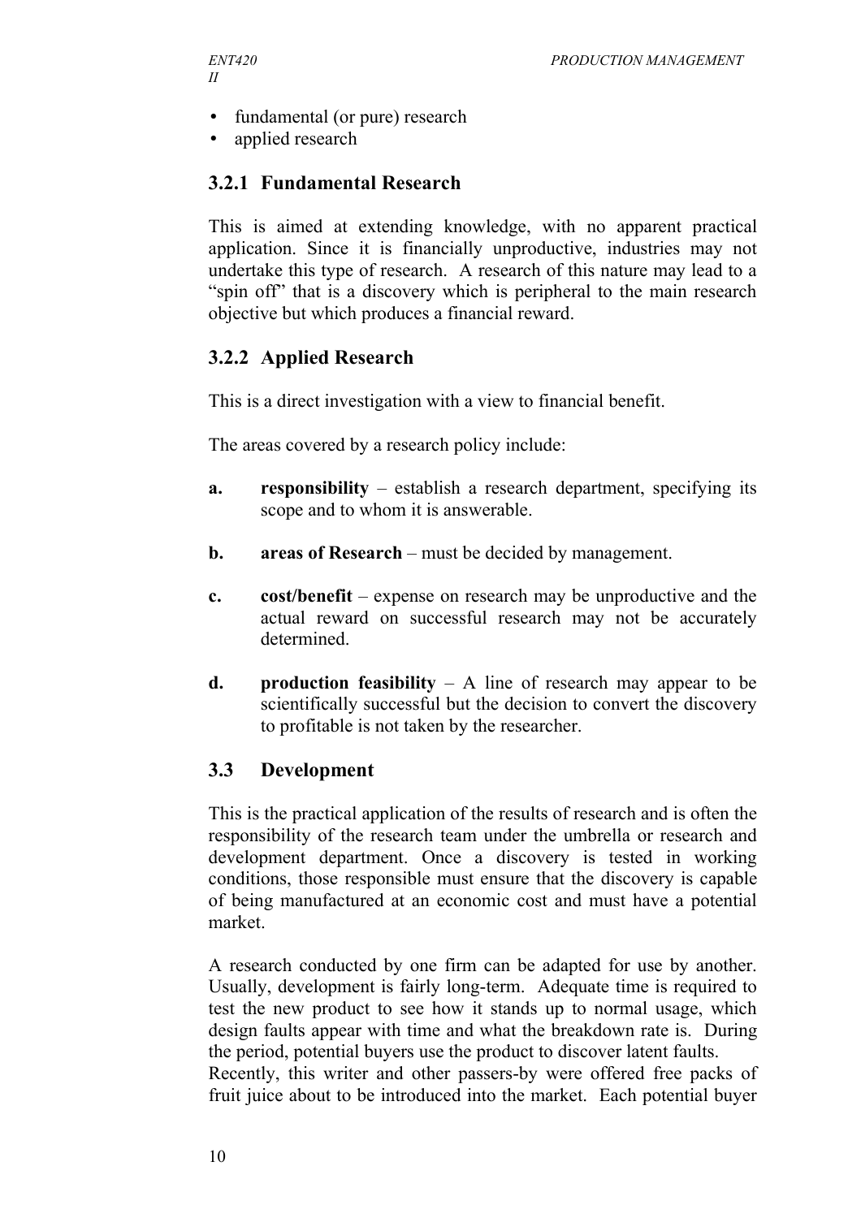- fundamental (or pure) research
- applied research

### 3.2.1 Fundamental Research

This is aimed at extending knowledge, with no apparent practical application. Since it is financially unproductive, industries may not undertake this type of research. A research of this nature may lead to a "spin off" that is a discovery which is peripheral to the main research objective but which produces a financial reward.

### 3.2.2 Applied Research

This is a direct investigation with a view to financial benefit.

The areas covered by a research policy include:

a. **responsibility** – establish a research department, specifying its scope and to whom it is answerable.

b. **areas of Research** – must be decided by management.

c. **cost/benefit** – expense on research may be unproductive and the actual reward on successful research may not be accurately determined.

d. **production feasibility** – A line of research may appear to be scientifically successful but the decision to convert the discovery to profitable is not taken by the researcher.

## 3.3 Development

This is the practical application of the results of research and is often the responsibility of the research team under the umbrella or research and development department. Once a discovery is tested in working conditions, those responsible must ensure that the discovery is capable of being manufactured at an economic cost and must have a potential market.

A research conducted by one firm can be adapted for use by another. Usually, development is fairly long-term. Adequate time is required to test the new product to see how it stands up to normal usage, which design faults appear with time and what the breakdown rate is. During the period, potential buyers use the product to discover latent faults.
Recently, this writer and other passers-by were offered free packs of fruit juice about to be introduced into the market. Each potential buyer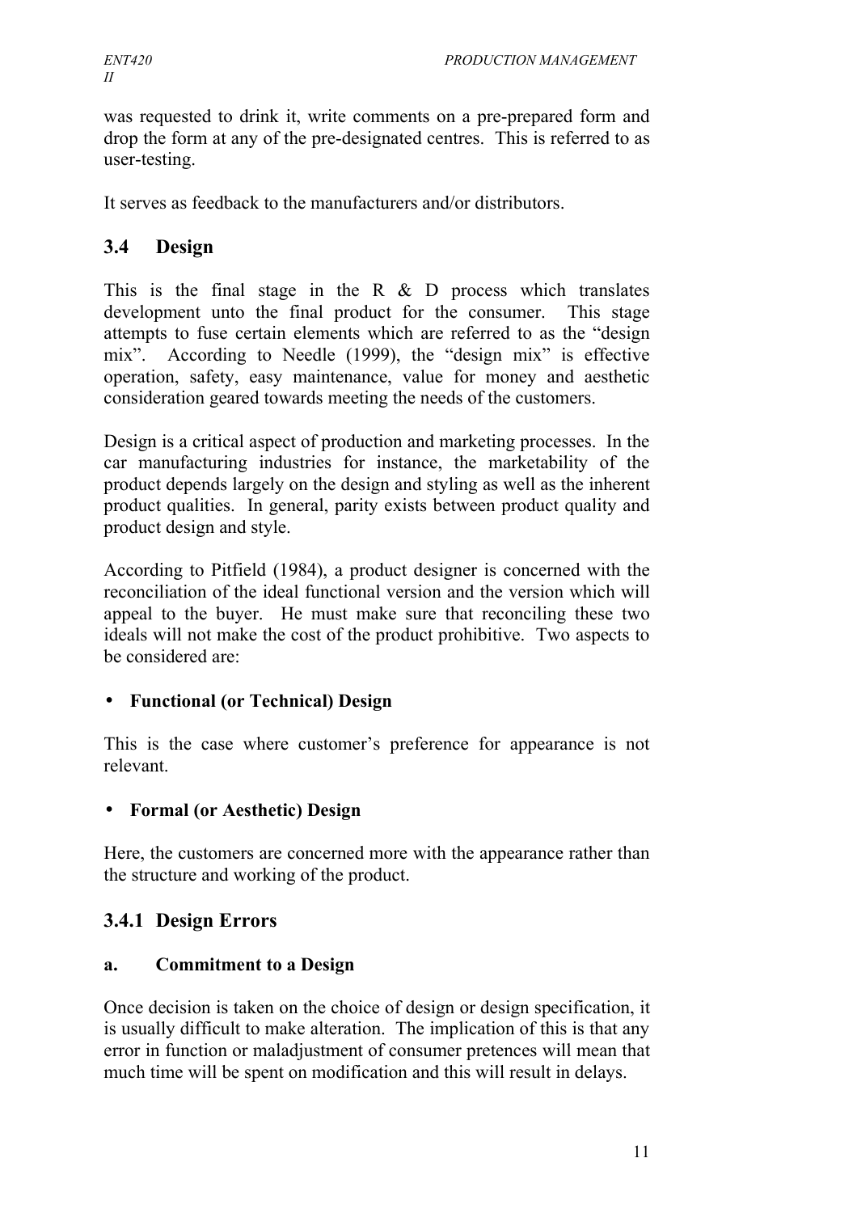was requested to drink it, write comments on a pre-prepared form and drop the form at any of the pre-designated centres. This is referred to as user-testing.

It serves as feedback to the manufacturers and/or distributors.

## 3.4 Design

This is the final stage in the R & D process which translates development unto the final product for the consumer. This stage attempts to fuse certain elements which are referred to as the "design mix". According to Needle (1999), the "design mix" is effective operation, safety, easy maintenance, value for money and aesthetic consideration geared towards meeting the needs of the customers.

Design is a critical aspect of production and marketing processes. In the car manufacturing industries for instance, the marketability of the product depends largely on the design and styling as well as the inherent product qualities. In general, parity exists between product quality and product design and style.

According to Pitfield (1984), a product designer is concerned with the reconciliation of the ideal functional version and the version which will appeal to the buyer. He must make sure that reconciling these two ideals will not make the cost of the product prohibitive. Two aspects to be considered are:

- **Functional (or Technical) Design**

This is the case where customer's preference for appearance is not relevant.

- **Formal (or Aesthetic) Design**

Here, the customers are concerned more with the appearance rather than the structure and working of the product.

### 3.4.1 Design Errors

**a. Commitment to a Design**

Once decision is taken on the choice of design or design specification, it is usually difficult to make alteration. The implication of this is that any error in function or maladjustment of consumer pretences will mean that much time will be spent on modification and this will result in delays.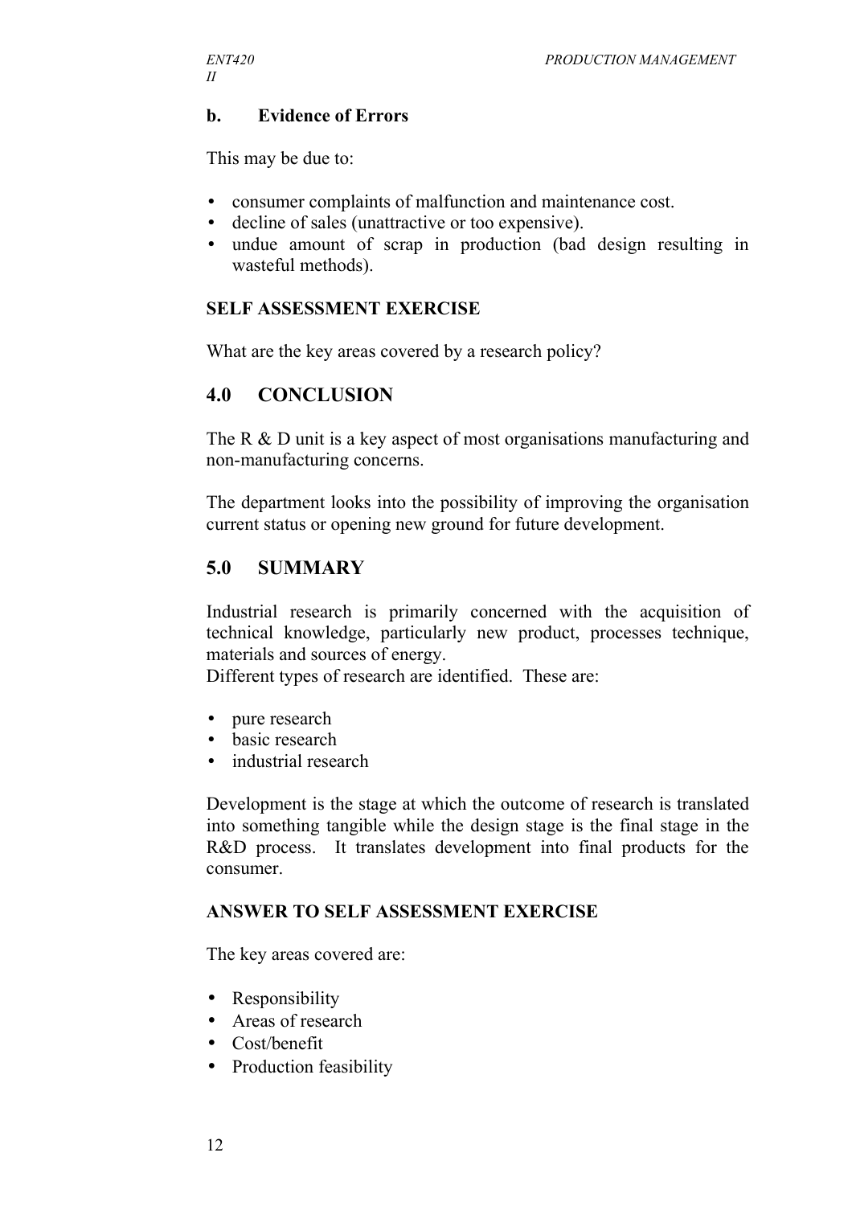### b. Evidence of Errors

This may be due to:

- consumer complaints of malfunction and maintenance cost.
- decline of sales (unattractive or too expensive).
- undue amount of scrap in production (bad design resulting in wasteful methods).

**SELF ASSESSMENT EXERCISE**

What are the key areas covered by a research policy?

## 4.0 CONCLUSION

The R & D unit is a key aspect of most organisations manufacturing and non-manufacturing concerns.

The department looks into the possibility of improving the organisation current status or opening new ground for future development.

## 5.0 SUMMARY

Industrial research is primarily concerned with the acquisition of technical knowledge, particularly new product, processes technique, materials and sources of energy.
Different types of research are identified. These are:

- pure research
- basic research
- industrial research

Development is the stage at which the outcome of research is translated into something tangible while the design stage is the final stage in the R&D process. It translates development into final products for the consumer.

**ANSWER TO SELF ASSESSMENT EXERCISE**

The key areas covered are:

- Responsibility
- Areas of research
- Cost/benefit
- Production feasibility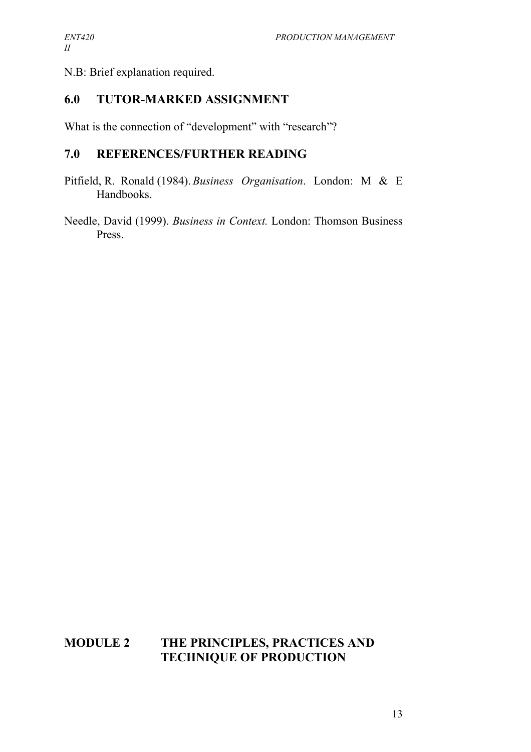N.B: Brief explanation required.

## 6.0 TUTOR-MARKED ASSIGNMENT

What is the connection of "development" with "research"?

## 7.0 REFERENCES/FURTHER READING

Pitfield, R. Ronald (1984). *Business Organisation*. London: M & E Handbooks.

Needle, David (1999). *Business in Context.* London: Thomson Business Press.

# MODULE 2 THE PRINCIPLES, PRACTICES AND TECHNIQUE OF PRODUCTION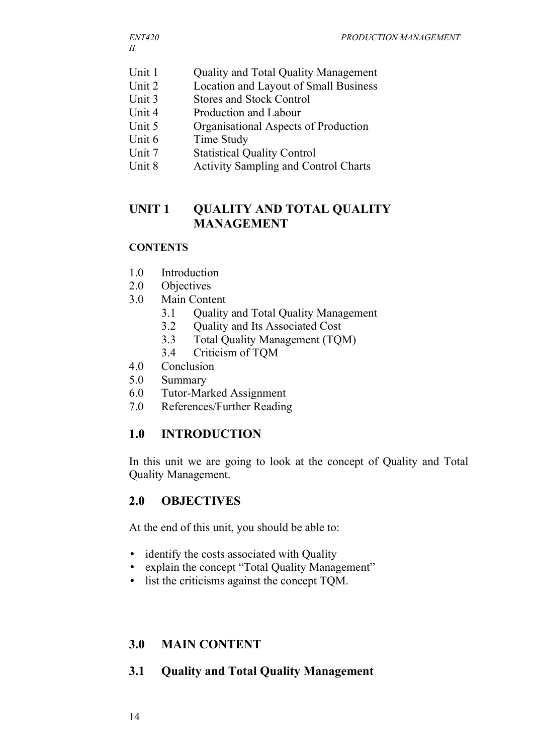| | |
|---|---|
| Unit 1 | Quality and Total Quality Management |
| Unit 2 | Location and Layout of Small Business |
| Unit 3 | Stores and Stock Control |
| Unit 4 | Production and Labour |
| Unit 5 | Organisational Aspects of Production |
| Unit 6 | Time Study |
| Unit 7 | Statistical Quality Control |
| Unit 8 | Activity Sampling and Control Charts |

# UNIT 1 QUALITY AND TOTAL QUALITY MANAGEMENT

**CONTENTS**

- 1.0 Introduction
- 2.0 Objectives
- 3.0 Main Content
    - 3.1 Quality and Total Quality Management
    - 3.2 Quality and Its Associated Cost
    - 3.3 Total Quality Management (TQM)
    - 3.4 Criticism of TQM
- 4.0 Conclusion
- 5.0 Summary
- 6.0 Tutor-Marked Assignment
- 7.0 References/Further Reading

## 1.0 INTRODUCTION

In this unit we are going to look at the concept of Quality and Total Quality Management.

## 2.0 OBJECTIVES

At the end of this unit, you should be able to:

- identify the costs associated with Quality
- explain the concept "Total Quality Management"
- list the criticisms against the concept TQM.

## 3.0 MAIN CONTENT

### 3.1 Quality and Total Quality Management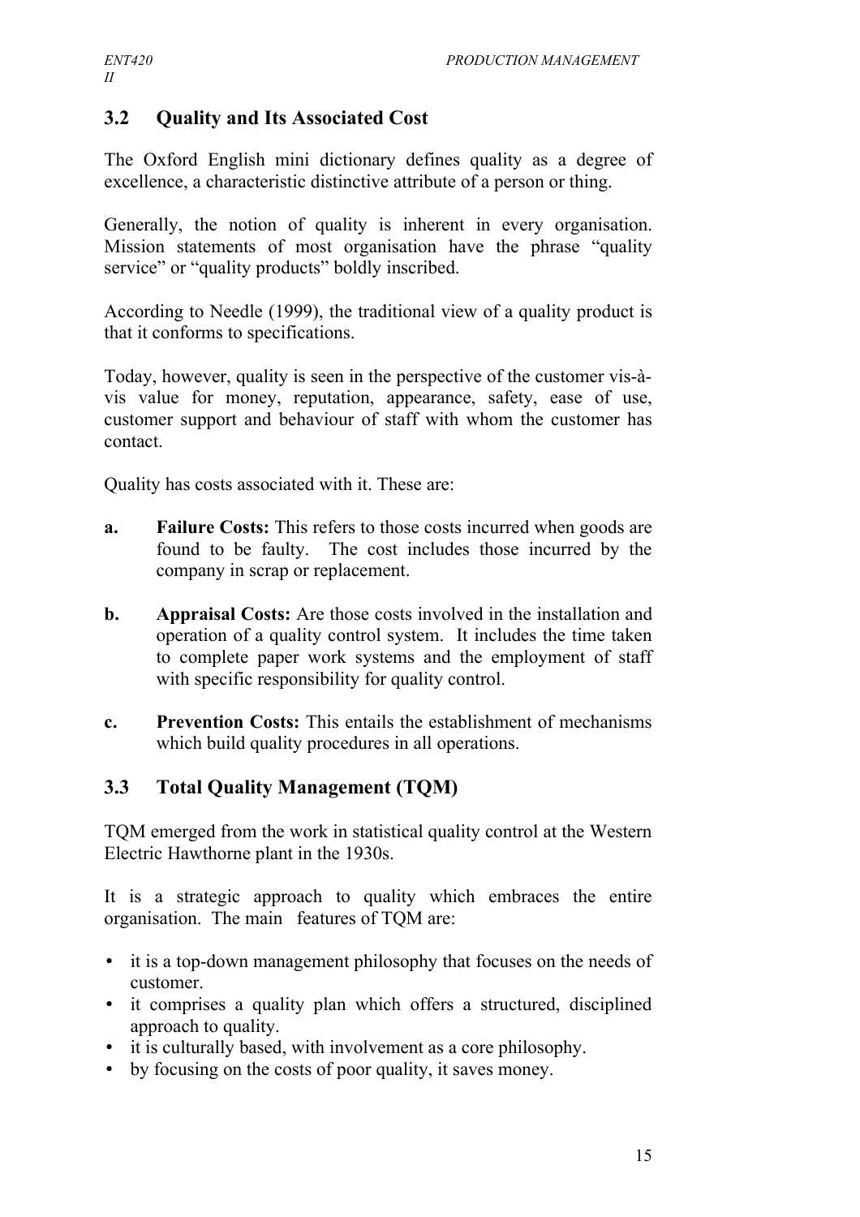## 3.2 Quality and Its Associated Cost

The Oxford English mini dictionary defines quality as a degree of excellence, a characteristic distinctive attribute of a person or thing.

Generally, the notion of quality is inherent in every organisation. Mission statements of most organisation have the phrase "quality service" or "quality products" boldly inscribed.

According to Needle (1999), the traditional view of a quality product is that it conforms to specifications.

Today, however, quality is seen in the perspective of the customer vis-à-vis value for money, reputation, appearance, safety, ease of use, customer support and behaviour of staff with whom the customer has contact.

Quality has costs associated with it. These are:

**a.** **Failure Costs:** This refers to those costs incurred when goods are found to be faulty. The cost includes those incurred by the company in scrap or replacement.

**b.** **Appraisal Costs:** Are those costs involved in the installation and operation of a quality control system. It includes the time taken to complete paper work systems and the employment of staff with specific responsibility for quality control.

**c.** **Prevention Costs:** This entails the establishment of mechanisms which build quality procedures in all operations.

## 3.3 Total Quality Management (TQM)

TQM emerged from the work in statistical quality control at the Western Electric Hawthorne plant in the 1930s.

It is a strategic approach to quality which embraces the entire organisation. The main features of TQM are:

- it is a top-down management philosophy that focuses on the needs of customer.
- it comprises a quality plan which offers a structured, disciplined approach to quality.
- it is culturally based, with involvement as a core philosophy.
- by focusing on the costs of poor quality, it saves money.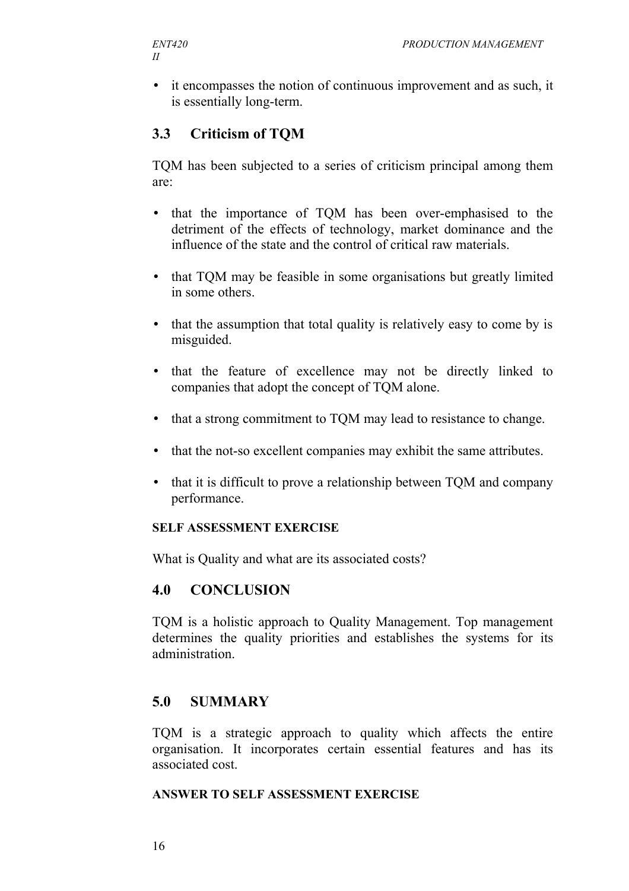- it encompasses the notion of continuous improvement and as such, it is essentially long-term.

## 3.3 Criticism of TQM

TQM has been subjected to a series of criticism principal among them are:

- that the importance of TQM has been over-emphasised to the detriment of the effects of technology, market dominance and the influence of the state and the control of critical raw materials.
- that TQM may be feasible in some organisations but greatly limited in some others.
- that the assumption that total quality is relatively easy to come by is misguided.
- that the feature of excellence may not be directly linked to companies that adopt the concept of TQM alone.
- that a strong commitment to TQM may lead to resistance to change.
- that the not-so excellent companies may exhibit the same attributes.
- that it is difficult to prove a relationship between TQM and company performance.

#### SELF ASSESSMENT EXERCISE

What is Quality and what are its associated costs?

## 4.0 CONCLUSION

TQM is a holistic approach to Quality Management. Top management determines the quality priorities and establishes the systems for its administration.

## 5.0 SUMMARY

TQM is a strategic approach to quality which affects the entire organisation. It incorporates certain essential features and has its associated cost.

#### ANSWER TO SELF ASSESSMENT EXERCISE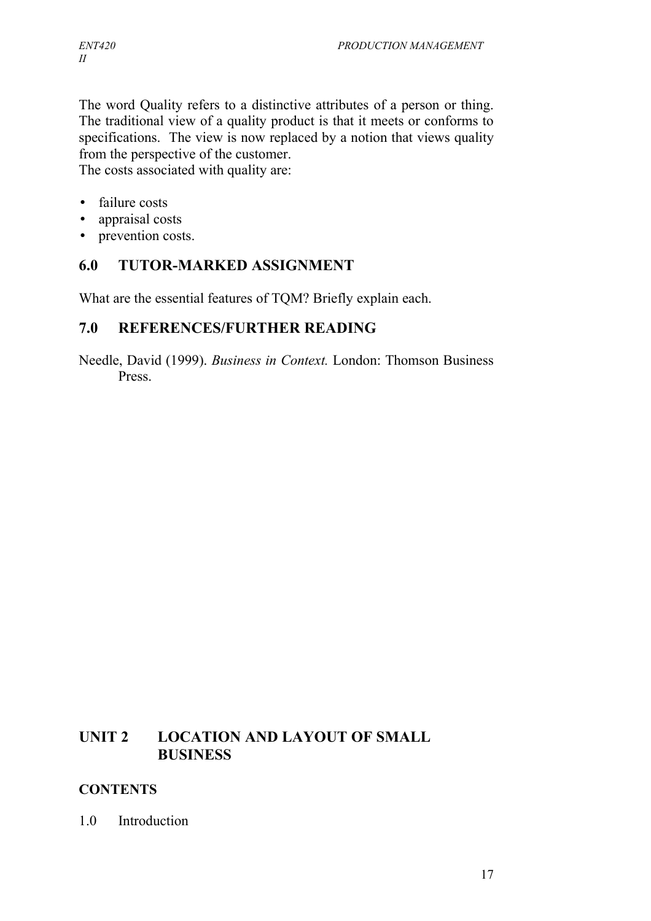The word Quality refers to a distinctive attributes of a person or thing. The traditional view of a quality product is that it meets or conforms to specifications. The view is now replaced by a notion that views quality from the perspective of the customer.
The costs associated with quality are:

- failure costs
- appraisal costs
- prevention costs.

## 6.0 TUTOR-MARKED ASSIGNMENT

What are the essential features of TQM? Briefly explain each.

## 7.0 REFERENCES/FURTHER READING

Needle, David (1999). *Business in Context.* London: Thomson Business Press.

# UNIT 2 LOCATION AND LAYOUT OF SMALL BUSINESS

## CONTENTS

1.0 Introduction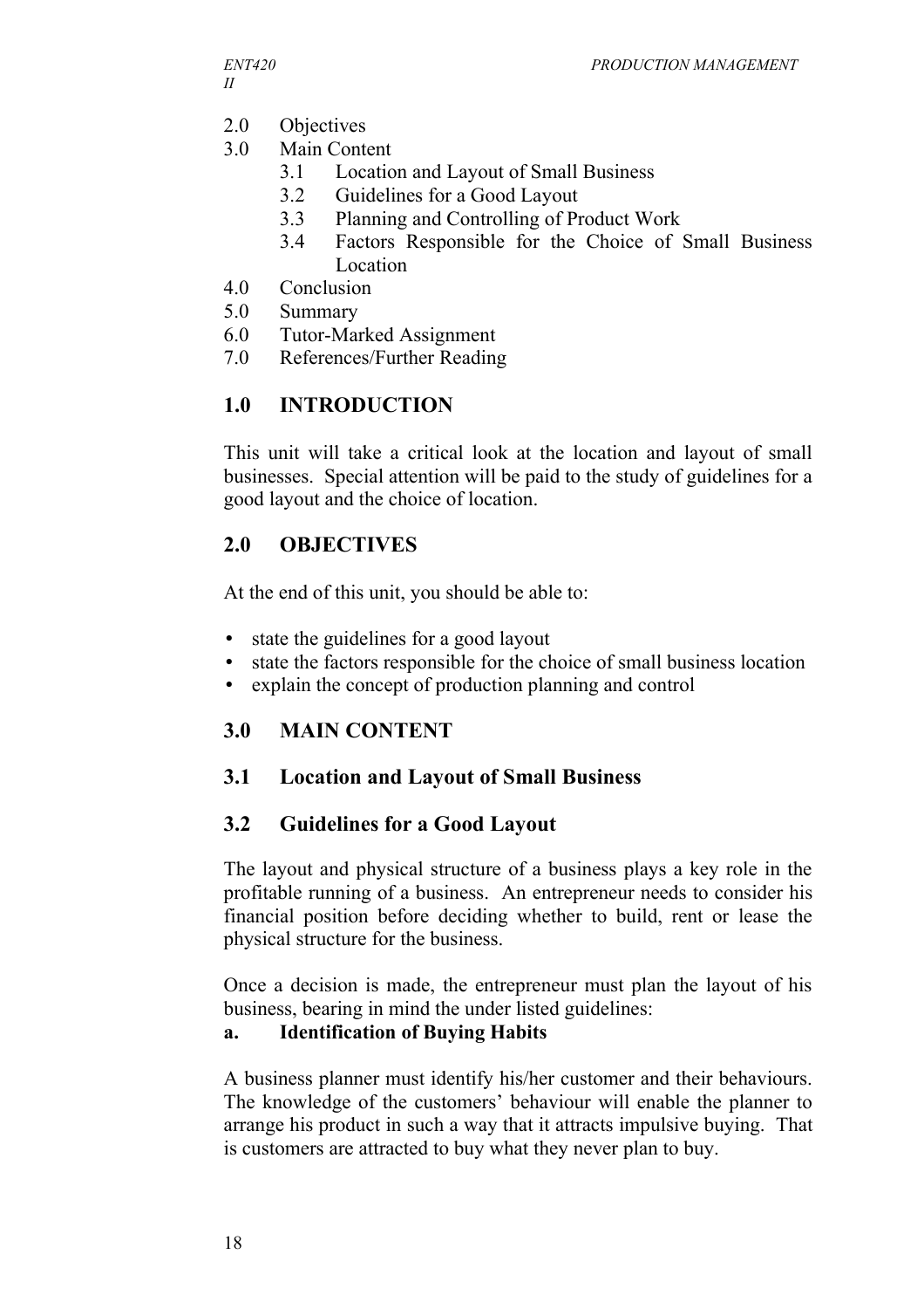2.0 Objectives
3.0 Main Content
    3.1 Location and Layout of Small Business
    3.2 Guidelines for a Good Layout
    3.3 Planning and Controlling of Product Work
    3.4 Factors Responsible for the Choice of Small Business Location
4.0 Conclusion
5.0 Summary
6.0 Tutor-Marked Assignment
7.0 References/Further Reading

## 1.0 INTRODUCTION

This unit will take a critical look at the location and layout of small businesses. Special attention will be paid to the study of guidelines for a good layout and the choice of location.

## 2.0 OBJECTIVES

At the end of this unit, you should be able to:

- state the guidelines for a good layout
- state the factors responsible for the choice of small business location
- explain the concept of production planning and control

## 3.0 MAIN CONTENT

### 3.1 Location and Layout of Small Business

### 3.2 Guidelines for a Good Layout

The layout and physical structure of a business plays a key role in the profitable running of a business. An entrepreneur needs to consider his financial position before deciding whether to build, rent or lease the physical structure for the business.

Once a decision is made, the entrepreneur must plan the layout of his business, bearing in mind the under listed guidelines:

**a. Identification of Buying Habits**

A business planner must identify his/her customer and their behaviours. The knowledge of the customers' behaviour will enable the planner to arrange his product in such a way that it attracts impulsive buying. That is customers are attracted to buy what they never plan to buy.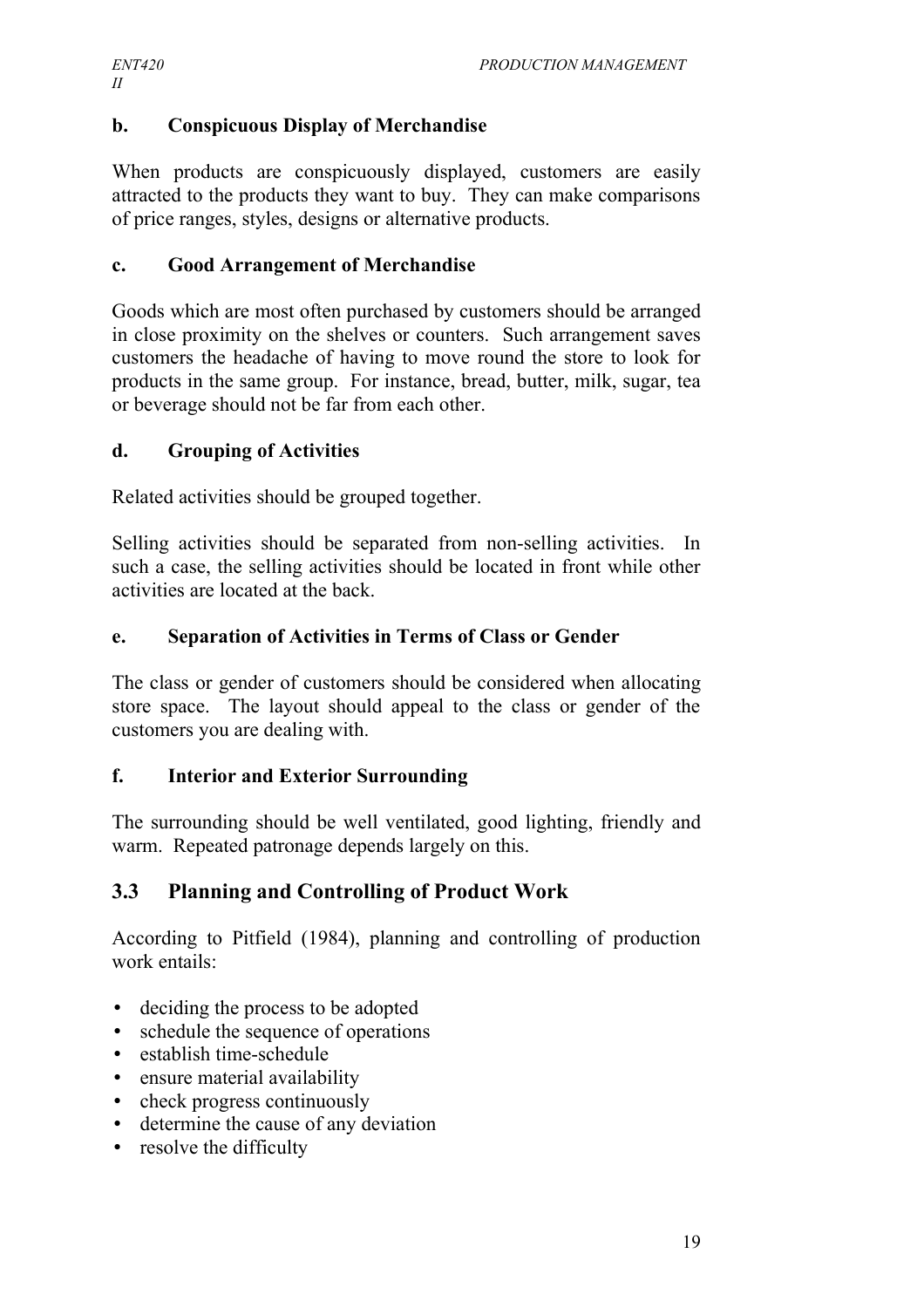**b. Conspicuous Display of Merchandise**

When products are conspicuously displayed, customers are easily attracted to the products they want to buy. They can make comparisons of price ranges, styles, designs or alternative products.

**c. Good Arrangement of Merchandise**

Goods which are most often purchased by customers should be arranged in close proximity on the shelves or counters. Such arrangement saves customers the headache of having to move round the store to look for products in the same group. For instance, bread, butter, milk, sugar, tea or beverage should not be far from each other.

**d. Grouping of Activities**

Related activities should be grouped together.

Selling activities should be separated from non-selling activities. In such a case, the selling activities should be located in front while other activities are located at the back.

**e. Separation of Activities in Terms of Class or Gender**

The class or gender of customers should be considered when allocating store space. The layout should appeal to the class or gender of the customers you are dealing with.

**f. Interior and Exterior Surrounding**

The surrounding should be well ventilated, good lighting, friendly and warm. Repeated patronage depends largely on this.

## 3.3 Planning and Controlling of Product Work

According to Pitfield (1984), planning and controlling of production work entails:

- deciding the process to be adopted
- schedule the sequence of operations
- establish time-schedule
- ensure material availability
- check progress continuously
- determine the cause of any deviation
- resolve the difficulty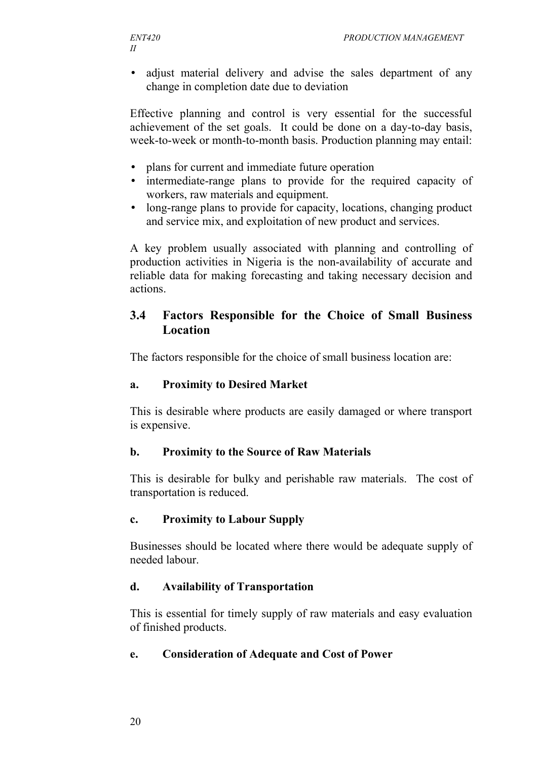- adjust material delivery and advise the sales department of any change in completion date due to deviation

Effective planning and control is very essential for the successful achievement of the set goals. It could be done on a day-to-day basis, week-to-week or month-to-month basis. Production planning may entail:

- plans for current and immediate future operation
- intermediate-range plans to provide for the required capacity of workers, raw materials and equipment.
- long-range plans to provide for capacity, locations, changing product and service mix, and exploitation of new product and services.

A key problem usually associated with planning and controlling of production activities in Nigeria is the non-availability of accurate and reliable data for making forecasting and taking necessary decision and actions.

## 3.4 Factors Responsible for the Choice of Small Business Location

The factors responsible for the choice of small business location are:

**a. Proximity to Desired Market**

This is desirable where products are easily damaged or where transport is expensive.

**b. Proximity to the Source of Raw Materials**

This is desirable for bulky and perishable raw materials. The cost of transportation is reduced.

**c. Proximity to Labour Supply**

Businesses should be located where there would be adequate supply of needed labour.

**d. Availability of Transportation**

This is essential for timely supply of raw materials and easy evaluation of finished products.

**e. Consideration of Adequate and Cost of Power**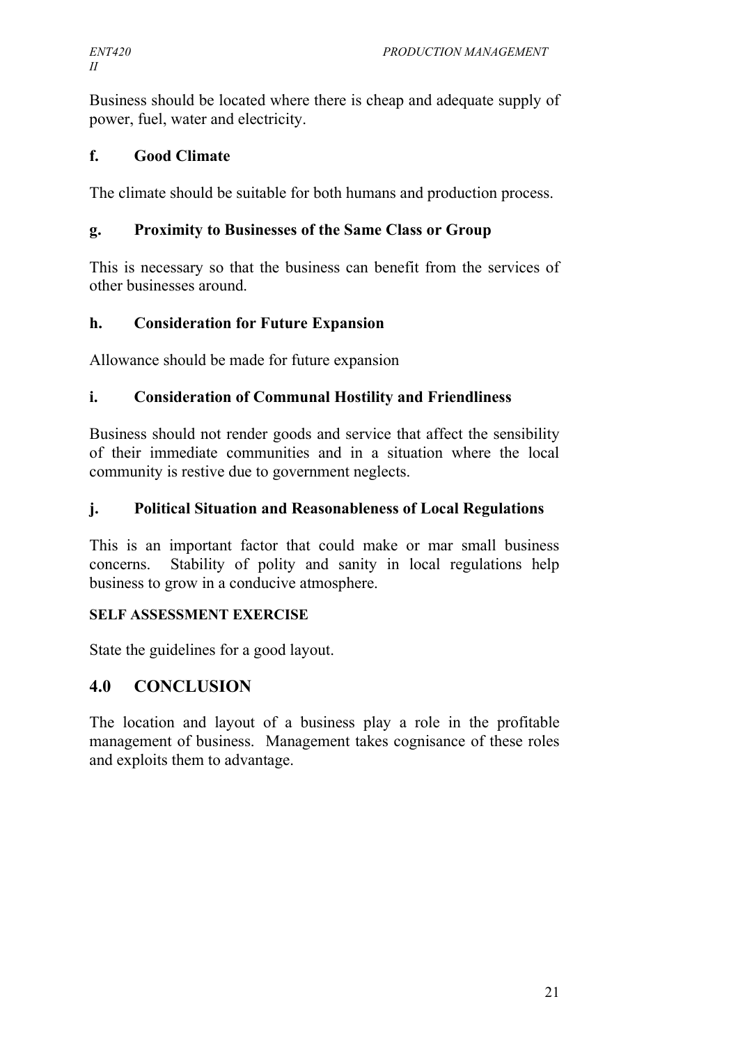Business should be located where there is cheap and adequate supply of power, fuel, water and electricity.

### f. Good Climate

The climate should be suitable for both humans and production process.

### g. Proximity to Businesses of the Same Class or Group

This is necessary so that the business can benefit from the services of other businesses around.

### h. Consideration for Future Expansion

Allowance should be made for future expansion

### i. Consideration of Communal Hostility and Friendliness

Business should not render goods and service that affect the sensibility of their immediate communities and in a situation where the local community is restive due to government neglects.

### j. Political Situation and Reasonableness of Local Regulations

This is an important factor that could make or mar small business concerns. Stability of polity and sanity in local regulations help business to grow in a conducive atmosphere.

**SELF ASSESSMENT EXERCISE**

State the guidelines for a good layout.

## 4.0 CONCLUSION

The location and layout of a business play a role in the profitable management of business. Management takes cognisance of these roles and exploits them to advantage.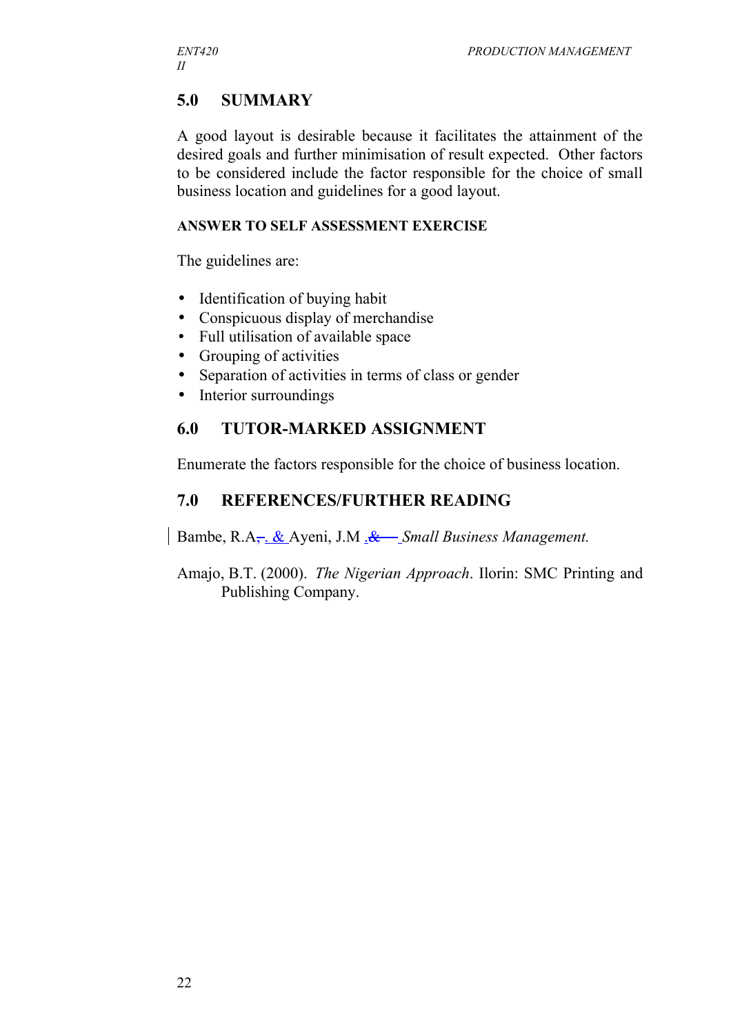## 5.0 SUMMARY

A good layout is desirable because it facilitates the attainment of the desired goals and further minimisation of result expected. Other factors to be considered include the factor responsible for the choice of small business location and guidelines for a good layout.

#### ANSWER TO SELF ASSESSMENT EXERCISE

The guidelines are:

- Identification of buying habit
- Conspicuous display of merchandise
- Full utilisation of available space
- Grouping of activities
- Separation of activities in terms of class or gender
- Interior surroundings

## 6.0 TUTOR-MARKED ASSIGNMENT

Enumerate the factors responsible for the choice of business location.

## 7.0 REFERENCES/FURTHER READING

Bambe, R.A. & Ayeni, J.M . *Small Business Management.*

Amajo, B.T. (2000). *The Nigerian Approach*. Ilorin: SMC Printing and Publishing Company.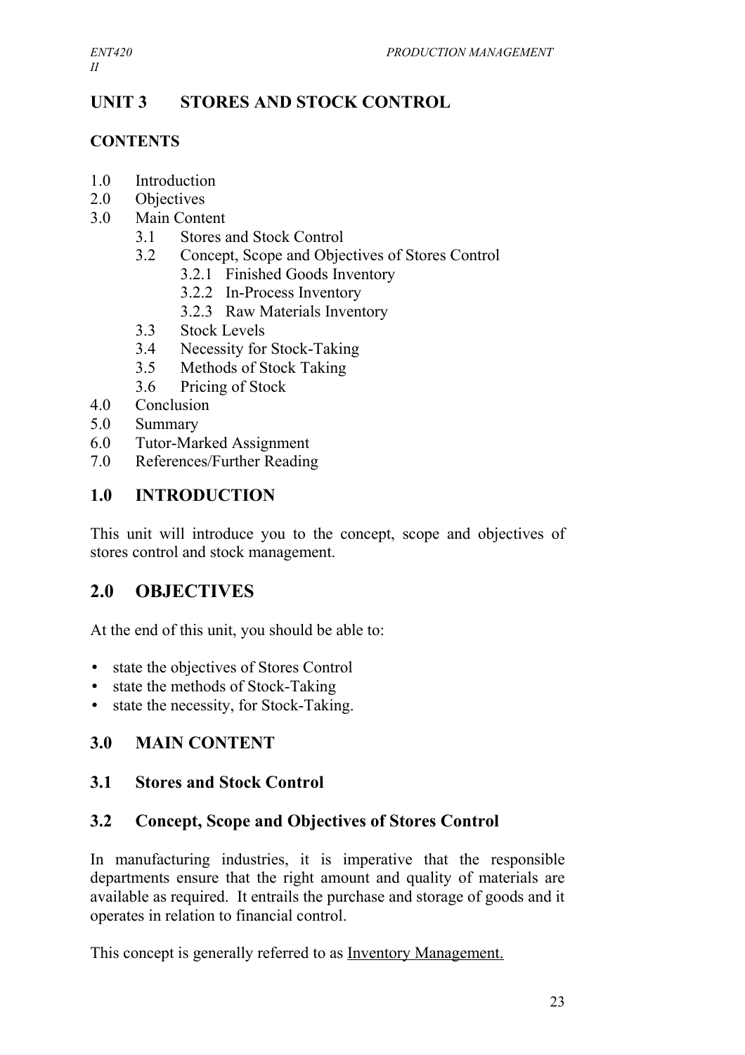# UNIT 3 STORES AND STOCK CONTROL

## CONTENTS

1.0 Introduction
2.0 Objectives
3.0 Main Content
 3.1 Stores and Stock Control
 3.2 Concept, Scope and Objectives of Stores Control
  3.2.1 Finished Goods Inventory
  3.2.2 In-Process Inventory
  3.2.3 Raw Materials Inventory
 3.3 Stock Levels
 3.4 Necessity for Stock-Taking
 3.5 Methods of Stock Taking
 3.6 Pricing of Stock
4.0 Conclusion
5.0 Summary
6.0 Tutor-Marked Assignment
7.0 References/Further Reading

## 1.0 INTRODUCTION

This unit will introduce you to the concept, scope and objectives of stores control and stock management.

## 2.0 OBJECTIVES

At the end of this unit, you should be able to:

- state the objectives of Stores Control
- state the methods of Stock-Taking
- state the necessity, for Stock-Taking.

## 3.0 MAIN CONTENT

### 3.1 Stores and Stock Control

### 3.2 Concept, Scope and Objectives of Stores Control

In manufacturing industries, it is imperative that the responsible departments ensure that the right amount and quality of materials are available as required. It entrails the purchase and storage of goods and it operates in relation to financial control.

This concept is generally referred to as Inventory Management.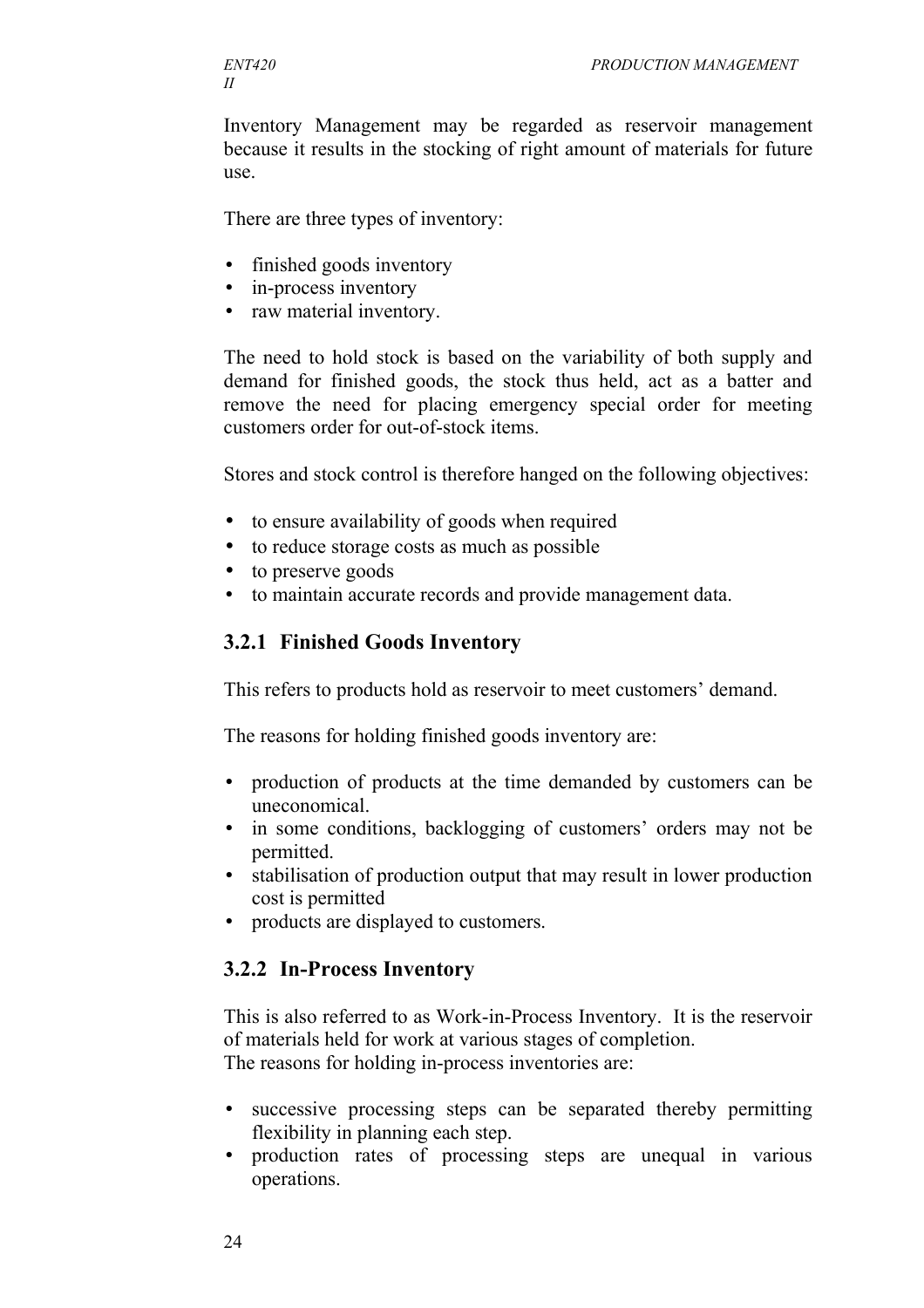Inventory Management may be regarded as reservoir management because it results in the stocking of right amount of materials for future use.

There are three types of inventory:

- finished goods inventory
- in-process inventory
- raw material inventory.

The need to hold stock is based on the variability of both supply and demand for finished goods, the stock thus held, act as a batter and remove the need for placing emergency special order for meeting customers order for out-of-stock items.

Stores and stock control is therefore hanged on the following objectives:

- to ensure availability of goods when required
- to reduce storage costs as much as possible
- to preserve goods
- to maintain accurate records and provide management data.

### 3.2.1 Finished Goods Inventory

This refers to products hold as reservoir to meet customers' demand.

The reasons for holding finished goods inventory are:

- production of products at the time demanded by customers can be uneconomical.
- in some conditions, backlogging of customers' orders may not be permitted.
- stabilisation of production output that may result in lower production cost is permitted
- products are displayed to customers.

### 3.2.2 In-Process Inventory

This is also referred to as Work-in-Process Inventory. It is the reservoir of materials held for work at various stages of completion.
The reasons for holding in-process inventories are:

- successive processing steps can be separated thereby permitting flexibility in planning each step.
- production rates of processing steps are unequal in various operations.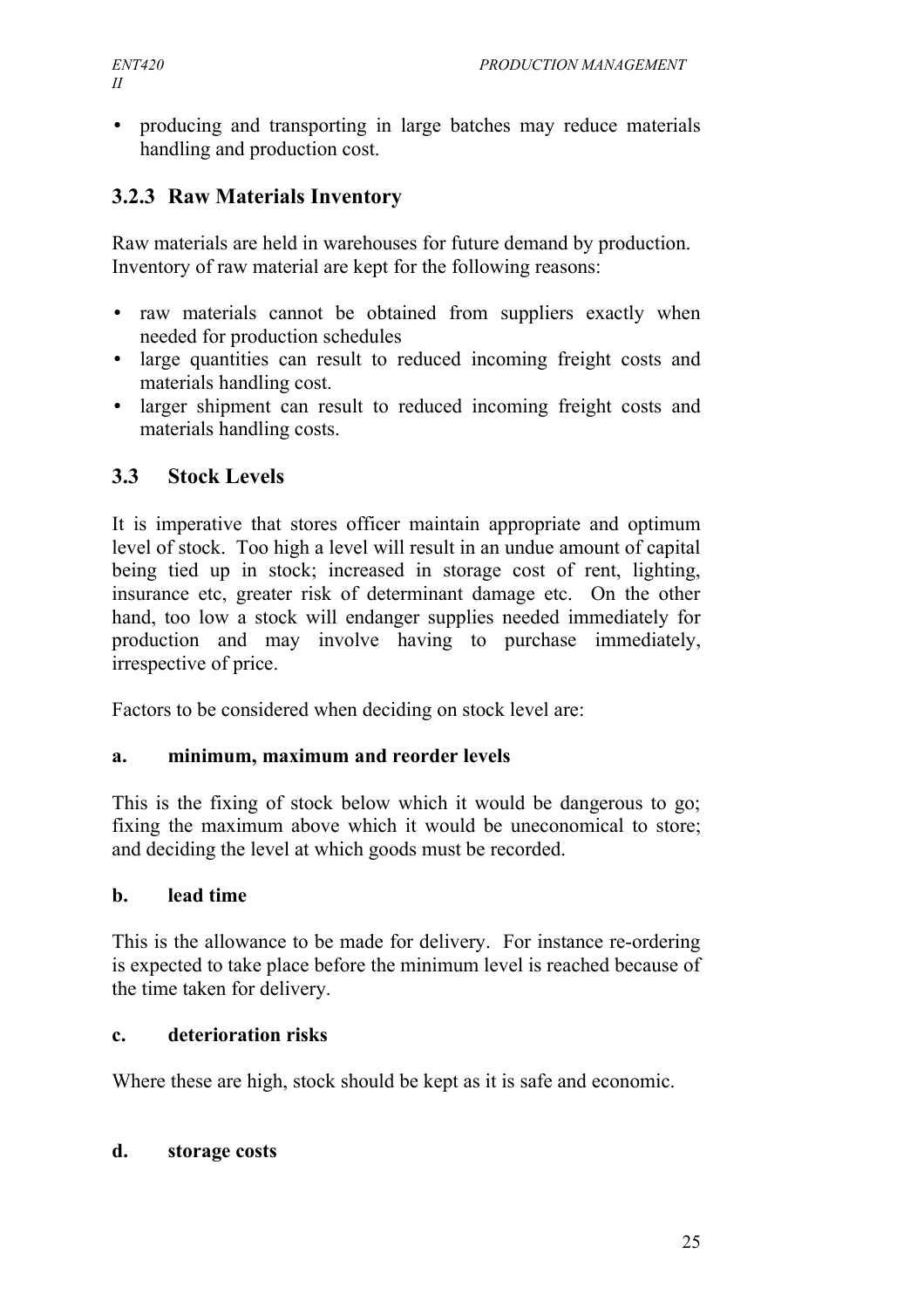- producing and transporting in large batches may reduce materials handling and production cost.

### 3.2.3 Raw Materials Inventory

Raw materials are held in warehouses for future demand by production. Inventory of raw material are kept for the following reasons:

- raw materials cannot be obtained from suppliers exactly when needed for production schedules
- large quantities can result to reduced incoming freight costs and materials handling cost.
- larger shipment can result to reduced incoming freight costs and materials handling costs.

## 3.3 Stock Levels

It is imperative that stores officer maintain appropriate and optimum level of stock. Too high a level will result in an undue amount of capital being tied up in stock; increased in storage cost of rent, lighting, insurance etc, greater risk of determinant damage etc. On the other hand, too low a stock will endanger supplies needed immediately for production and may involve having to purchase immediately, irrespective of price.

Factors to be considered when deciding on stock level are:

**a. minimum, maximum and reorder levels**

This is the fixing of stock below which it would be dangerous to go; fixing the maximum above which it would be uneconomical to store; and deciding the level at which goods must be recorded.

**b. lead time**

This is the allowance to be made for delivery. For instance re-ordering is expected to take place before the minimum level is reached because of the time taken for delivery.

**c. deterioration risks**

Where these are high, stock should be kept as it is safe and economic.

**d. storage costs**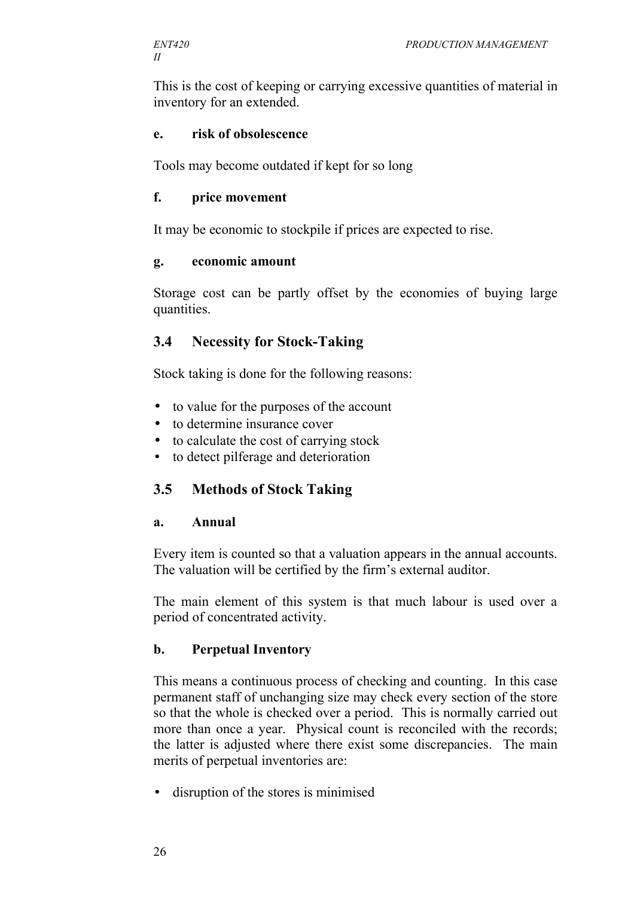This is the cost of keeping or carrying excessive quantities of material in inventory for an extended.

**e. risk of obsolescence**

Tools may become outdated if kept for so long

**f. price movement**

It may be economic to stockpile if prices are expected to rise.

**g. economic amount**

Storage cost can be partly offset by the economies of buying large quantities.

## 3.4 Necessity for Stock-Taking

Stock taking is done for the following reasons:

- to value for the purposes of the account
- to determine insurance cover
- to calculate the cost of carrying stock
- to detect pilferage and deterioration

## 3.5 Methods of Stock Taking

**a. Annual**

Every item is counted so that a valuation appears in the annual accounts. The valuation will be certified by the firm's external auditor.

The main element of this system is that much labour is used over a period of concentrated activity.

**b. Perpetual Inventory**

This means a continuous process of checking and counting. In this case permanent staff of unchanging size may check every section of the store so that the whole is checked over a period. This is normally carried out more than once a year. Physical count is reconciled with the records; the latter is adjusted where there exist some discrepancies. The main merits of perpetual inventories are:

- disruption of the stores is minimised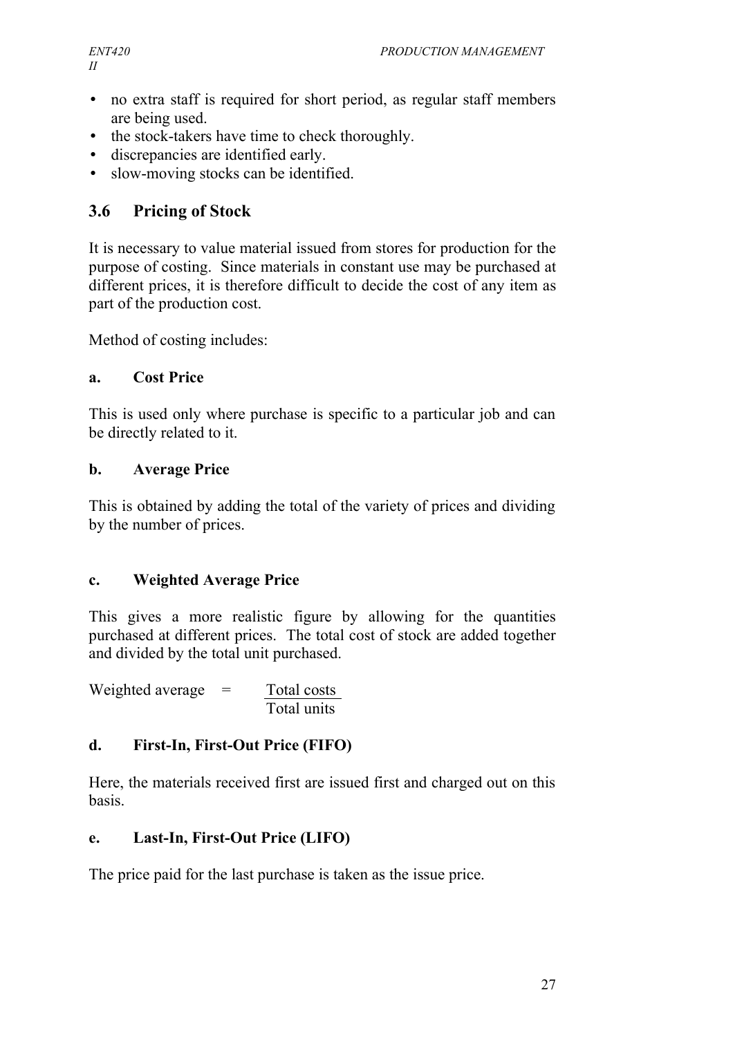- no extra staff is required for short period, as regular staff members are being used.
- the stock-takers have time to check thoroughly.
- discrepancies are identified early.
- slow-moving stocks can be identified.

## 3.6 Pricing of Stock

It is necessary to value material issued from stores for production for the purpose of costing. Since materials in constant use may be purchased at different prices, it is therefore difficult to decide the cost of any item as part of the production cost.

Method of costing includes:

### a. Cost Price

This is used only where purchase is specific to a particular job and can be directly related to it.

### b. Average Price

This is obtained by adding the total of the variety of prices and dividing by the number of prices.

### c. Weighted Average Price

This gives a more realistic figure by allowing for the quantities purchased at different prices. The total cost of stock are added together and divided by the total unit purchased.

$$\text{Weighted average} = \frac{\text{Total costs}}{\text{Total units}}$$

### d. First-In, First-Out Price (FIFO)

Here, the materials received first are issued first and charged out on this basis.

### e. Last-In, First-Out Price (LIFO)

The price paid for the last purchase is taken as the issue price.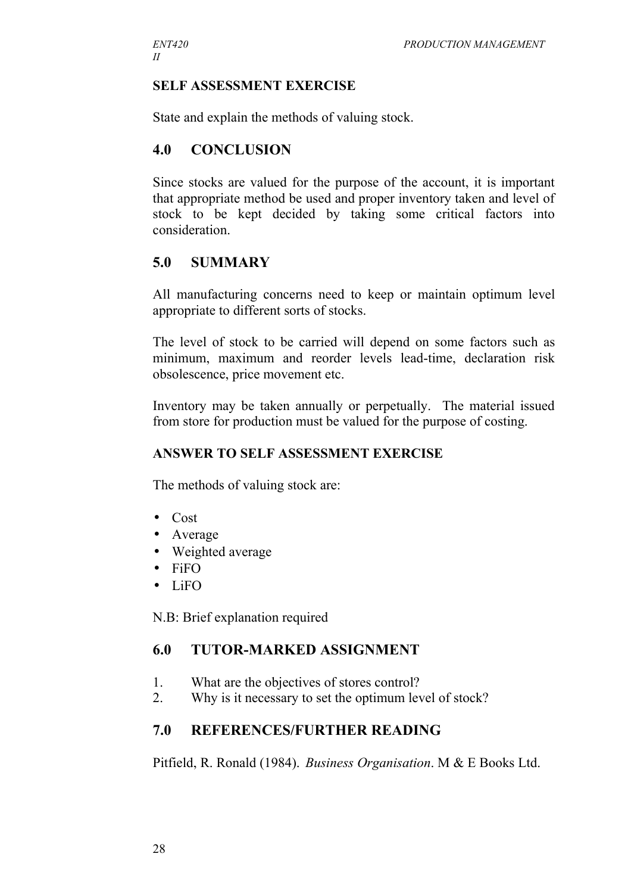**SELF ASSESSMENT EXERCISE**

State and explain the methods of valuing stock.

## 4.0 CONCLUSION

Since stocks are valued for the purpose of the account, it is important that appropriate method be used and proper inventory taken and level of stock to be kept decided by taking some critical factors into consideration.

## 5.0 SUMMARY

All manufacturing concerns need to keep or maintain optimum level appropriate to different sorts of stocks.

The level of stock to be carried will depend on some factors such as minimum, maximum and reorder levels lead-time, declaration risk obsolescence, price movement etc.

Inventory may be taken annually or perpetually. The material issued from store for production must be valued for the purpose of costing.

**ANSWER TO SELF ASSESSMENT EXERCISE**

The methods of valuing stock are:

- Cost
- Average
- Weighted average
- FiFO
- LiFO

N.B: Brief explanation required

## 6.0 TUTOR-MARKED ASSIGNMENT

1. What are the objectives of stores control?
2. Why is it necessary to set the optimum level of stock?

## 7.0 REFERENCES/FURTHER READING

Pitfield, R. Ronald (1984). *Business Organisation*. M & E Books Ltd.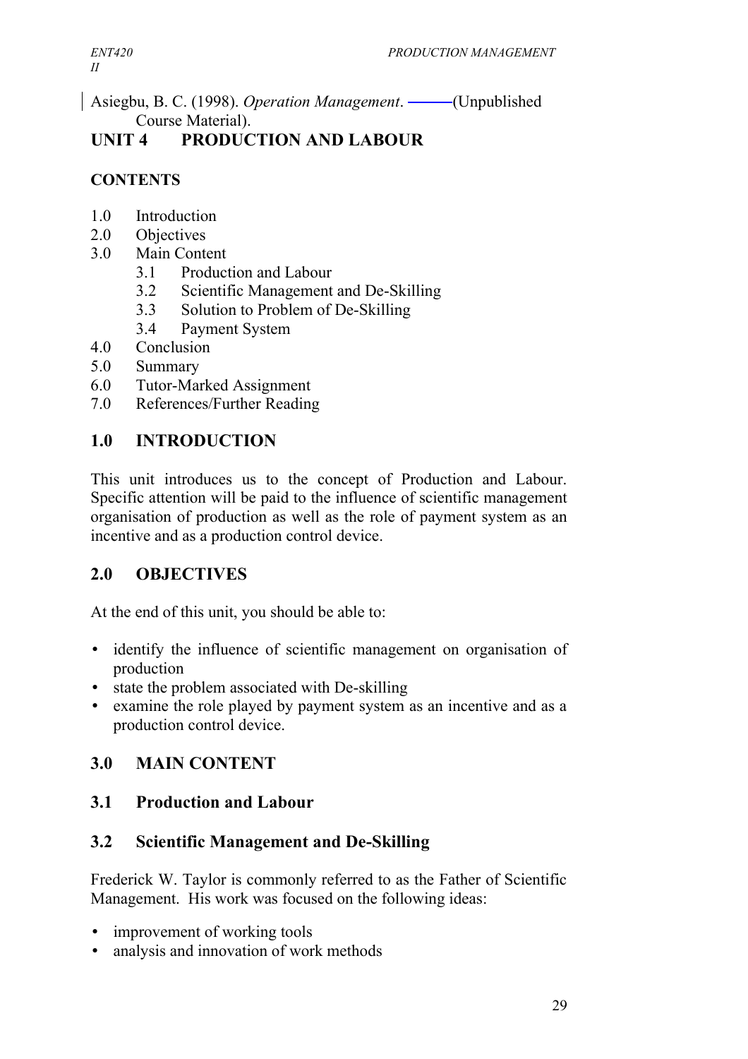Asiegbu, B. C. (1998). *Operation Management*. ——(Unpublished Course Material).

# UNIT 4 PRODUCTION AND LABOUR

**CONTENTS**

1.0 Introduction
2.0 Objectives
3.0 Main Content
 3.1 Production and Labour
 3.2 Scientific Management and De-Skilling
 3.3 Solution to Problem of De-Skilling
 3.4 Payment System
4.0 Conclusion
5.0 Summary
6.0 Tutor-Marked Assignment
7.0 References/Further Reading

## 1.0 INTRODUCTION

This unit introduces us to the concept of Production and Labour. Specific attention will be paid to the influence of scientific management organisation of production as well as the role of payment system as an incentive and as a production control device.

## 2.0 OBJECTIVES

At the end of this unit, you should be able to:

- identify the influence of scientific management on organisation of production
- state the problem associated with De-skilling
- examine the role played by payment system as an incentive and as a production control device.

## 3.0 MAIN CONTENT

### 3.1 Production and Labour

### 3.2 Scientific Management and De-Skilling

Frederick W. Taylor is commonly referred to as the Father of Scientific Management. His work was focused on the following ideas:

- improvement of working tools
- analysis and innovation of work methods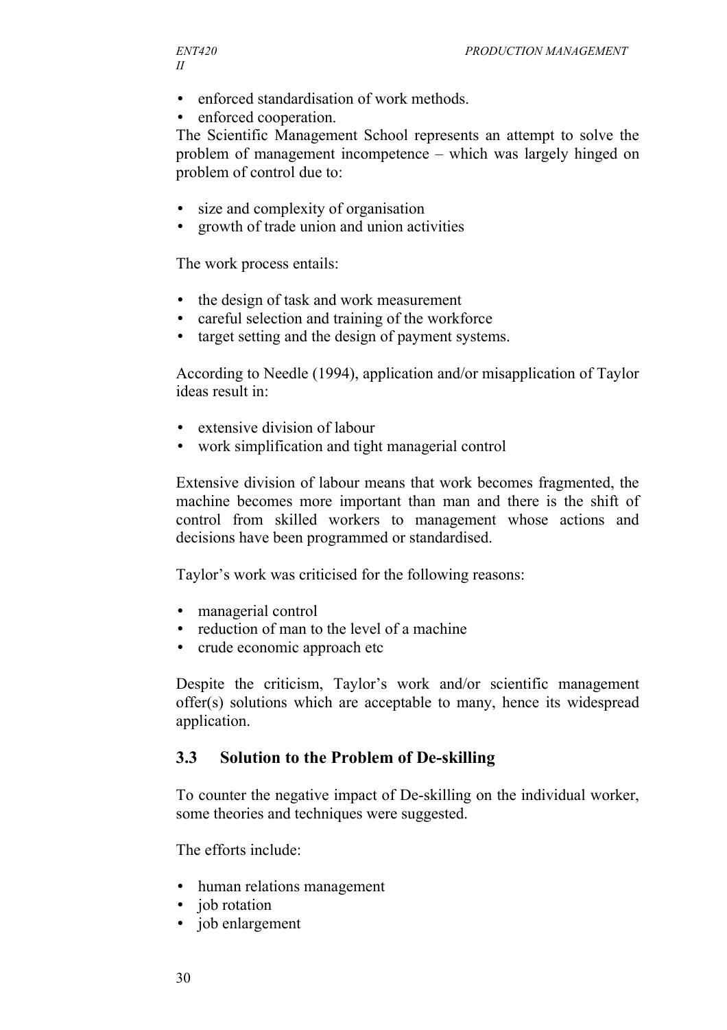- enforced standardisation of work methods.
- enforced cooperation.

The Scientific Management School represents an attempt to solve the problem of management incompetence – which was largely hinged on problem of control due to:

- size and complexity of organisation
- growth of trade union and union activities

The work process entails:

- the design of task and work measurement
- careful selection and training of the workforce
- target setting and the design of payment systems.

According to Needle (1994), application and/or misapplication of Taylor ideas result in:

- extensive division of labour
- work simplification and tight managerial control

Extensive division of labour means that work becomes fragmented, the machine becomes more important than man and there is the shift of control from skilled workers to management whose actions and decisions have been programmed or standardised.

Taylor's work was criticised for the following reasons:

- managerial control
- reduction of man to the level of a machine
- crude economic approach etc

Despite the criticism, Taylor's work and/or scientific management offer(s) solutions which are acceptable to many, hence its widespread application.

## 3.3 Solution to the Problem of De-skilling

To counter the negative impact of De-skilling on the individual worker, some theories and techniques were suggested.

The efforts include:

- human relations management
- job rotation
- job enlargement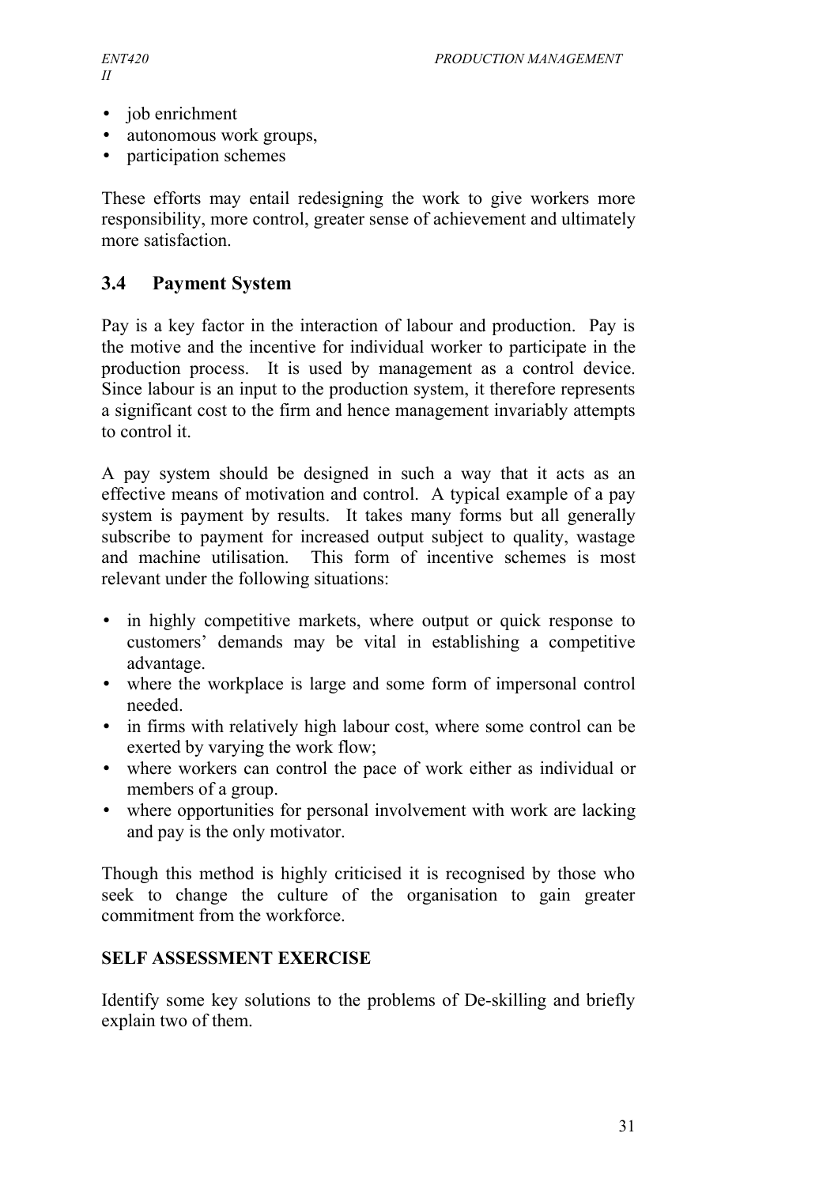- job enrichment
- autonomous work groups,
- participation schemes

These efforts may entail redesigning the work to give workers more responsibility, more control, greater sense of achievement and ultimately more satisfaction.

## 3.4 Payment System

Pay is a key factor in the interaction of labour and production. Pay is the motive and the incentive for individual worker to participate in the production process. It is used by management as a control device. Since labour is an input to the production system, it therefore represents a significant cost to the firm and hence management invariably attempts to control it.

A pay system should be designed in such a way that it acts as an effective means of motivation and control. A typical example of a pay system is payment by results. It takes many forms but all generally subscribe to payment for increased output subject to quality, wastage and machine utilisation. This form of incentive schemes is most relevant under the following situations:

- in highly competitive markets, where output or quick response to customers' demands may be vital in establishing a competitive advantage.
- where the workplace is large and some form of impersonal control needed.
- in firms with relatively high labour cost, where some control can be exerted by varying the work flow;
- where workers can control the pace of work either as individual or members of a group.
- where opportunities for personal involvement with work are lacking and pay is the only motivator.

Though this method is highly criticised it is recognised by those who seek to change the culture of the organisation to gain greater commitment from the workforce.

**SELF ASSESSMENT EXERCISE**

Identify some key solutions to the problems of De-skilling and briefly explain two of them.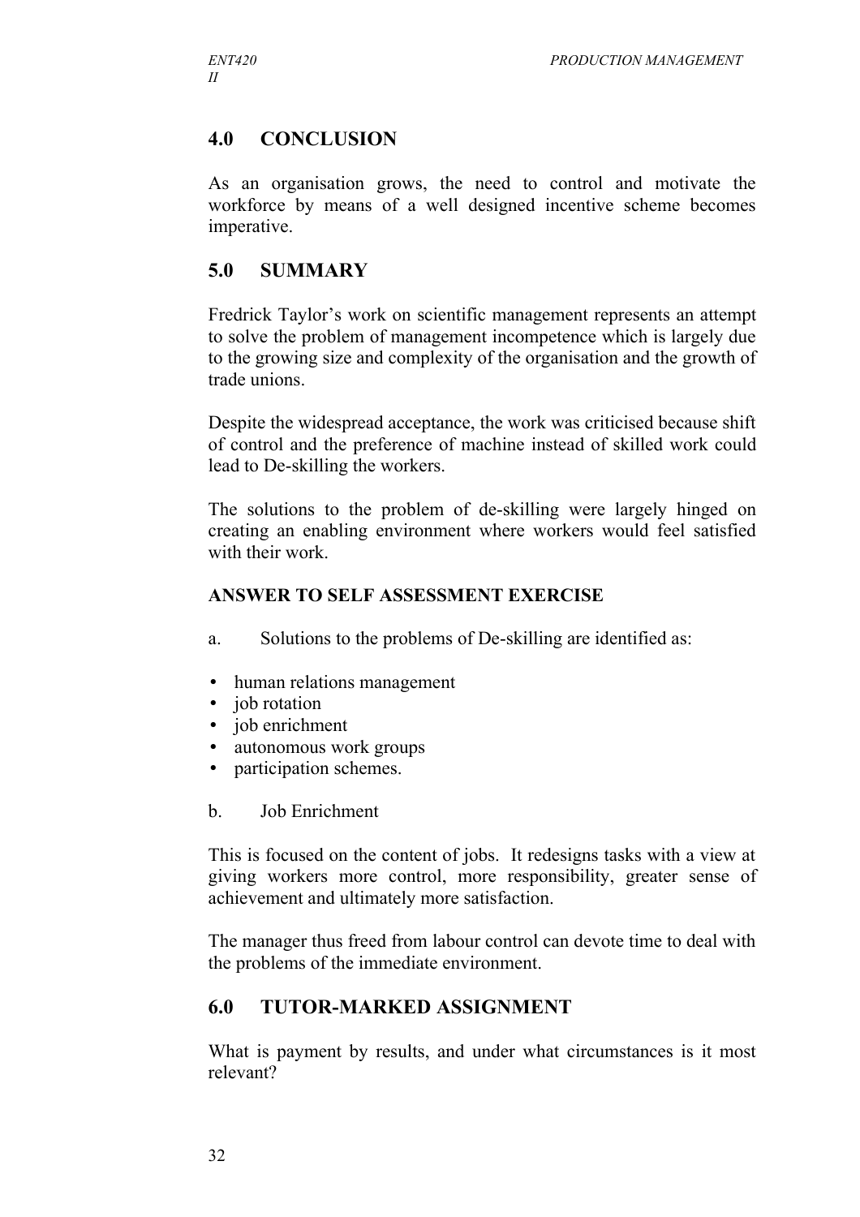## 4.0 CONCLUSION

As an organisation grows, the need to control and motivate the workforce by means of a well designed incentive scheme becomes imperative.

## 5.0 SUMMARY

Fredrick Taylor's work on scientific management represents an attempt to solve the problem of management incompetence which is largely due to the growing size and complexity of the organisation and the growth of trade unions.

Despite the widespread acceptance, the work was criticised because shift of control and the preference of machine instead of skilled work could lead to De-skilling the workers.

The solutions to the problem of de-skilling were largely hinged on creating an enabling environment where workers would feel satisfied with their work.

### ANSWER TO SELF ASSESSMENT EXERCISE

a. Solutions to the problems of De-skilling are identified as:

- human relations management
- job rotation
- job enrichment
- autonomous work groups
- participation schemes.

b. Job Enrichment

This is focused on the content of jobs. It redesigns tasks with a view at giving workers more control, more responsibility, greater sense of achievement and ultimately more satisfaction.

The manager thus freed from labour control can devote time to deal with the problems of the immediate environment.

## 6.0 TUTOR-MARKED ASSIGNMENT

What is payment by results, and under what circumstances is it most relevant?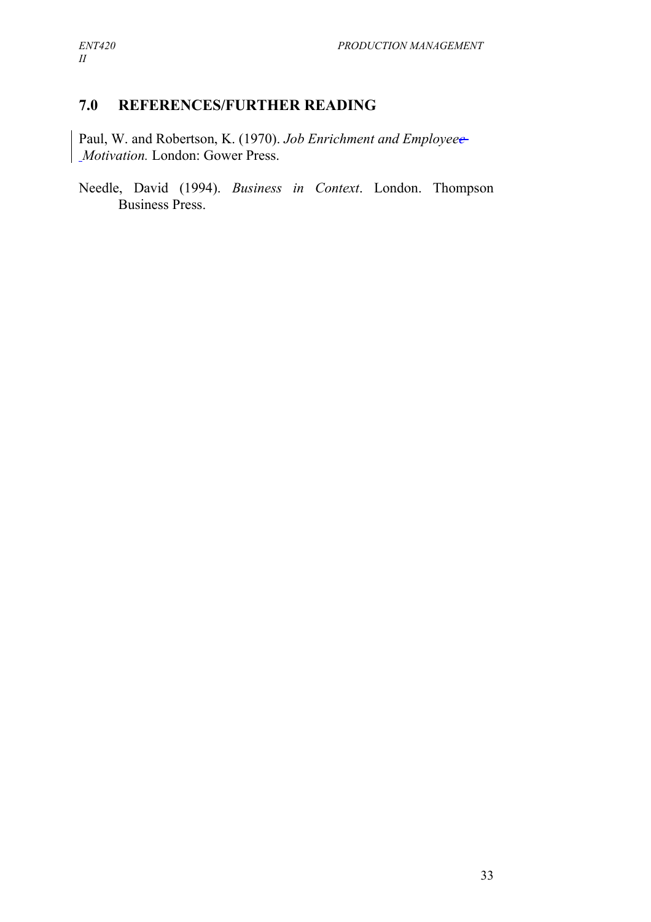## 7.0 REFERENCES/FURTHER READING

Paul, W. and Robertson, K. (1970). *Job Enrichment and Employee Motivation.* London: Gower Press.

Needle, David (1994). *Business in Context*. London. Thompson Business Press.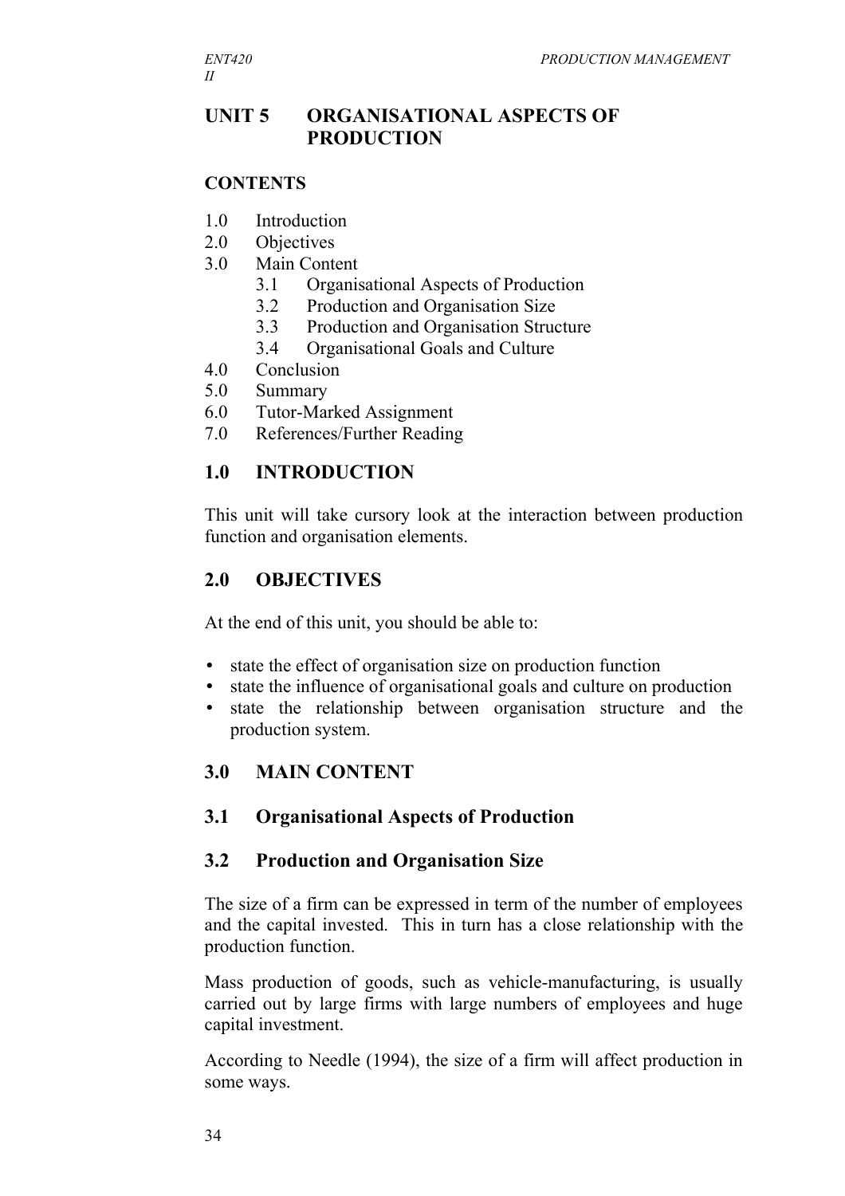## UNIT 5 ORGANISATIONAL ASPECTS OF PRODUCTION

**CONTENTS**

1.0 Introduction
2.0 Objectives
3.0 Main Content
    3.1 Organisational Aspects of Production
    3.2 Production and Organisation Size
    3.3 Production and Organisation Structure
    3.4 Organisational Goals and Culture
4.0 Conclusion
5.0 Summary
6.0 Tutor-Marked Assignment
7.0 References/Further Reading

### 1.0 INTRODUCTION

This unit will take cursory look at the interaction between production function and organisation elements.

### 2.0 OBJECTIVES

At the end of this unit, you should be able to:

- state the effect of organisation size on production function
- state the influence of organisational goals and culture on production
- state the relationship between organisation structure and the production system.

### 3.0 MAIN CONTENT

### 3.1 Organisational Aspects of Production

### 3.2 Production and Organisation Size

The size of a firm can be expressed in term of the number of employees and the capital invested. This in turn has a close relationship with the production function.

Mass production of goods, such as vehicle-manufacturing, is usually carried out by large firms with large numbers of employees and huge capital investment.

According to Needle (1994), the size of a firm will affect production in some ways.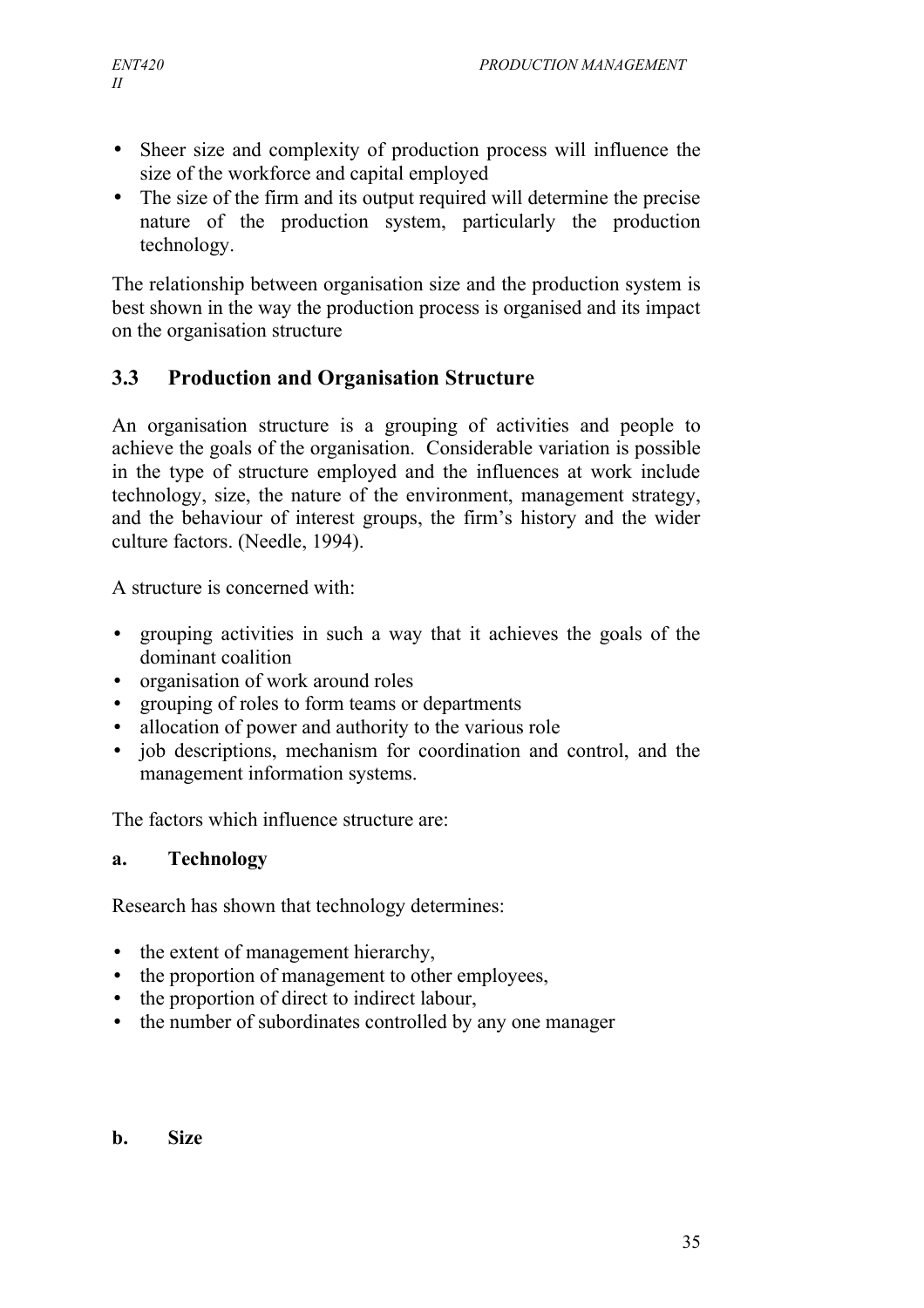- Sheer size and complexity of production process will influence the size of the workforce and capital employed
- The size of the firm and its output required will determine the precise nature of the production system, particularly the production technology.

The relationship between organisation size and the production system is best shown in the way the production process is organised and its impact on the organisation structure

## 3.3 Production and Organisation Structure

An organisation structure is a grouping of activities and people to achieve the goals of the organisation. Considerable variation is possible in the type of structure employed and the influences at work include technology, size, the nature of the environment, management strategy, and the behaviour of interest groups, the firm's history and the wider culture factors. (Needle, 1994).

A structure is concerned with:

- grouping activities in such a way that it achieves the goals of the dominant coalition
- organisation of work around roles
- grouping of roles to form teams or departments
- allocation of power and authority to the various role
- job descriptions, mechanism for coordination and control, and the management information systems.

The factors which influence structure are:

**a. Technology**

Research has shown that technology determines:

- the extent of management hierarchy,
- the proportion of management to other employees,
- the proportion of direct to indirect labour,
- the number of subordinates controlled by any one manager

**b. Size**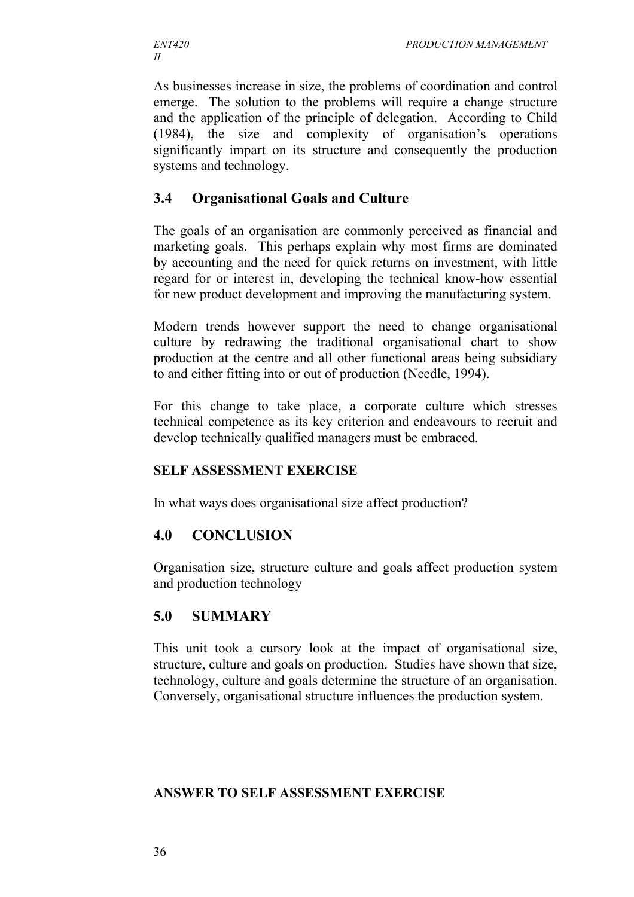As businesses increase in size, the problems of coordination and control emerge. The solution to the problems will require a change structure and the application of the principle of delegation. According to Child (1984), the size and complexity of organisation's operations significantly impart on its structure and consequently the production systems and technology.

## 3.4 Organisational Goals and Culture

The goals of an organisation are commonly perceived as financial and marketing goals. This perhaps explain why most firms are dominated by accounting and the need for quick returns on investment, with little regard for or interest in, developing the technical know-how essential for new product development and improving the manufacturing system.

Modern trends however support the need to change organisational culture by redrawing the traditional organisational chart to show production at the centre and all other functional areas being subsidiary to and either fitting into or out of production (Needle, 1994).

For this change to take place, a corporate culture which stresses technical competence as its key criterion and endeavours to recruit and develop technically qualified managers must be embraced.

**SELF ASSESSMENT EXERCISE**

In what ways does organisational size affect production?

## 4.0 CONCLUSION

Organisation size, structure culture and goals affect production system and production technology

## 5.0 SUMMARY

This unit took a cursory look at the impact of organisational size, structure, culture and goals on production. Studies have shown that size, technology, culture and goals determine the structure of an organisation. Conversely, organisational structure influences the production system.

**ANSWER TO SELF ASSESSMENT EXERCISE**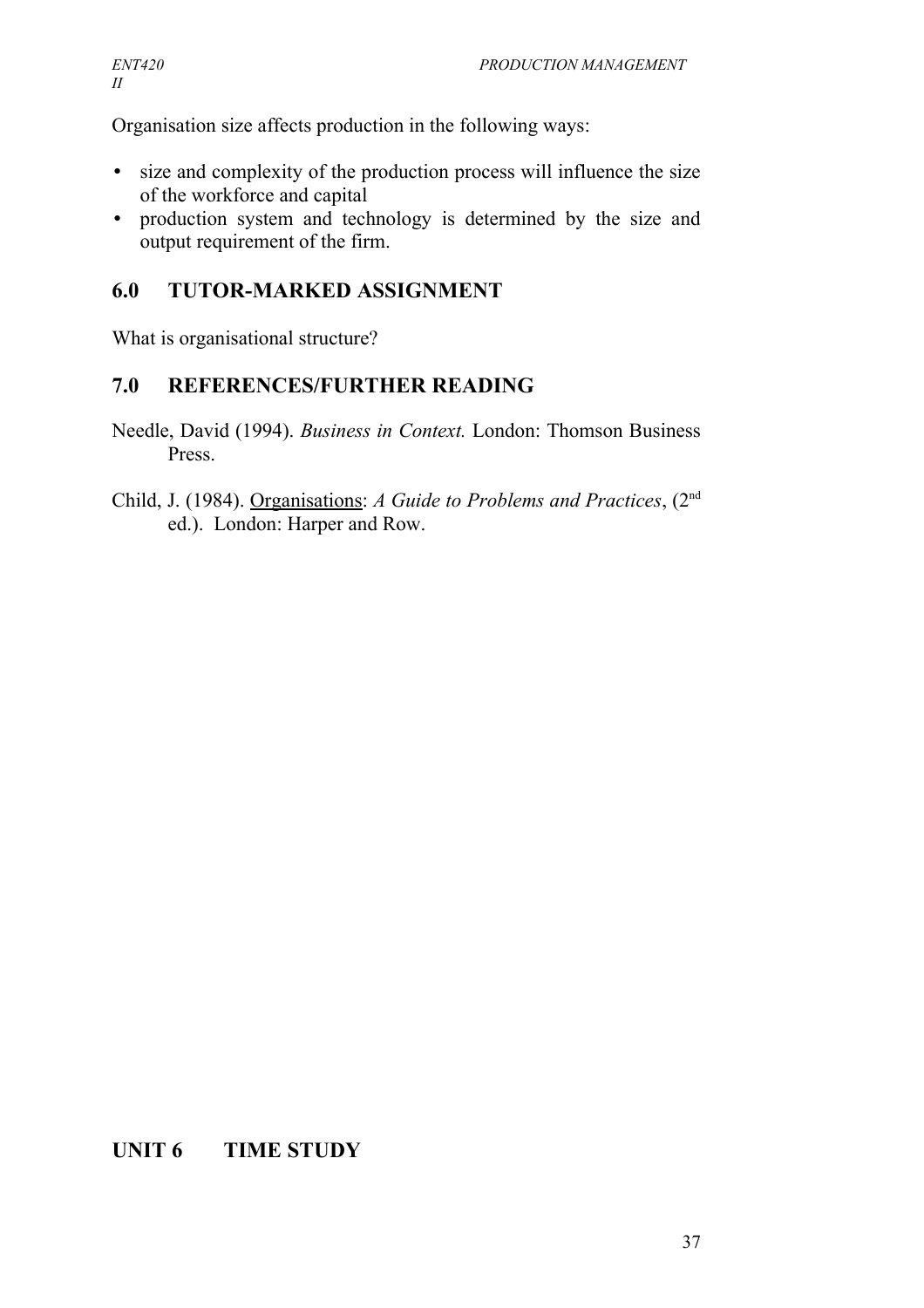Organisation size affects production in the following ways:

- size and complexity of the production process will influence the size of the workforce and capital
- production system and technology is determined by the size and output requirement of the firm.

## 6.0 TUTOR-MARKED ASSIGNMENT

What is organisational structure?

## 7.0 REFERENCES/FURTHER READING

Needle, David (1994). *Business in Context.* London: Thomson Business Press.

Child, J. (1984). Organisations: *A Guide to Problems and Practices*, (2nd ed.). London: Harper and Row.

# UNIT 6 TIME STUDY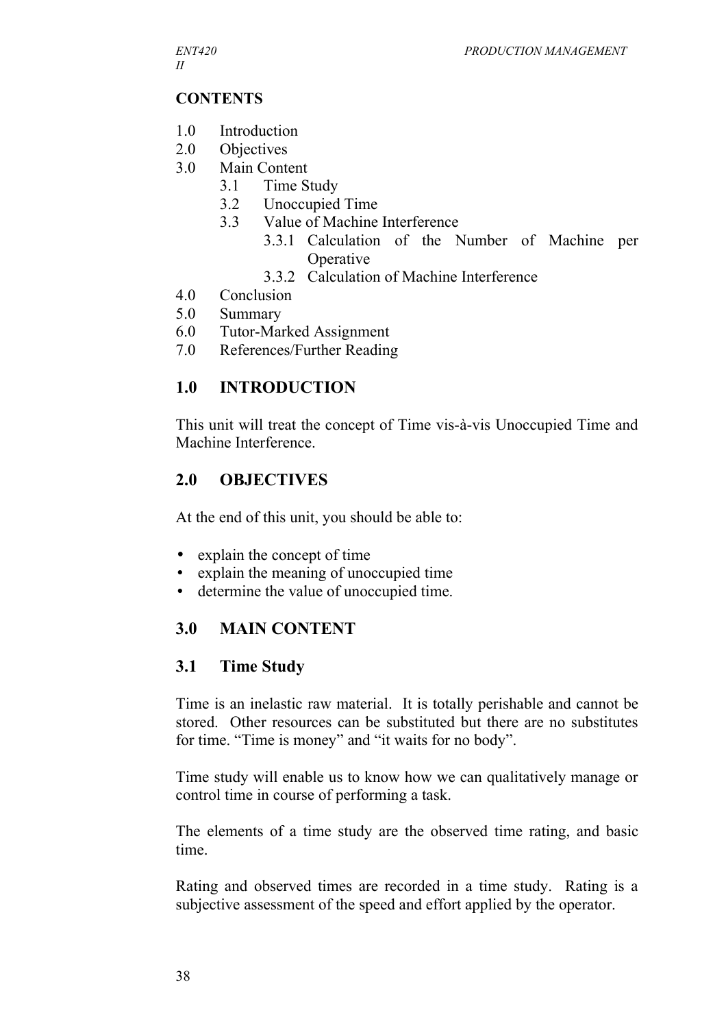## CONTENTS

1.0 Introduction
2.0 Objectives
3.0 Main Content
   3.1 Time Study
   3.2 Unoccupied Time
   3.3 Value of Machine Interference
      3.3.1 Calculation of the Number of Machine per Operative
      3.3.2 Calculation of Machine Interference
4.0 Conclusion
5.0 Summary
6.0 Tutor-Marked Assignment
7.0 References/Further Reading

## 1.0 INTRODUCTION

This unit will treat the concept of Time vis-à-vis Unoccupied Time and Machine Interference.

## 2.0 OBJECTIVES

At the end of this unit, you should be able to:

- explain the concept of time
- explain the meaning of unoccupied time
- determine the value of unoccupied time.

## 3.0 MAIN CONTENT

### 3.1 Time Study

Time is an inelastic raw material. It is totally perishable and cannot be stored. Other resources can be substituted but there are no substitutes for time. "Time is money" and "it waits for no body".

Time study will enable us to know how we can qualitatively manage or control time in course of performing a task.

The elements of a time study are the observed time rating, and basic time.

Rating and observed times are recorded in a time study. Rating is a subjective assessment of the speed and effort applied by the operator.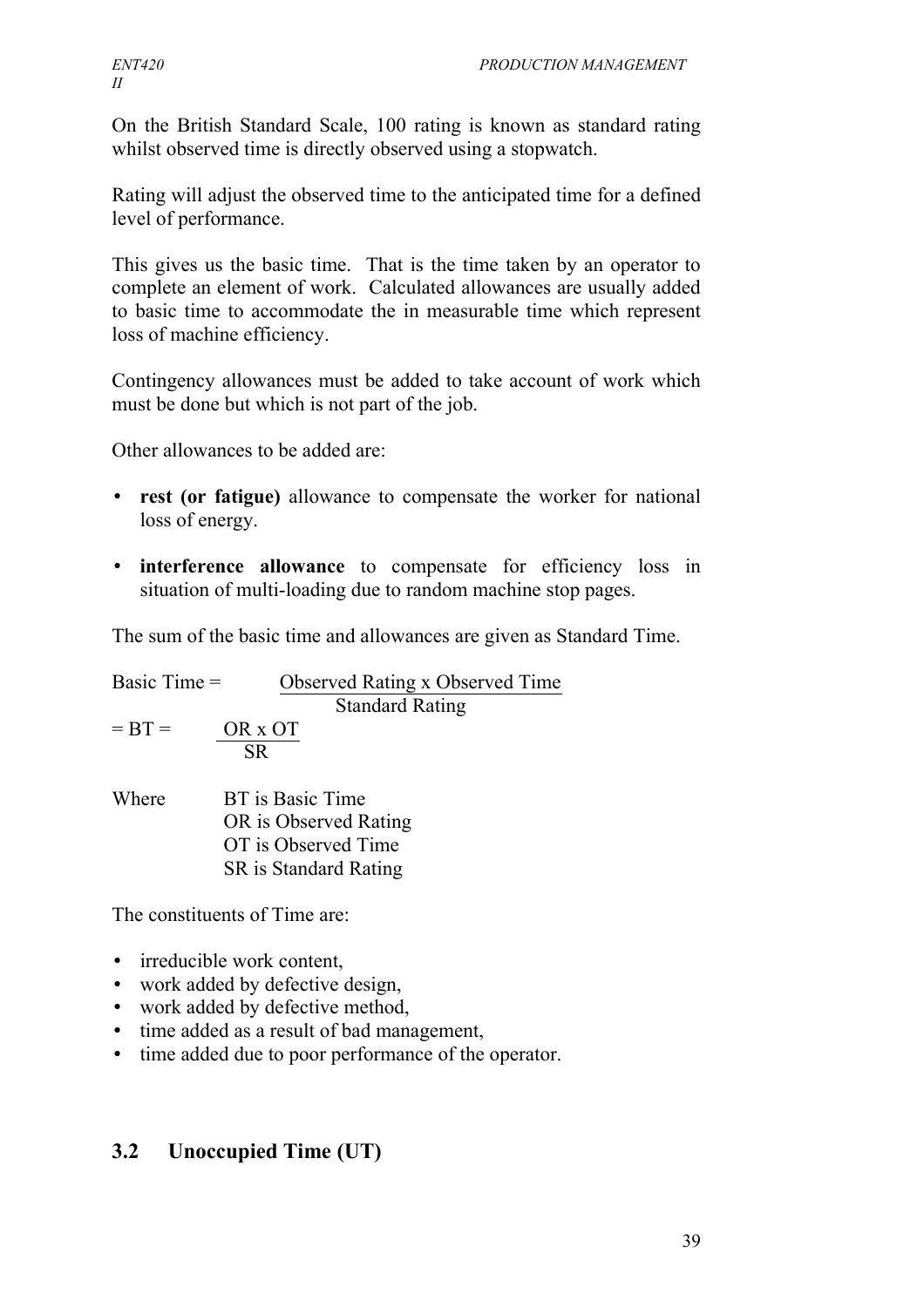On the British Standard Scale, 100 rating is known as standard rating whilst observed time is directly observed using a stopwatch.

Rating will adjust the observed time to the anticipated time for a defined level of performance.

This gives us the basic time. That is the time taken by an operator to complete an element of work. Calculated allowances are usually added to basic time to accommodate the in measurable time which represent loss of machine efficiency.

Contingency allowances must be added to take account of work which must be done but which is not part of the job.

Other allowances to be added are:

- **rest (or fatigue)** allowance to compensate the worker for national loss of energy.
- **interference allowance** to compensate for efficiency loss in situation of multi-loading due to random machine stop pages.

The sum of the basic time and allowances are given as Standard Time.

$$\text{Basic Time} = \frac{\text{Observed Rating x Observed Time}}{\text{Standard Rating}}$$

$$= BT = \frac{OR \times OT}{SR}$$

Where BT is Basic Time
OR is Observed Rating
OT is Observed Time
SR is Standard Rating

The constituents of Time are:

- irreducible work content,
- work added by defective design,
- work added by defective method,
- time added as a result of bad management,
- time added due to poor performance of the operator.

## 3.2 Unoccupied Time (UT)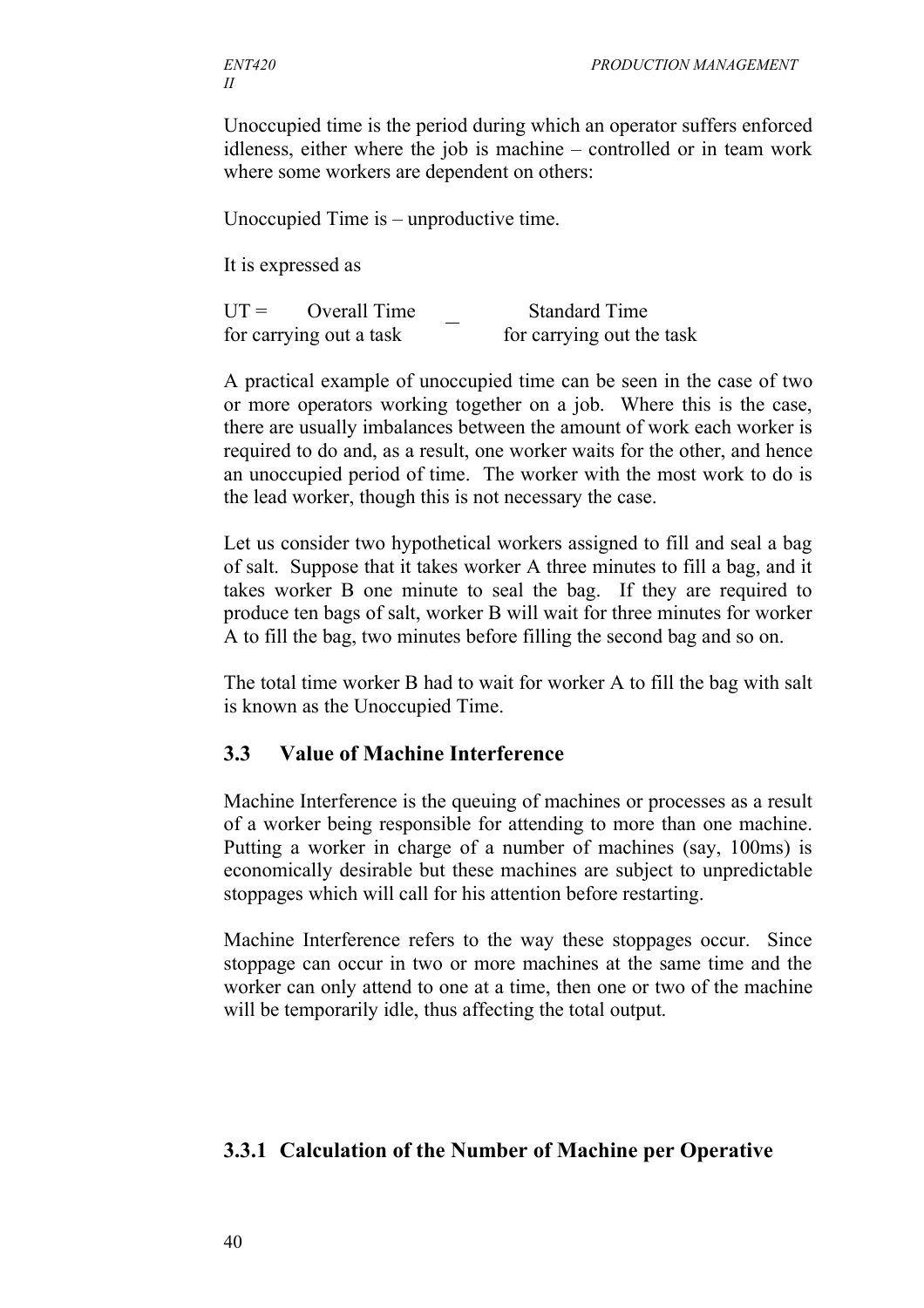Unoccupied time is the period during which an operator suffers enforced idleness, either where the job is machine – controlled or in team work where some workers are dependent on others:

Unoccupied Time is – unproductive time.

It is expressed as

UT = Overall Time for carrying out a task – Standard Time for carrying out the task

A practical example of unoccupied time can be seen in the case of two or more operators working together on a job. Where this is the case, there are usually imbalances between the amount of work each worker is required to do and, as a result, one worker waits for the other, and hence an unoccupied period of time. The worker with the most work to do is the lead worker, though this is not necessary the case.

Let us consider two hypothetical workers assigned to fill and seal a bag of salt. Suppose that it takes worker A three minutes to fill a bag, and it takes worker B one minute to seal the bag. If they are required to produce ten bags of salt, worker B will wait for three minutes for worker A to fill the bag, two minutes before filling the second bag and so on.

The total time worker B had to wait for worker A to fill the bag with salt is known as the Unoccupied Time.

## 3.3 Value of Machine Interference

Machine Interference is the queuing of machines or processes as a result of a worker being responsible for attending to more than one machine. Putting a worker in charge of a number of machines (say, 100ms) is economically desirable but these machines are subject to unpredictable stoppages which will call for his attention before restarting.

Machine Interference refers to the way these stoppages occur. Since stoppage can occur in two or more machines at the same time and the worker can only attend to one at a time, then one or two of the machine will be temporarily idle, thus affecting the total output.

### 3.3.1 Calculation of the Number of Machine per Operative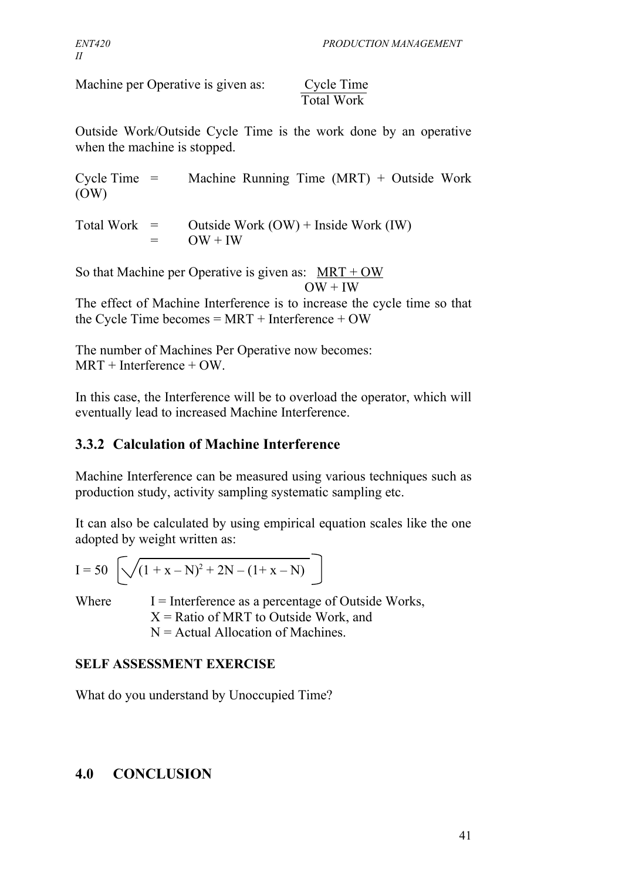Machine per Operative is given as: $\frac{\text{Cycle Time}}{\text{Total Work}}$

Outside Work/Outside Cycle Time is the work done by an operative when the machine is stopped.

Cycle Time = Machine Running Time (MRT) + Outside Work (OW)

Total Work = Outside Work (OW) + Inside Work (IW)
= OW + IW

So that Machine per Operative is given as: $\frac{\text{MRT + OW}}{\text{OW + IW}}$

The effect of Machine Interference is to increase the cycle time so that the Cycle Time becomes = MRT + Interference + OW

The number of Machines Per Operative now becomes:
MRT + Interference + OW.

In this case, the Interference will be to overload the operator, which will eventually lead to increased Machine Interference.

### 3.3.2 Calculation of Machine Interference

Machine Interference can be measured using various techniques such as production study, activity sampling systematic sampling etc.

It can also be calculated by using empirical equation scales like the one adopted by weight written as:

$$I = 50 \left[ \sqrt{(1 + x - N)^2 + 2N} - (1 + x - N) \right]$$

Where I = Interference as a percentage of Outside Works,
X = Ratio of MRT to Outside Work, and
N = Actual Allocation of Machines.

**SELF ASSESSMENT EXERCISE**

What do you understand by Unoccupied Time?

## 4.0 CONCLUSION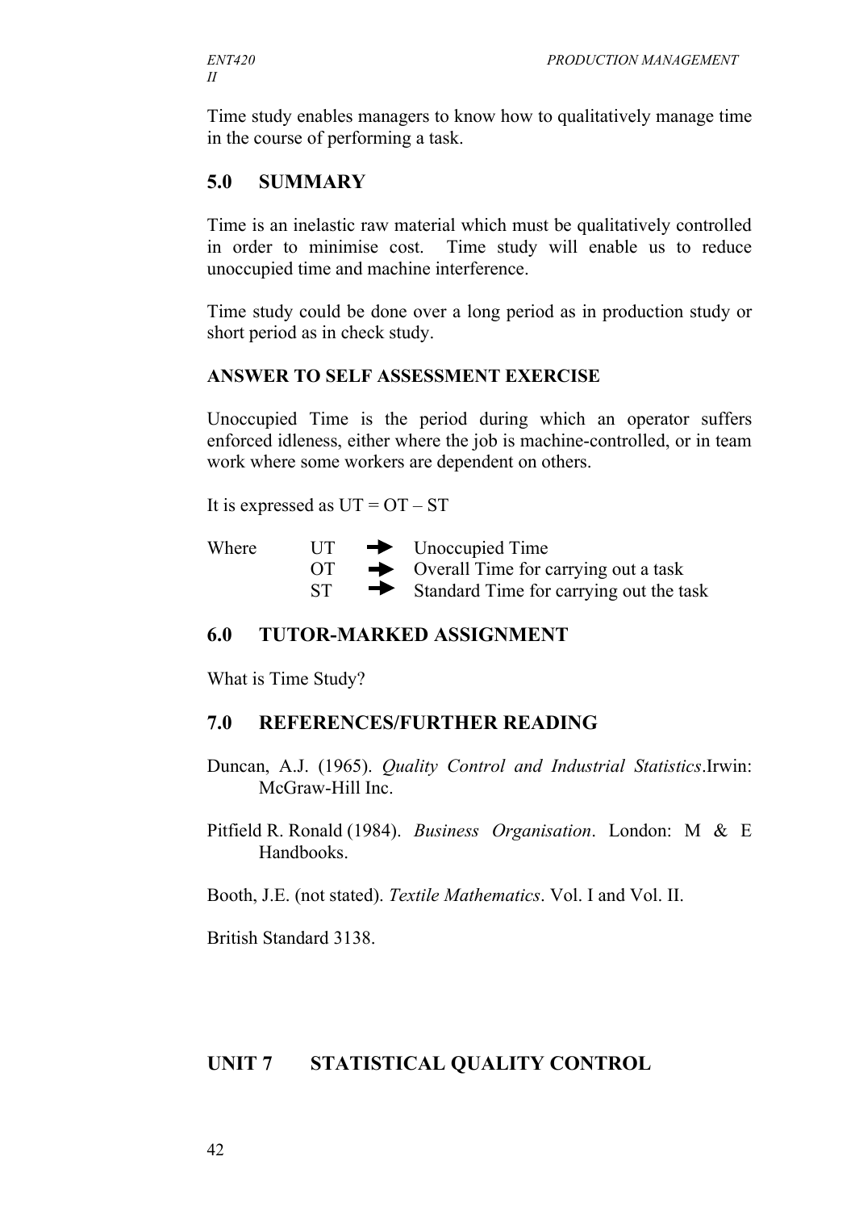Time study enables managers to know how to qualitatively manage time in the course of performing a task.

## 5.0 SUMMARY

Time is an inelastic raw material which must be qualitatively controlled in order to minimise cost. Time study will enable us to reduce unoccupied time and machine interference.

Time study could be done over a long period as in production study or short period as in check study.

### ANSWER TO SELF ASSESSMENT EXERCISE

Unoccupied Time is the period during which an operator suffers enforced idleness, either where the job is machine-controlled, or in team work where some workers are dependent on others.

It is expressed as UT = OT – ST

Where UT ➔ Unoccupied Time
OT ➔ Overall Time for carrying out a task
ST ➔ Standard Time for carrying out the task

## 6.0 TUTOR-MARKED ASSIGNMENT

What is Time Study?

## 7.0 REFERENCES/FURTHER READING

Duncan, A.J. (1965). *Quality Control and Industrial Statistics*.Irwin: McGraw-Hill Inc.

Pitfield R. Ronald (1984). *Business Organisation*. London: M & E Handbooks.

Booth, J.E. (not stated). *Textile Mathematics*. Vol. I and Vol. II.

British Standard 3138.

# UNIT 7 STATISTICAL QUALITY CONTROL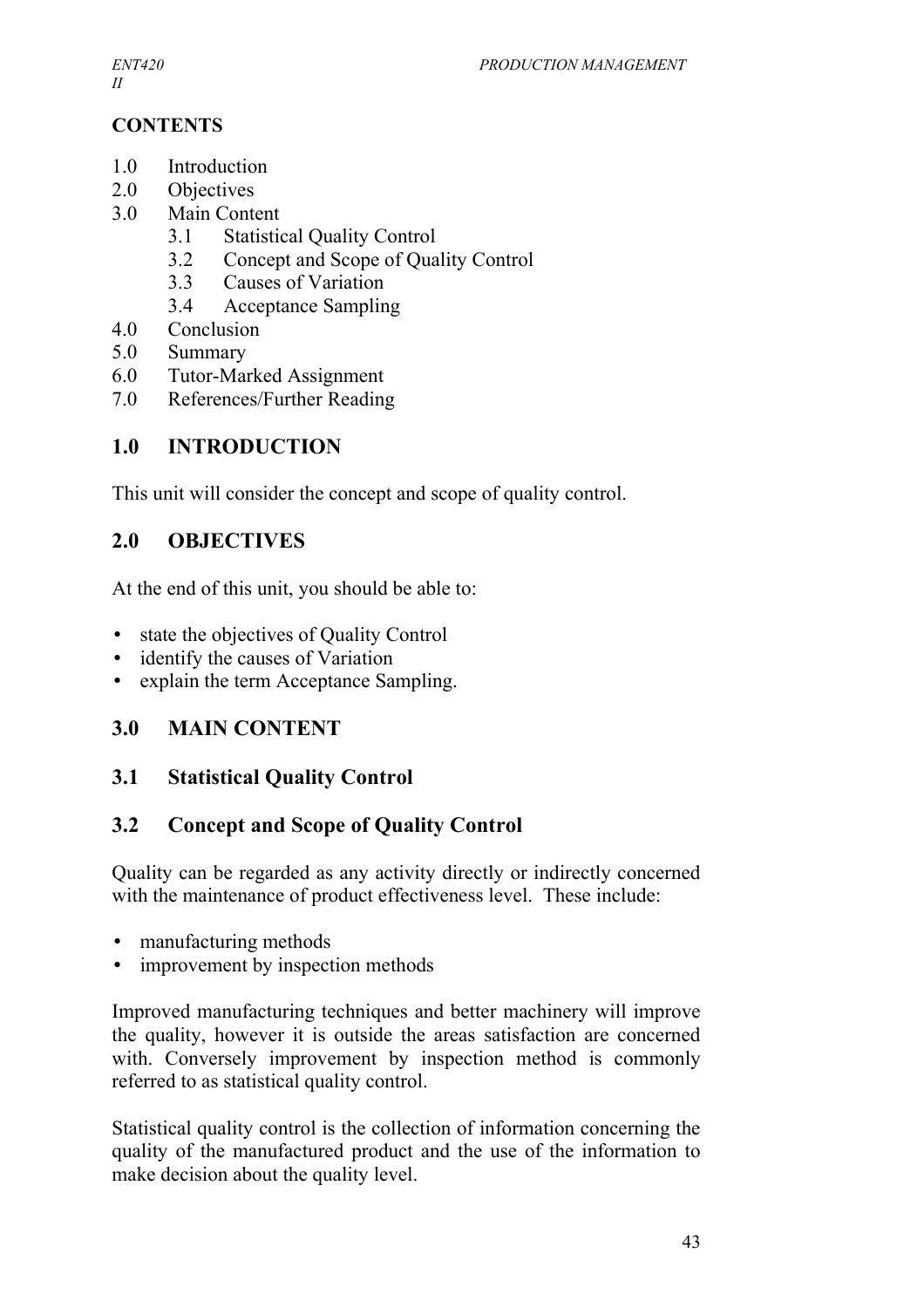## CONTENTS

1.0 Introduction
2.0 Objectives
3.0 Main Content
    3.1 Statistical Quality Control
    3.2 Concept and Scope of Quality Control
    3.3 Causes of Variation
    3.4 Acceptance Sampling
4.0 Conclusion
5.0 Summary
6.0 Tutor-Marked Assignment
7.0 References/Further Reading

## 1.0 INTRODUCTION

This unit will consider the concept and scope of quality control.

## 2.0 OBJECTIVES

At the end of this unit, you should be able to:

- state the objectives of Quality Control
- identify the causes of Variation
- explain the term Acceptance Sampling.

## 3.0 MAIN CONTENT

### 3.1 Statistical Quality Control

### 3.2 Concept and Scope of Quality Control

Quality can be regarded as any activity directly or indirectly concerned with the maintenance of product effectiveness level. These include:

- manufacturing methods
- improvement by inspection methods

Improved manufacturing techniques and better machinery will improve the quality, however it is outside the areas satisfaction are concerned with. Conversely improvement by inspection method is commonly referred to as statistical quality control.

Statistical quality control is the collection of information concerning the quality of the manufactured product and the use of the information to make decision about the quality level.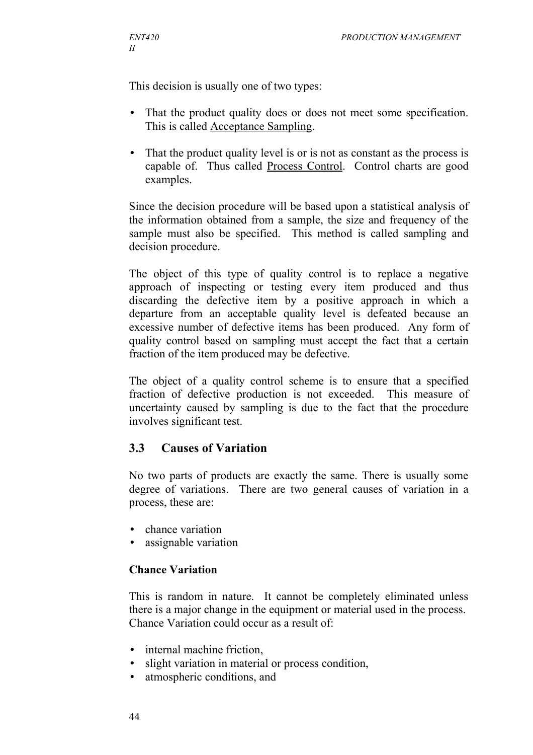This decision is usually one of two types:

- That the product quality does or does not meet some specification. This is called Acceptance Sampling.
- That the product quality level is or is not as constant as the process is capable of. Thus called Process Control. Control charts are good examples.

Since the decision procedure will be based upon a statistical analysis of the information obtained from a sample, the size and frequency of the sample must also be specified. This method is called sampling and decision procedure.

The object of this type of quality control is to replace a negative approach of inspecting or testing every item produced and thus discarding the defective item by a positive approach in which a departure from an acceptable quality level is defeated because an excessive number of defective items has been produced. Any form of quality control based on sampling must accept the fact that a certain fraction of the item produced may be defective.

The object of a quality control scheme is to ensure that a specified fraction of defective production is not exceeded. This measure of uncertainty caused by sampling is due to the fact that the procedure involves significant test.

## 3.3 Causes of Variation

No two parts of products are exactly the same. There is usually some degree of variations. There are two general causes of variation in a process, these are:

- chance variation
- assignable variation

**Chance Variation**

This is random in nature. It cannot be completely eliminated unless there is a major change in the equipment or material used in the process. Chance Variation could occur as a result of:

- internal machine friction,
- slight variation in material or process condition,
- atmospheric conditions, and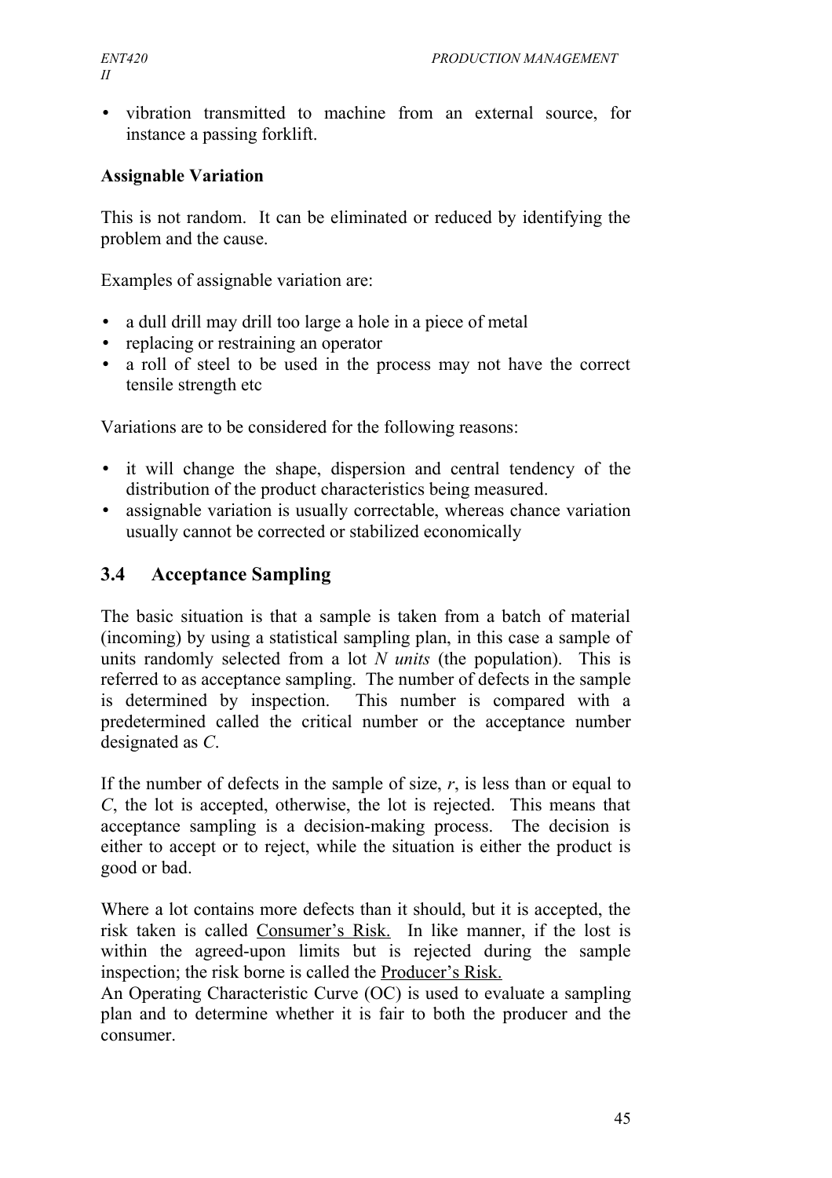- vibration transmitted to machine from an external source, for instance a passing forklift.

**Assignable Variation**

This is not random. It can be eliminated or reduced by identifying the problem and the cause.

Examples of assignable variation are:

- a dull drill may drill too large a hole in a piece of metal
- replacing or restraining an operator
- a roll of steel to be used in the process may not have the correct tensile strength etc

Variations are to be considered for the following reasons:

- it will change the shape, dispersion and central tendency of the distribution of the product characteristics being measured.
- assignable variation is usually correctable, whereas chance variation usually cannot be corrected or stabilized economically

## 3.4 Acceptance Sampling

The basic situation is that a sample is taken from a batch of material (incoming) by using a statistical sampling plan, in this case a sample of units randomly selected from a lot *N units* (the population). This is referred to as acceptance sampling. The number of defects in the sample is determined by inspection. This number is compared with a predetermined called the critical number or the acceptance number designated as *C*.

If the number of defects in the sample of size, *r*, is less than or equal to *C*, the lot is accepted, otherwise, the lot is rejected. This means that acceptance sampling is a decision-making process. The decision is either to accept or to reject, while the situation is either the product is good or bad.

Where a lot contains more defects than it should, but it is accepted, the risk taken is called Consumer's Risk. In like manner, if the lost is within the agreed-upon limits but is rejected during the sample inspection; the risk borne is called the Producer's Risk.
An Operating Characteristic Curve (OC) is used to evaluate a sampling plan and to determine whether it is fair to both the producer and the consumer.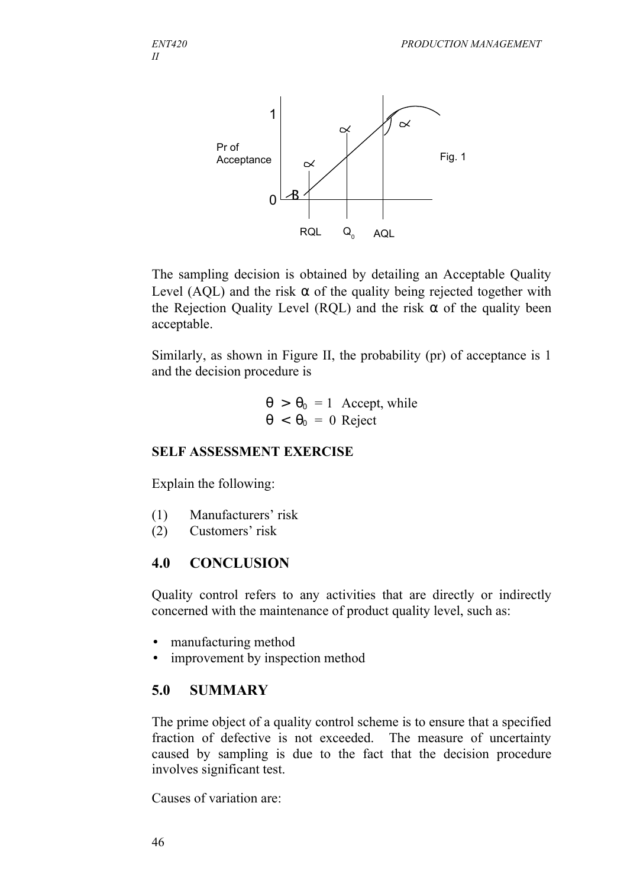The sampling decision is obtained by detailing an Acceptable Quality Level (AQL) and the risk $\alpha$ of the quality being rejected together with the Rejection Quality Level (RQL) and the risk $\alpha$ of the quality been acceptable.

Similarly, as shown in Figure II, the probability (pr) of acceptance is 1 and the decision procedure is

$$\theta > \theta_0 = 1 \text{ Accept, while}$$
$$\theta < \theta_0 = 0 \text{ Reject}$$

**SELF ASSESSMENT EXERCISE**

Explain the following:

(1) Manufacturers' risk
(2) Customers' risk

## 4.0 CONCLUSION

Quality control refers to any activities that are directly or indirectly concerned with the maintenance of product quality level, such as:

- manufacturing method
- improvement by inspection method

## 5.0 SUMMARY

The prime object of a quality control scheme is to ensure that a specified fraction of defective is not exceeded. The measure of uncertainty caused by sampling is due to the fact that the decision procedure involves significant test.

Causes of variation are: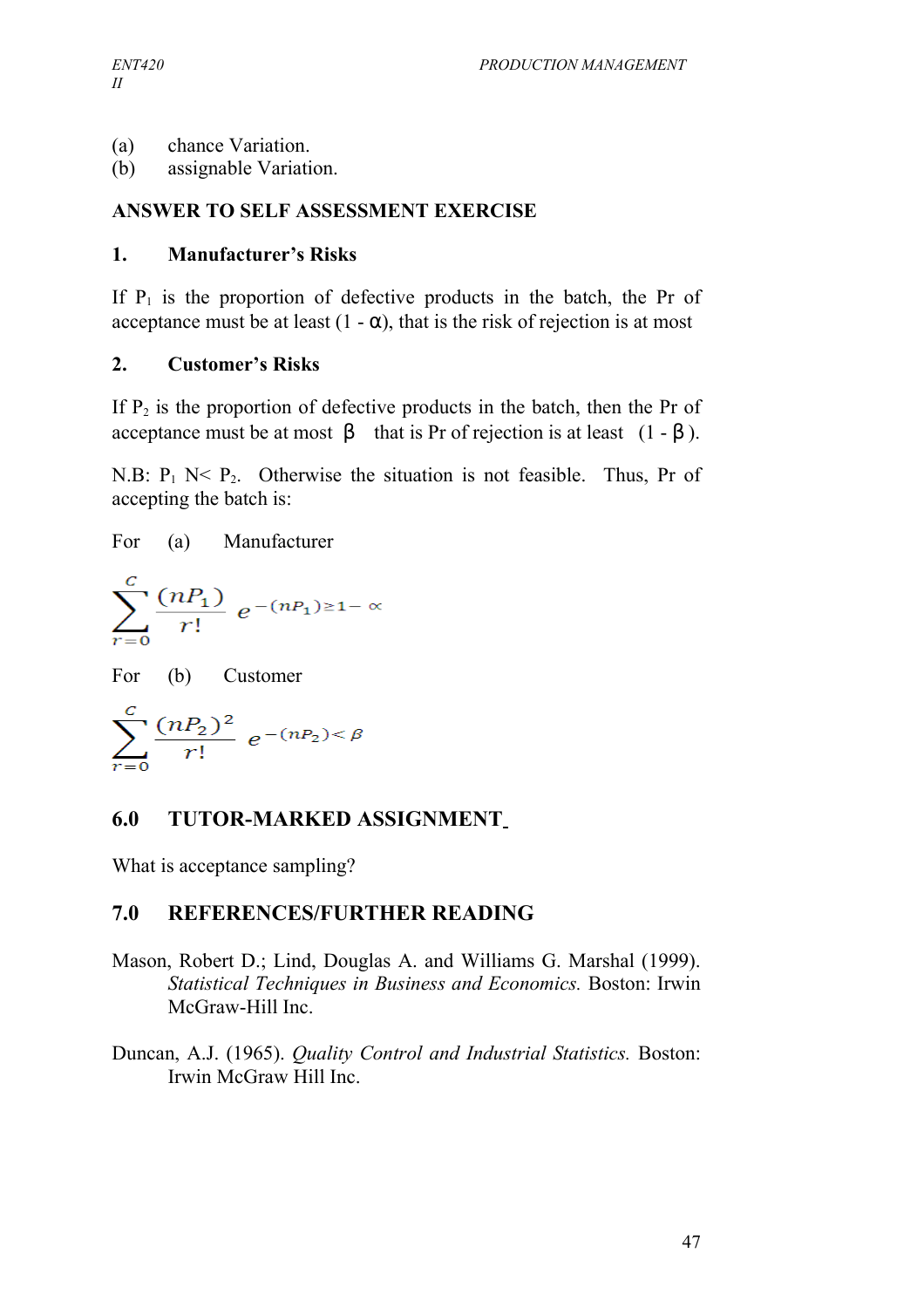(a) chance Variation.
(b) assignable Variation.

## ANSWER TO SELF ASSESSMENT EXERCISE

### 1. Manufacturer's Risks

If $P_1$ is the proportion of defective products in the batch, the Pr of acceptance must be at least (1 - $\alpha$), that is the risk of rejection is at most

### 2. Customer's Risks

If $P_2$ is the proportion of defective products in the batch, then the Pr of acceptance must be at most $\beta$ that is Pr of rejection is at least $(1 - \beta)$.

N.B: $P_1$ N< $P_2$. Otherwise the situation is not feasible. Thus, Pr of accepting the batch is:

For (a) Manufacturer

$$\sum_{r=0}^{C} \frac{(nP_1)}{r!} e^{-(nP_1) \geq 1 - \alpha}$$

For (b) Customer

$$\sum_{r=0}^{C} \frac{(nP_2)^2}{r!} e^{-(nP_2) < \beta}$$

## 6.0 TUTOR-MARKED ASSIGNMENT

What is acceptance sampling?

## 7.0 REFERENCES/FURTHER READING

Mason, Robert D.; Lind, Douglas A. and Williams G. Marshal (1999). *Statistical Techniques in Business and Economics.* Boston: Irwin McGraw-Hill Inc.

Duncan, A.J. (1965). *Quality Control and Industrial Statistics.* Boston: Irwin McGraw Hill Inc.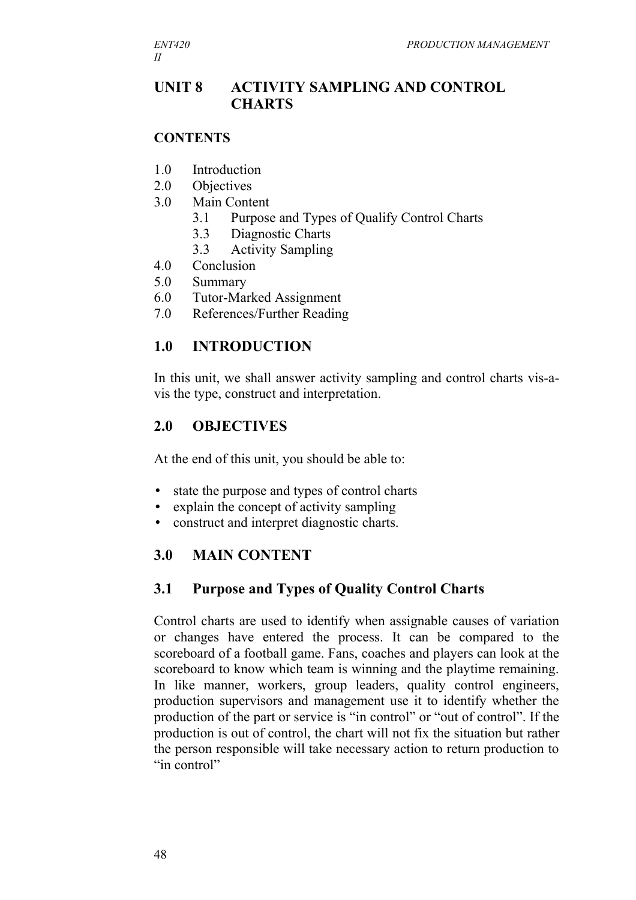# UNIT 8 ACTIVITY SAMPLING AND CONTROL CHARTS

## CONTENTS

1.0 Introduction
2.0 Objectives
3.0 Main Content
   3.1 Purpose and Types of Qualify Control Charts
   3.3 Diagnostic Charts
   3.3 Activity Sampling
4.0 Conclusion
5.0 Summary
6.0 Tutor-Marked Assignment
7.0 References/Further Reading

## 1.0 INTRODUCTION

In this unit, we shall answer activity sampling and control charts vis-a-vis the type, construct and interpretation.

## 2.0 OBJECTIVES

At the end of this unit, you should be able to:

- state the purpose and types of control charts
- explain the concept of activity sampling
- construct and interpret diagnostic charts.

## 3.0 MAIN CONTENT

### 3.1 Purpose and Types of Quality Control Charts

Control charts are used to identify when assignable causes of variation or changes have entered the process. It can be compared to the scoreboard of a football game. Fans, coaches and players can look at the scoreboard to know which team is winning and the playtime remaining. In like manner, workers, group leaders, quality control engineers, production supervisors and management use it to identify whether the production of the part or service is "in control" or "out of control". If the production is out of control, the chart will not fix the situation but rather the person responsible will take necessary action to return production to "in control"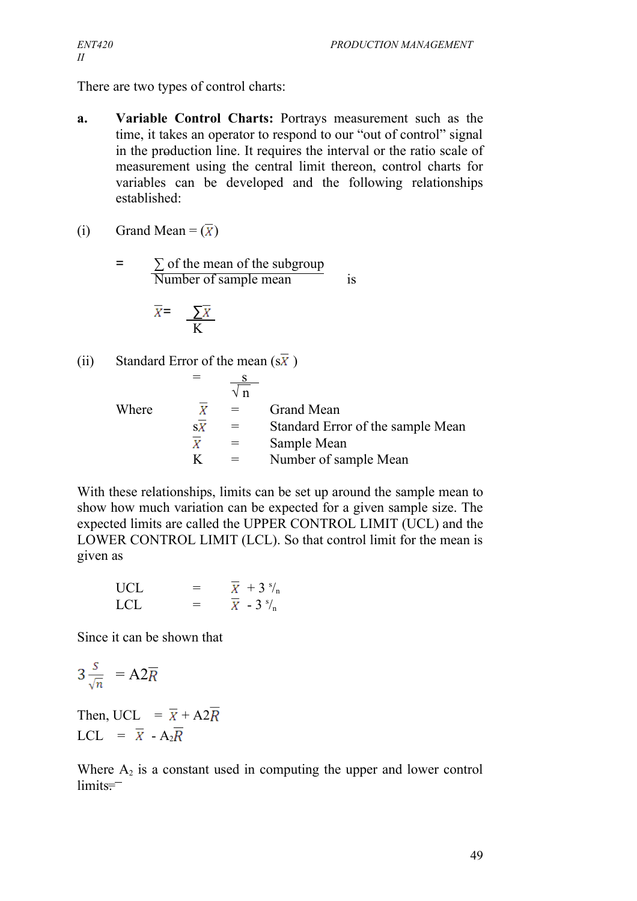There are two types of control charts:

**a.** **Variable Control Charts:** Portrays measurement such as the time, it takes an operator to respond to our "out of control" signal in the production line. It requires the interval or the ratio scale of measurement using the central limit thereon, control charts for variables can be developed and the following relationships established:

(i) Grand Mean = ($\bar{\bar{X}}$)

$$= \frac{\sum \text{ of the mean of the subgroup}}{\text{Number of sample mean}} \quad \text{is}$$

$$\bar{\bar{X}} = \frac{\sum \bar{X}}{K}$$

(ii) Standard Error of the mean ($s\bar{X}$ )

$$= \frac{s}{\sqrt{n}}$$

Where $\bar{\bar{X}}$ = Grand Mean
$s\bar{X}$ = Standard Error of the sample Mean
$\bar{X}$ = Sample Mean
K = Number of sample Mean

With these relationships, limits can be set up around the sample mean to show how much variation can be expected for a given sample size. The expected limits are called the UPPER CONTROL LIMIT (UCL) and the LOWER CONTROL LIMIT (LCL). So that control limit for the mean is given as

$$UCL = \bar{\bar{X}} + 3\, {}^{s}/_{n}$$
$$LCL = \bar{\bar{X}} - 3\, {}^{s}/_{n}$$

Since it can be shown that

$$3\frac{s}{\sqrt{n}} = A2\bar{R}$$

Then, UCL $= \bar{\bar{X}} + A2\bar{R}$

LCL $= \bar{\bar{X}} - A_2\bar{R}$

Where $A_2$ is a constant used in computing the upper and lower control limits.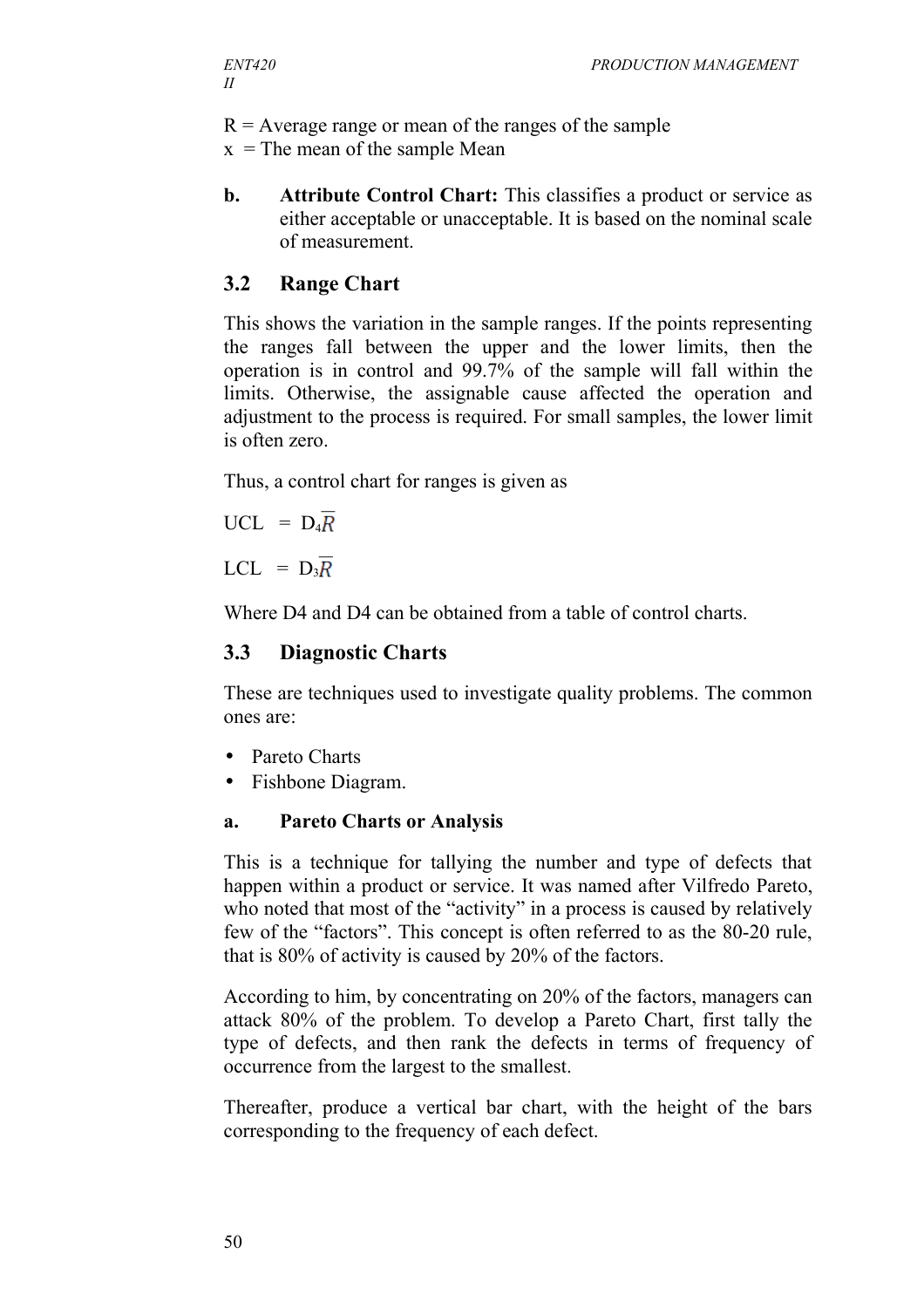R = Average range or mean of the ranges of the sample
x = The mean of the sample Mean

**b. Attribute Control Chart:** This classifies a product or service as either acceptable or unacceptable. It is based on the nominal scale of measurement.

## 3.2 Range Chart

This shows the variation in the sample ranges. If the points representing the ranges fall between the upper and the lower limits, then the operation is in control and 99.7% of the sample will fall within the limits. Otherwise, the assignable cause affected the operation and adjustment to the process is required. For small samples, the lower limit is often zero.

Thus, a control chart for ranges is given as

UCL = $D_4\overline{R}$

LCL = $D_3\overline{R}$

Where D4 and D4 can be obtained from a table of control charts.

## 3.3 Diagnostic Charts

These are techniques used to investigate quality problems. The common ones are:

- Pareto Charts
- Fishbone Diagram.

**a. Pareto Charts or Analysis**

This is a technique for tallying the number and type of defects that happen within a product or service. It was named after Vilfredo Pareto, who noted that most of the "activity" in a process is caused by relatively few of the "factors". This concept is often referred to as the 80-20 rule, that is 80% of activity is caused by 20% of the factors.

According to him, by concentrating on 20% of the factors, managers can attack 80% of the problem. To develop a Pareto Chart, first tally the type of defects, and then rank the defects in terms of frequency of occurrence from the largest to the smallest.

Thereafter, produce a vertical bar chart, with the height of the bars corresponding to the frequency of each defect.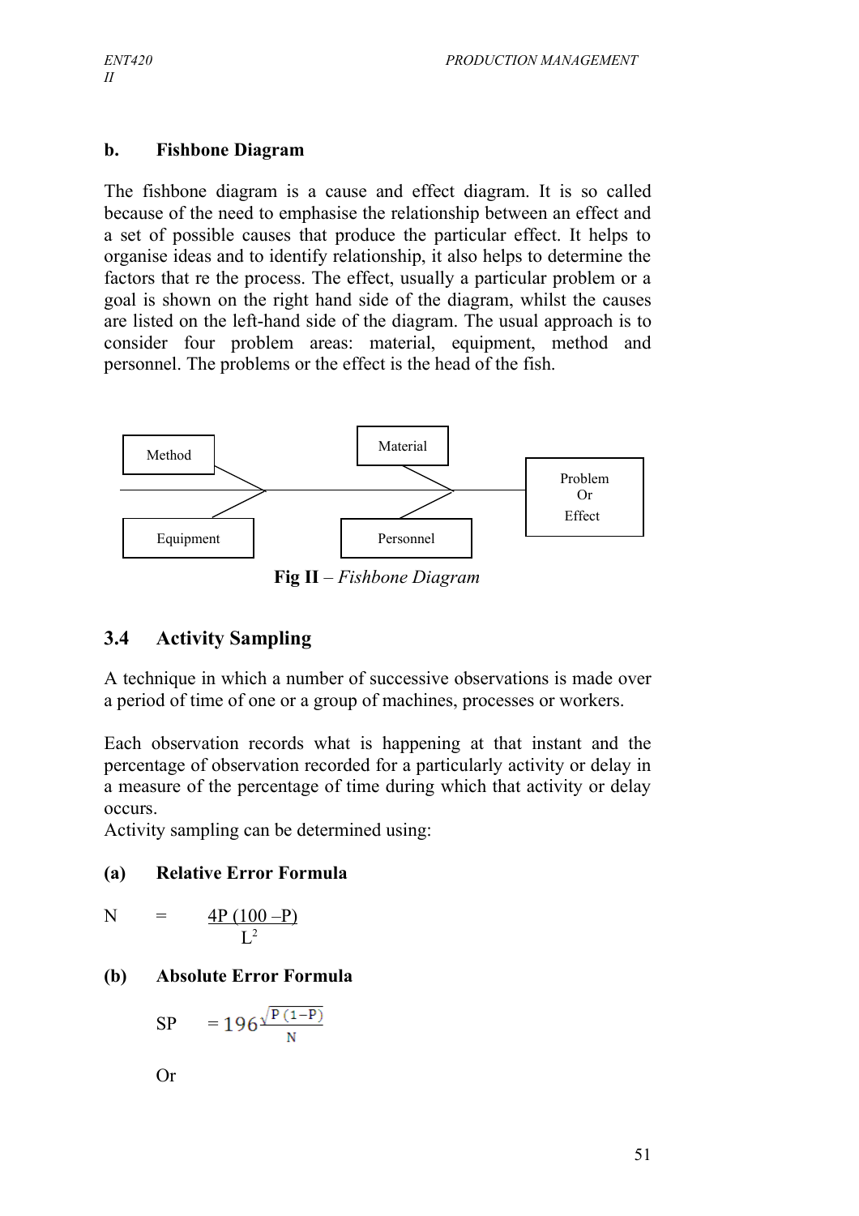## b. Fishbone Diagram

The fishbone diagram is a cause and effect diagram. It is so called because of the need to emphasise the relationship between an effect and a set of possible causes that produce the particular effect. It helps to organise ideas and to identify relationships, it also helps to determine the factors that re the process. The effect, usually a particular problem or a goal is shown on the right hand side of the diagram, whilst the causes are listed on the left-hand side of the diagram. The usual approach is to consider four problem areas: material, equipment, method and personnel. The problems or the effect is the head of the fish.

Method

Material

Problem Or Effect

Equipment

Personnel

**Fig II** – *Fishbone Diagram*

## 3.4 Activity Sampling

A technique in which a number of successive observations is made over a period of time of one or a group of machines, processes or workers.

Each observation records what is happening at that instant and the percentage of observation recorded for a particularly activity or delay in a measure of the percentage of time during which that activity or delay occurs.

Activity sampling can be determined using:

**(a) Relative Error Formula**

$$N = \frac{4P\,(100 - P)}{L^2}$$

**(b) Absolute Error Formula**

$$SP = 196\sqrt{\frac{P\,(1-P)}{N}}$$

Or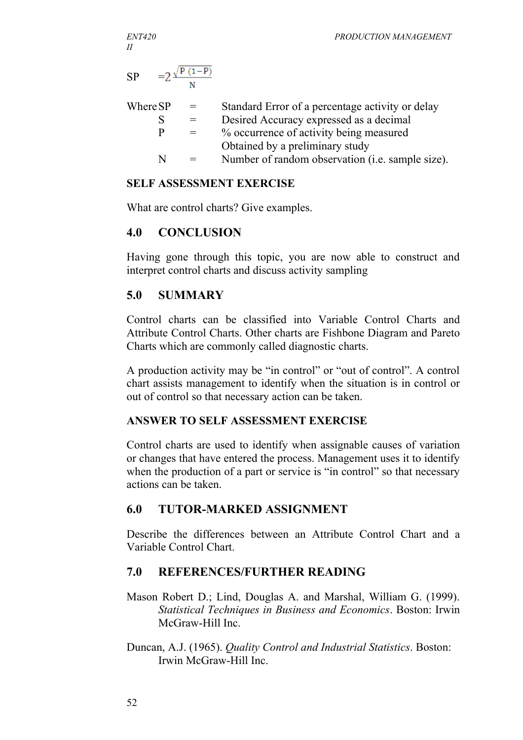$$SP = 2\sqrt{\frac{P(1-P)}{N}}$$

Where SP = Standard Error of a percentage activity or delay
S = Desired Accuracy expressed as a decimal
P = % occurrence of activity being measured Obtained by a preliminary study
N = Number of random observation (i.e. sample size).

**SELF ASSESSMENT EXERCISE**

What are control charts? Give examples.

## 4.0 CONCLUSION

Having gone through this topic, you are now able to construct and interpret control charts and discuss activity sampling

## 5.0 SUMMARY

Control charts can be classified into Variable Control Charts and Attribute Control Charts. Other charts are Fishbone Diagram and Pareto Charts which are commonly called diagnostic charts.

A production activity may be "in control" or "out of control". A control chart assists management to identify when the situation is in control or out of control so that necessary action can be taken.

**ANSWER TO SELF ASSESSMENT EXERCISE**

Control charts are used to identify when assignable causes of variation or changes that have entered the process. Management uses it to identify when the production of a part or service is "in control" so that necessary actions can be taken.

## 6.0 TUTOR-MARKED ASSIGNMENT

Describe the differences between an Attribute Control Chart and a Variable Control Chart.

## 7.0 REFERENCES/FURTHER READING

Mason Robert D.; Lind, Douglas A. and Marshal, William G. (1999). *Statistical Techniques in Business and Economics*. Boston: Irwin McGraw-Hill Inc.

Duncan, A.J. (1965). *Quality Control and Industrial Statistics*. Boston: Irwin McGraw-Hill Inc.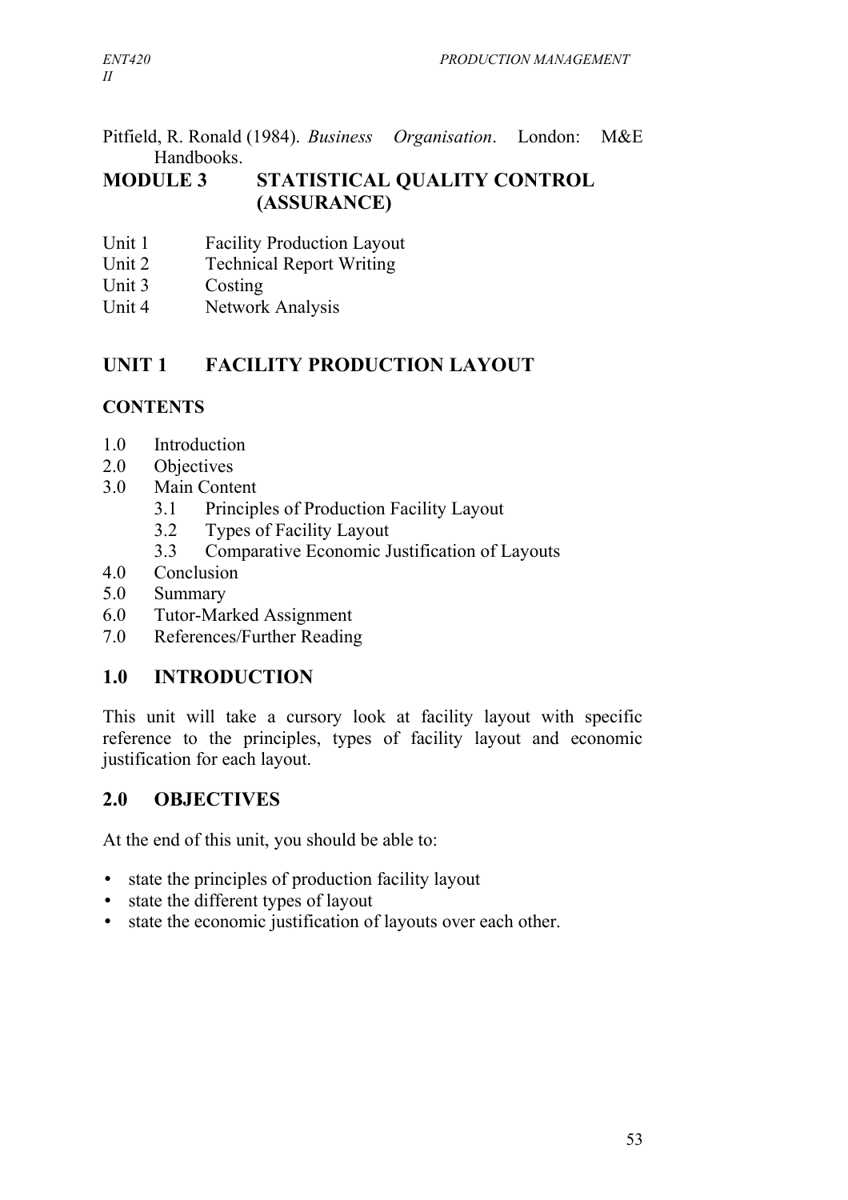Pitfield, R. Ronald (1984). *Business Organisation*. London: M&E Handbooks.

# MODULE 3 STATISTICAL QUALITY CONTROL (ASSURANCE)

Unit 1 Facility Production Layout
Unit 2 Technical Report Writing
Unit 3 Costing
Unit 4 Network Analysis

## UNIT 1 FACILITY PRODUCTION LAYOUT

### CONTENTS

1.0 Introduction
2.0 Objectives
3.0 Main Content
  3.1 Principles of Production Facility Layout
  3.2 Types of Facility Layout
  3.3 Comparative Economic Justification of Layouts
4.0 Conclusion
5.0 Summary
6.0 Tutor-Marked Assignment
7.0 References/Further Reading

### 1.0 INTRODUCTION

This unit will take a cursory look at facility layout with specific reference to the principles, types of facility layout and economic justification for each layout.

### 2.0 OBJECTIVES

At the end of this unit, you should be able to:

- state the principles of production facility layout
- state the different types of layout
- state the economic justification of layouts over each other.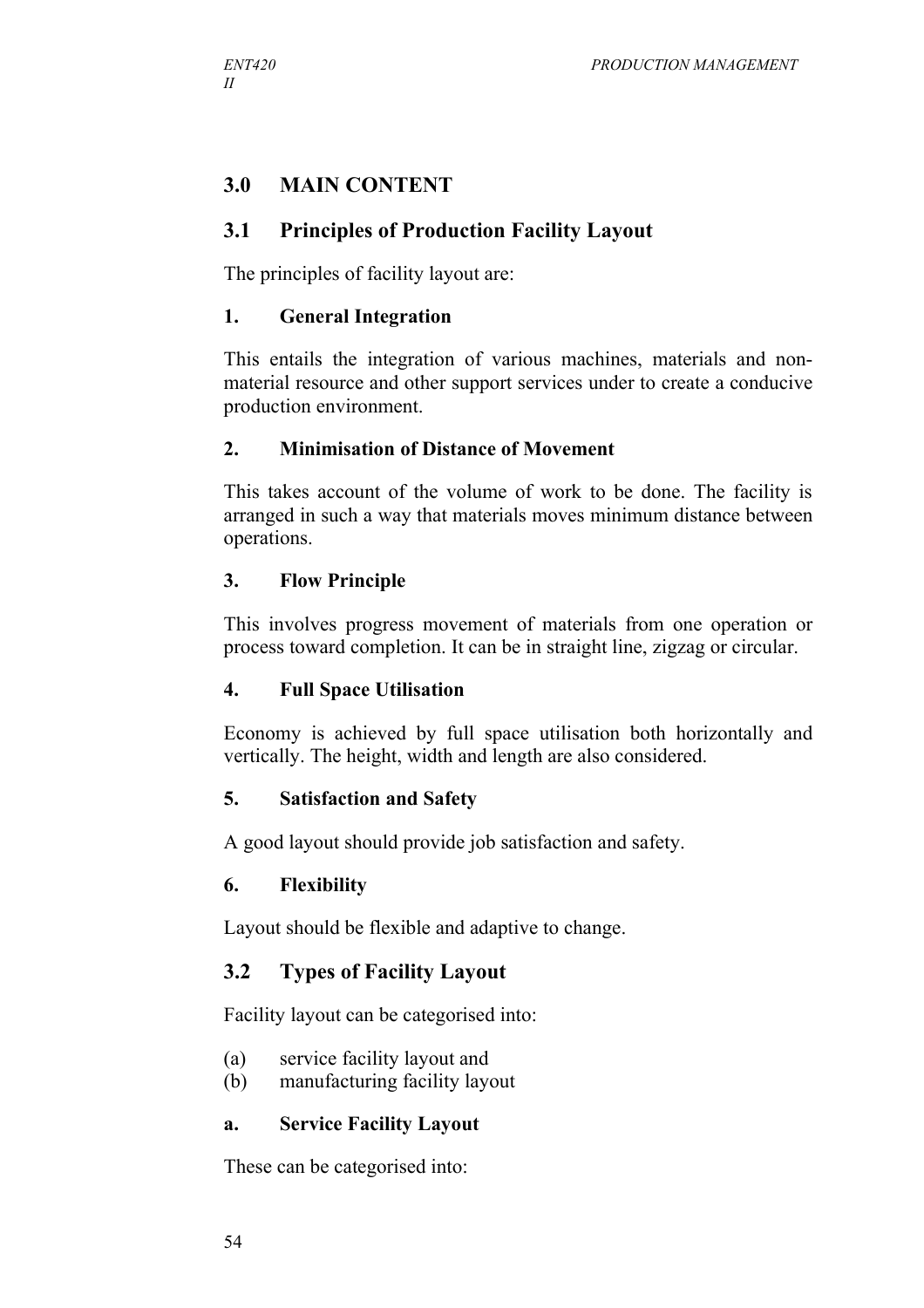## 3.0 MAIN CONTENT

### 3.1 Principles of Production Facility Layout

The principles of facility layout are:

#### 1. General Integration

This entails the integration of various machines, materials and non-material resource and other support services under to create a conducive production environment.

#### 2. Minimisation of Distance of Movement

This takes account of the volume of work to be done. The facility is arranged in such a way that materials moves minimum distance between operations.

#### 3. Flow Principle

This involves progress movement of materials from one operation or process toward completion. It can be in straight line, zigzag or circular.

#### 4. Full Space Utilisation

Economy is achieved by full space utilisation both horizontally and vertically. The height, width and length are also considered.

#### 5. Satisfaction and Safety

A good layout should provide job satisfaction and safety.

#### 6. Flexibility

Layout should be flexible and adaptive to change.

### 3.2 Types of Facility Layout

Facility layout can be categorised into:

(a) service facility layout and
(b) manufacturing facility layout

#### a. Service Facility Layout

These can be categorised into: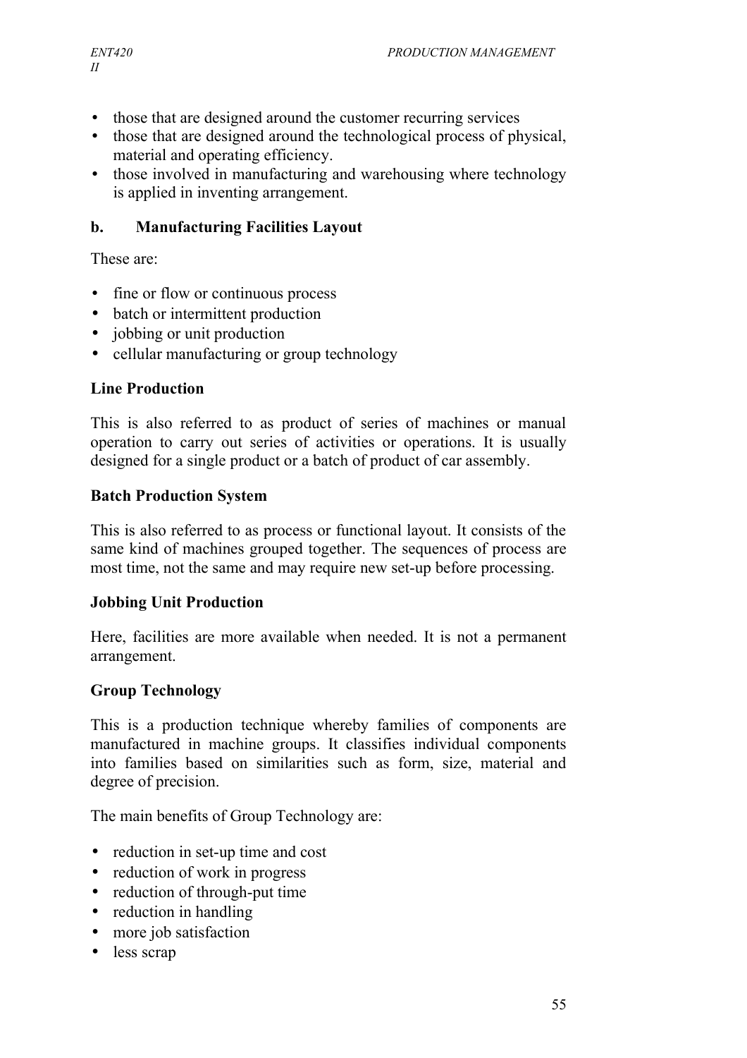- those that are designed around the customer recurring services
- those that are designed around the technological process of physical, material and operating efficiency.
- those involved in manufacturing and warehousing where technology is applied in inventing arrangement.

**b. Manufacturing Facilities Layout**

These are:

- fine or flow or continuous process
- batch or intermittent production
- jobbing or unit production
- cellular manufacturing or group technology

**Line Production**

This is also referred to as product of series of machines or manual operation to carry out series of activities or operations. It is usually designed for a single product or a batch of product of car assembly.

**Batch Production System**

This is also referred to as process or functional layout. It consists of the same kind of machines grouped together. The sequences of process are most time, not the same and may require new set-up before processing.

**Jobbing Unit Production**

Here, facilities are more available when needed. It is not a permanent arrangement.

**Group Technology**

This is a production technique whereby families of components are manufactured in machine groups. It classifies individual components into families based on similarities such as form, size, material and degree of precision.

The main benefits of Group Technology are:

- reduction in set-up time and cost
- reduction of work in progress
- reduction of through-put time
- reduction in handling
- more job satisfaction
- less scrap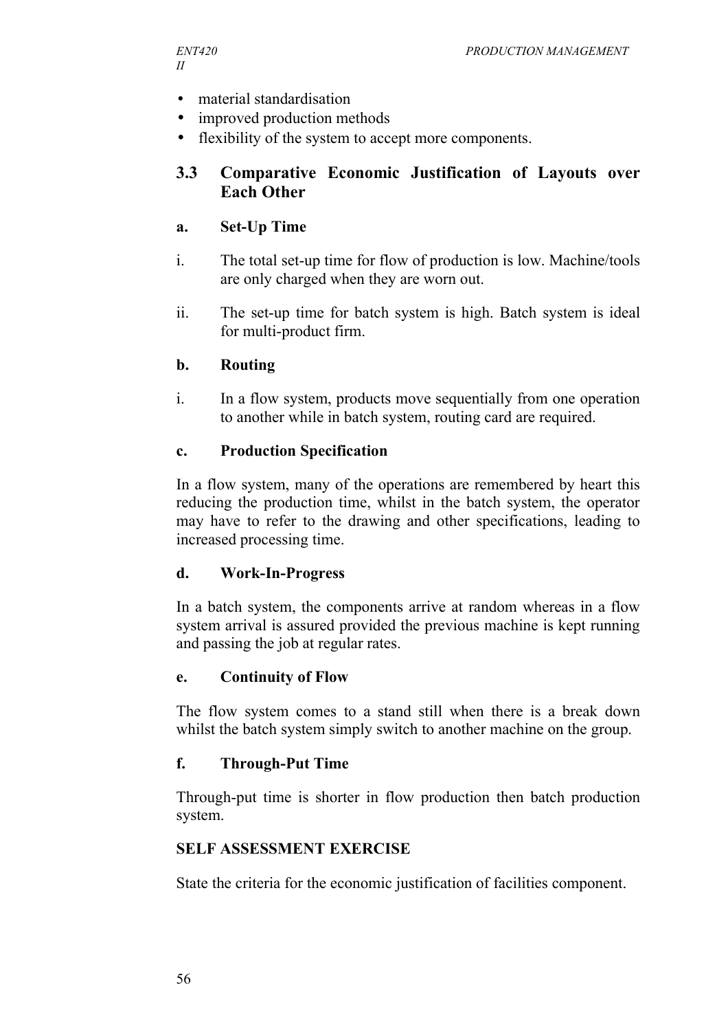- material standardisation
- improved production methods
- flexibility of the system to accept more components.

## 3.3 Comparative Economic Justification of Layouts over Each Other

### a. Set-Up Time

i. The total set-up time for flow of production is low. Machine/tools are only charged when they are worn out.

ii. The set-up time for batch system is high. Batch system is ideal for multi-product firm.

### b. Routing

i. In a flow system, products move sequentially from one operation to another while in batch system, routing card are required.

### c. Production Specification

In a flow system, many of the operations are remembered by heart this reducing the production time, whilst in the batch system, the operator may have to refer to the drawing and other specifications, leading to increased processing time.

### d. Work-In-Progress

In a batch system, the components arrive at random whereas in a flow system arrival is assured provided the previous machine is kept running and passing the job at regular rates.

### e. Continuity of Flow

The flow system comes to a stand still when there is a break down whilst the batch system simply switch to another machine on the group.

### f. Through-Put Time

Through-put time is shorter in flow production then batch production system.

**SELF ASSESSMENT EXERCISE**

State the criteria for the economic justification of facilities component.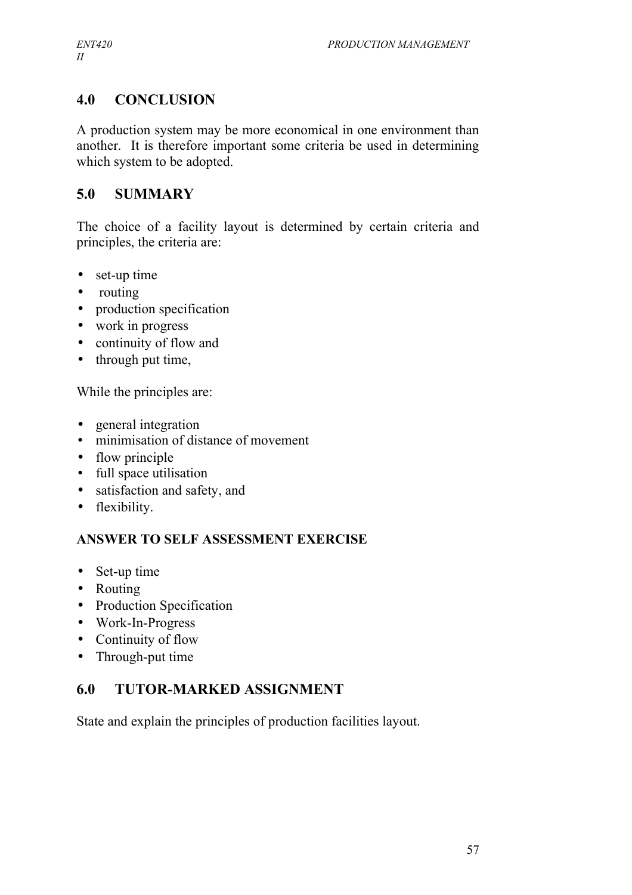## 4.0 CONCLUSION

A production system may be more economical in one environment than another. It is therefore important some criteria be used in determining which system to be adopted.

## 5.0 SUMMARY

The choice of a facility layout is determined by certain criteria and principles, the criteria are:

- set-up time
- routing
- production specification
- work in progress
- continuity of flow and
- through put time,

While the principles are:

- general integration
- minimisation of distance of movement
- flow principle
- full space utilisation
- satisfaction and safety, and
- flexibility.

**ANSWER TO SELF ASSESSMENT EXERCISE**

- Set-up time
- Routing
- Production Specification
- Work-In-Progress
- Continuity of flow
- Through-put time

## 6.0 TUTOR-MARKED ASSIGNMENT

State and explain the principles of production facilities layout.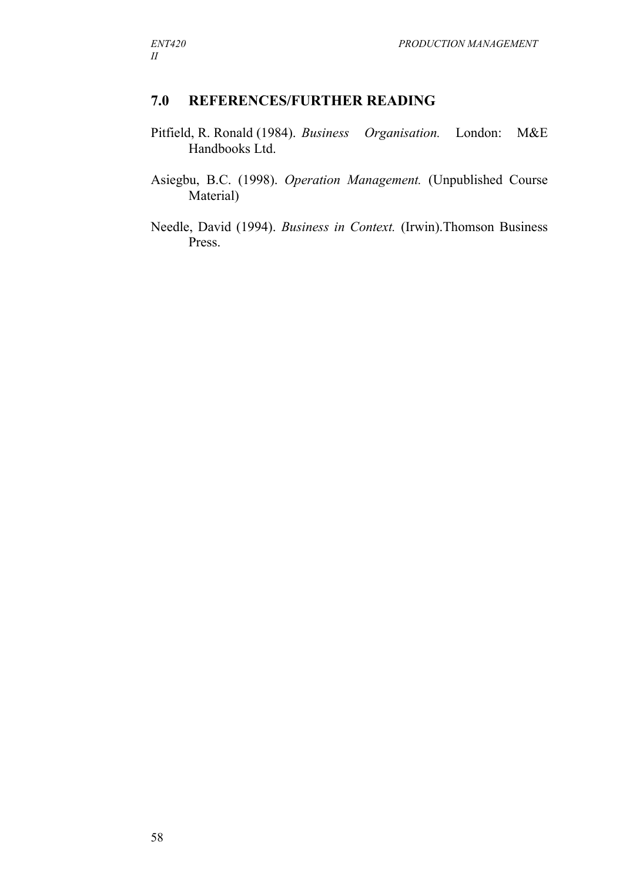## 7.0 REFERENCES/FURTHER READING

Pitfield, R. Ronald (1984). *Business Organisation.* London: M&E Handbooks Ltd.

Asiegbu, B.C. (1998). *Operation Management.* (Unpublished Course Material)

Needle, David (1994). *Business in Context.* (Irwin).Thomson Business Press.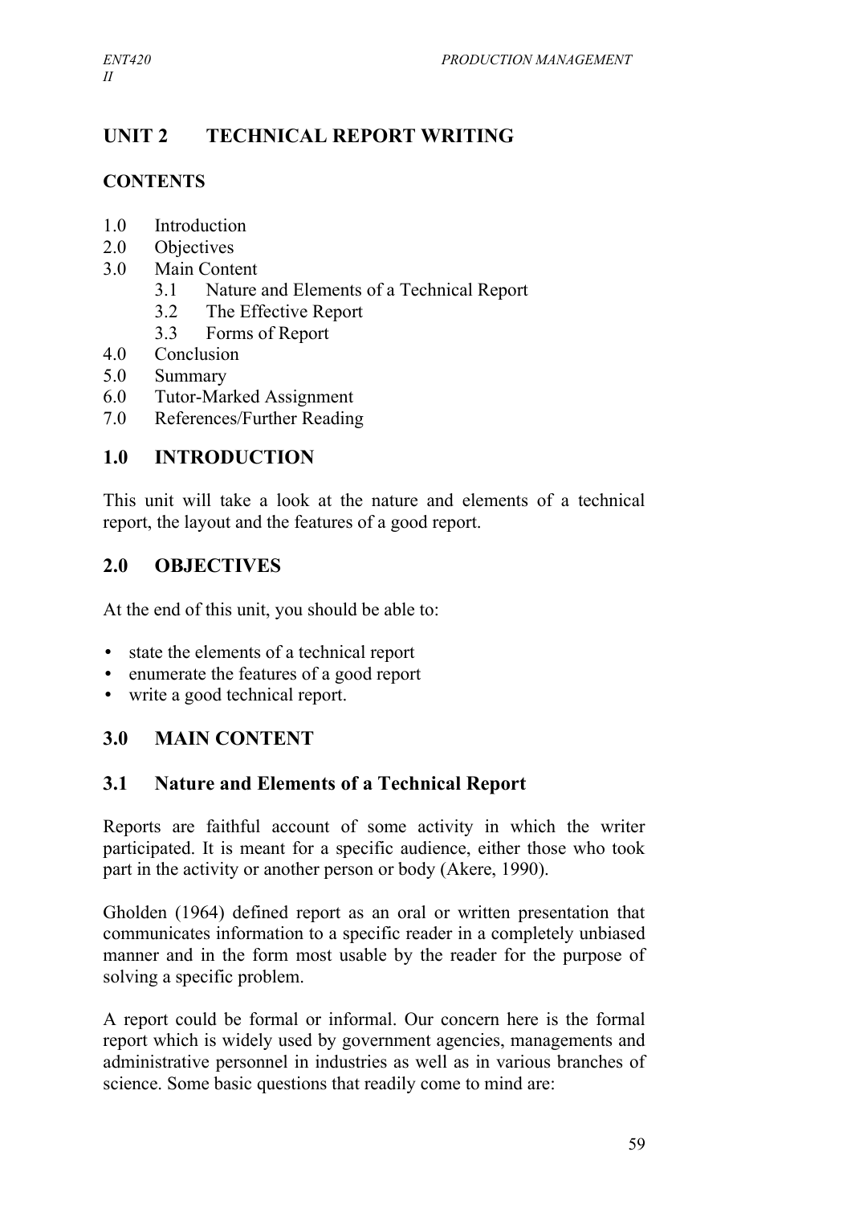## UNIT 2 TECHNICAL REPORT WRITING

### CONTENTS

1.0 Introduction
2.0 Objectives
3.0 Main Content
    3.1 Nature and Elements of a Technical Report
    3.2 The Effective Report
    3.3 Forms of Report
4.0 Conclusion
5.0 Summary
6.0 Tutor-Marked Assignment
7.0 References/Further Reading

### 1.0 INTRODUCTION

This unit will take a look at the nature and elements of a technical report, the layout and the features of a good report.

### 2.0 OBJECTIVES

At the end of this unit, you should be able to:

- state the elements of a technical report
- enumerate the features of a good report
- write a good technical report.

### 3.0 MAIN CONTENT

### 3.1 Nature and Elements of a Technical Report

Reports are faithful account of some activity in which the writer participated. It is meant for a specific audience, either those who took part in the activity or another person or body (Akere, 1990).

Gholden (1964) defined report as an oral or written presentation that communicates information to a specific reader in a completely unbiased manner and in the form most usable by the reader for the purpose of solving a specific problem.

A report could be formal or informal. Our concern here is the formal report which is widely used by government agencies, managements and administrative personnel in industries as well as in various branches of science. Some basic questions that readily come to mind are: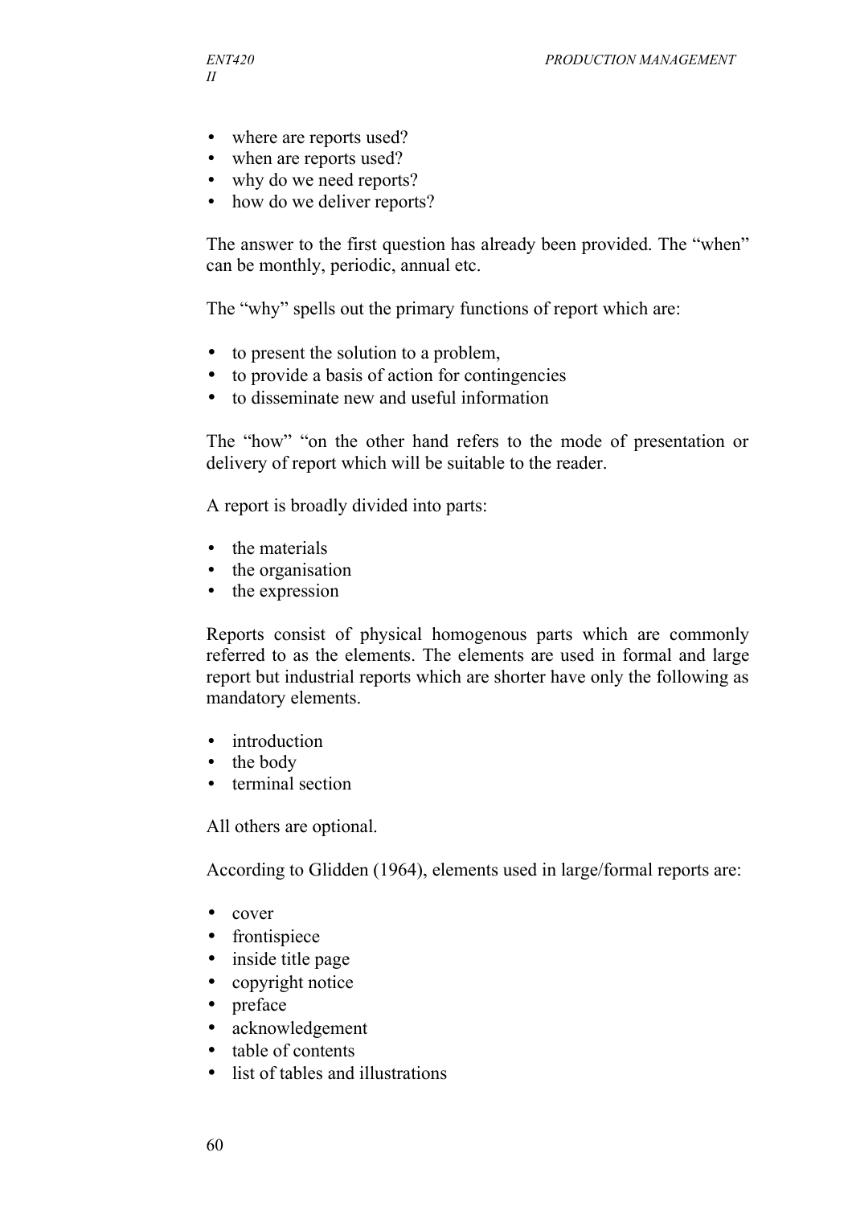- where are reports used?
- when are reports used?
- why do we need reports?
- how do we deliver reports?

The answer to the first question has already been provided. The "when" can be monthly, periodic, annual etc.

The "why" spells out the primary functions of report which are:

- to present the solution to a problem,
- to provide a basis of action for contingencies
- to disseminate new and useful information

The "how" "on the other hand refers to the mode of presentation or delivery of report which will be suitable to the reader.

A report is broadly divided into parts:

- the materials
- the organisation
- the expression

Reports consist of physical homogenous parts which are commonly referred to as the elements. The elements are used in formal and large report but industrial reports which are shorter have only the following as mandatory elements.

- introduction
- the body
- terminal section

All others are optional.

According to Glidden (1964), elements used in large/formal reports are:

- cover
- frontispiece
- inside title page
- copyright notice
- preface
- acknowledgement
- table of contents
- list of tables and illustrations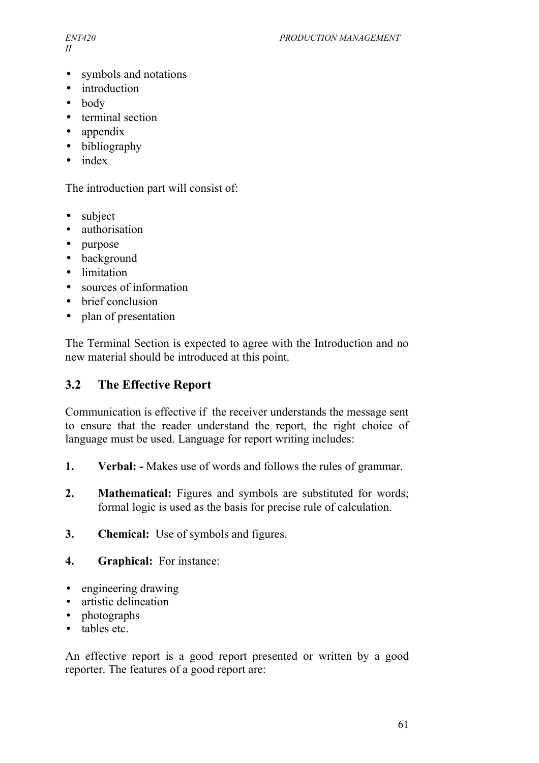- symbols and notations
- introduction
- body
- terminal section
- appendix
- bibliography
- index

The introduction part will consist of:

- subject
- authorisation
- purpose
- background
- limitation
- sources of information
- brief conclusion
- plan of presentation

The Terminal Section is expected to agree with the Introduction and no new material should be introduced at this point.

## 3.2 The Effective Report

Communication is effective if the receiver understands the message sent to ensure that the reader understand the report, the right choice of language must be used. Language for report writing includes:

1. **Verbal: -** Makes use of words and follows the rules of grammar.

2. **Mathematical:** Figures and symbols are substituted for words; formal logic is used as the basis for precise rule of calculation.

3. **Chemical:** Use of symbols and figures.

4. **Graphical:** For instance:

- engineering drawing
- artistic delineation
- photographs
- tables etc.

An effective report is a good report presented or written by a good reporter. The features of a good report are: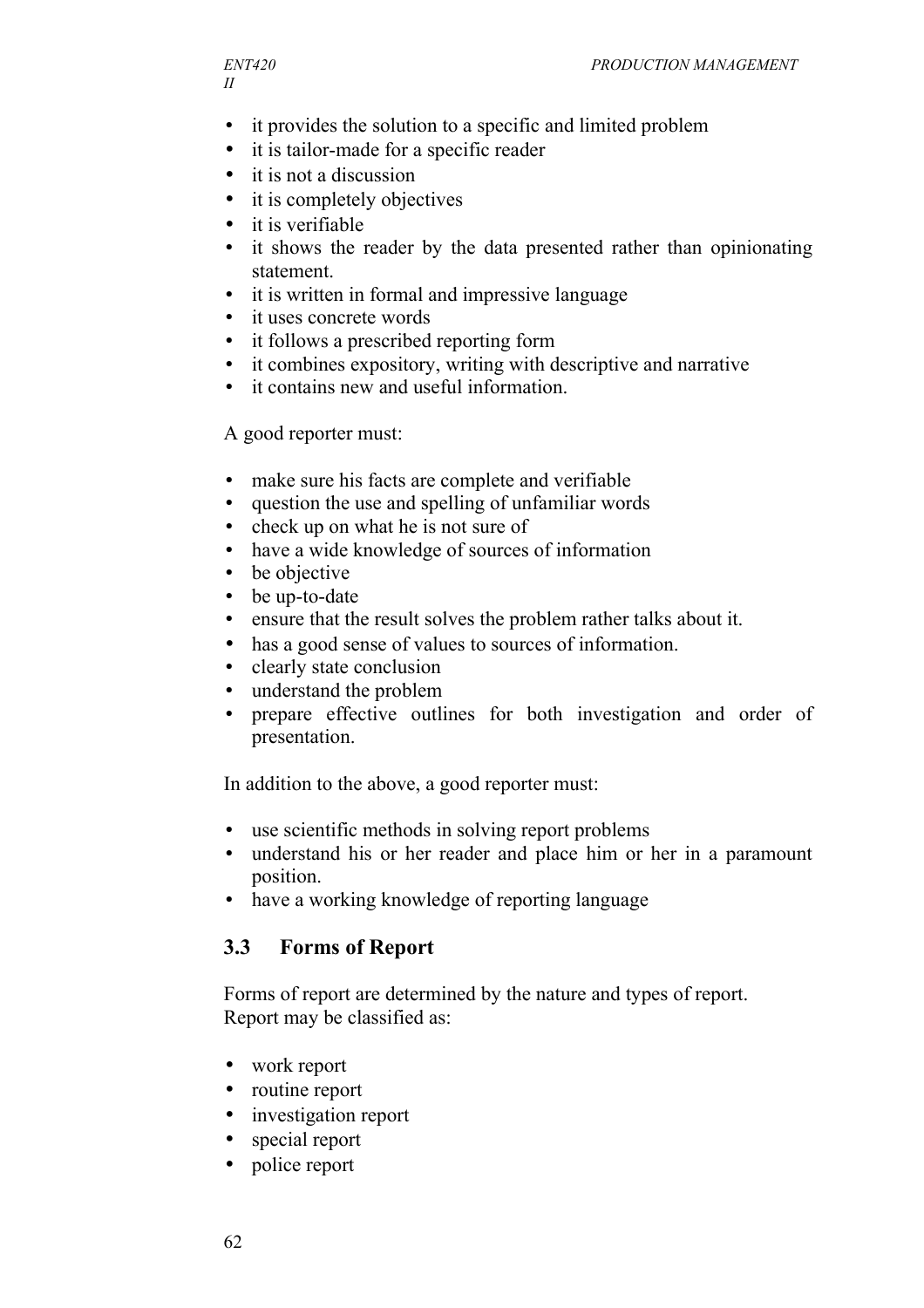- it provides the solution to a specific and limited problem
- it is tailor-made for a specific reader
- it is not a discussion
- it is completely objectives
- it is verifiable
- it shows the reader by the data presented rather than opinionating statement.
- it is written in formal and impressive language
- it uses concrete words
- it follows a prescribed reporting form
- it combines expository, writing with descriptive and narrative
- it contains new and useful information.

A good reporter must:

- make sure his facts are complete and verifiable
- question the use and spelling of unfamiliar words
- check up on what he is not sure of
- have a wide knowledge of sources of information
- be objective
- be up-to-date
- ensure that the result solves the problem rather talks about it.
- has a good sense of values to sources of information.
- clearly state conclusion
- understand the problem
- prepare effective outlines for both investigation and order of presentation.

In addition to the above, a good reporter must:

- use scientific methods in solving report problems
- understand his or her reader and place him or her in a paramount position.
- have a working knowledge of reporting language

## 3.3 Forms of Report

Forms of report are determined by the nature and types of report.
Report may be classified as:

- work report
- routine report
- investigation report
- special report
- police report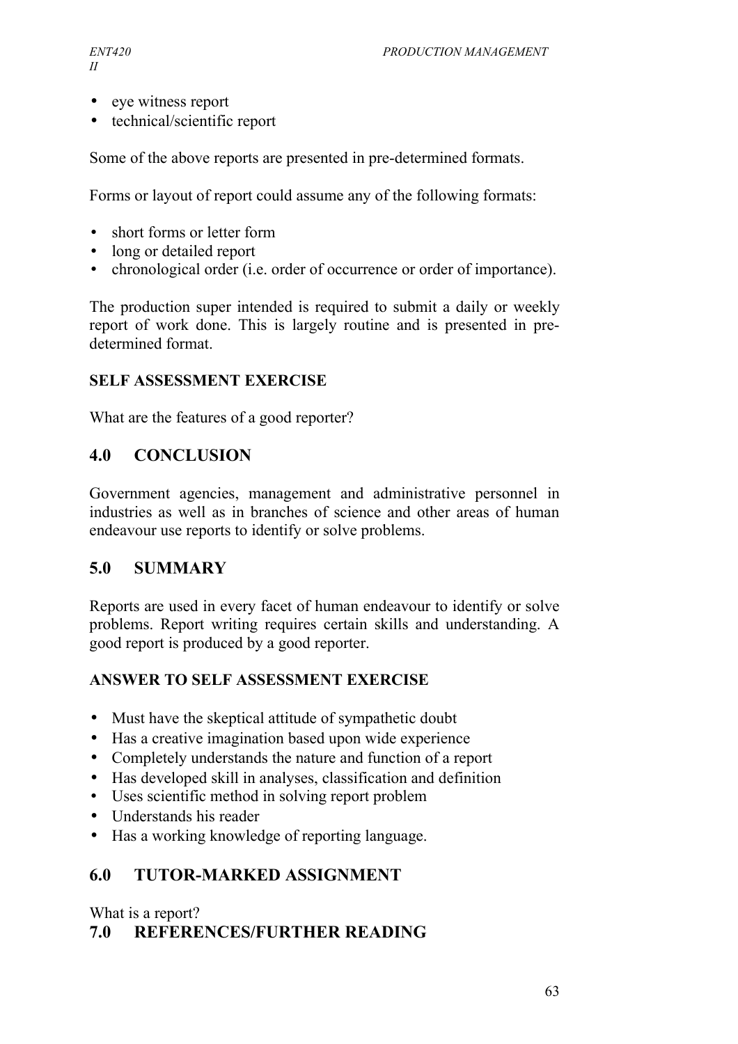- eye witness report
- technical/scientific report

Some of the above reports are presented in pre-determined formats.

Forms or layout of report could assume any of the following formats:

- short forms or letter form
- long or detailed report
- chronological order (i.e. order of occurrence or order of importance).

The production super intended is required to submit a daily or weekly report of work done. This is largely routine and is presented in pre-determined format.

**SELF ASSESSMENT EXERCISE**

What are the features of a good reporter?

## 4.0 CONCLUSION

Government agencies, management and administrative personnel in industries as well as in branches of science and other areas of human endeavour use reports to identify or solve problems.

## 5.0 SUMMARY

Reports are used in every facet of human endeavour to identify or solve problems. Report writing requires certain skills and understanding. A good report is produced by a good reporter.

**ANSWER TO SELF ASSESSMENT EXERCISE**

- Must have the skeptical attitude of sympathetic doubt
- Has a creative imagination based upon wide experience
- Completely understands the nature and function of a report
- Has developed skill in analyses, classification and definition
- Uses scientific method in solving report problem
- Understands his reader
- Has a working knowledge of reporting language.

## 6.0 TUTOR-MARKED ASSIGNMENT

What is a report?

## 7.0 REFERENCES/FURTHER READING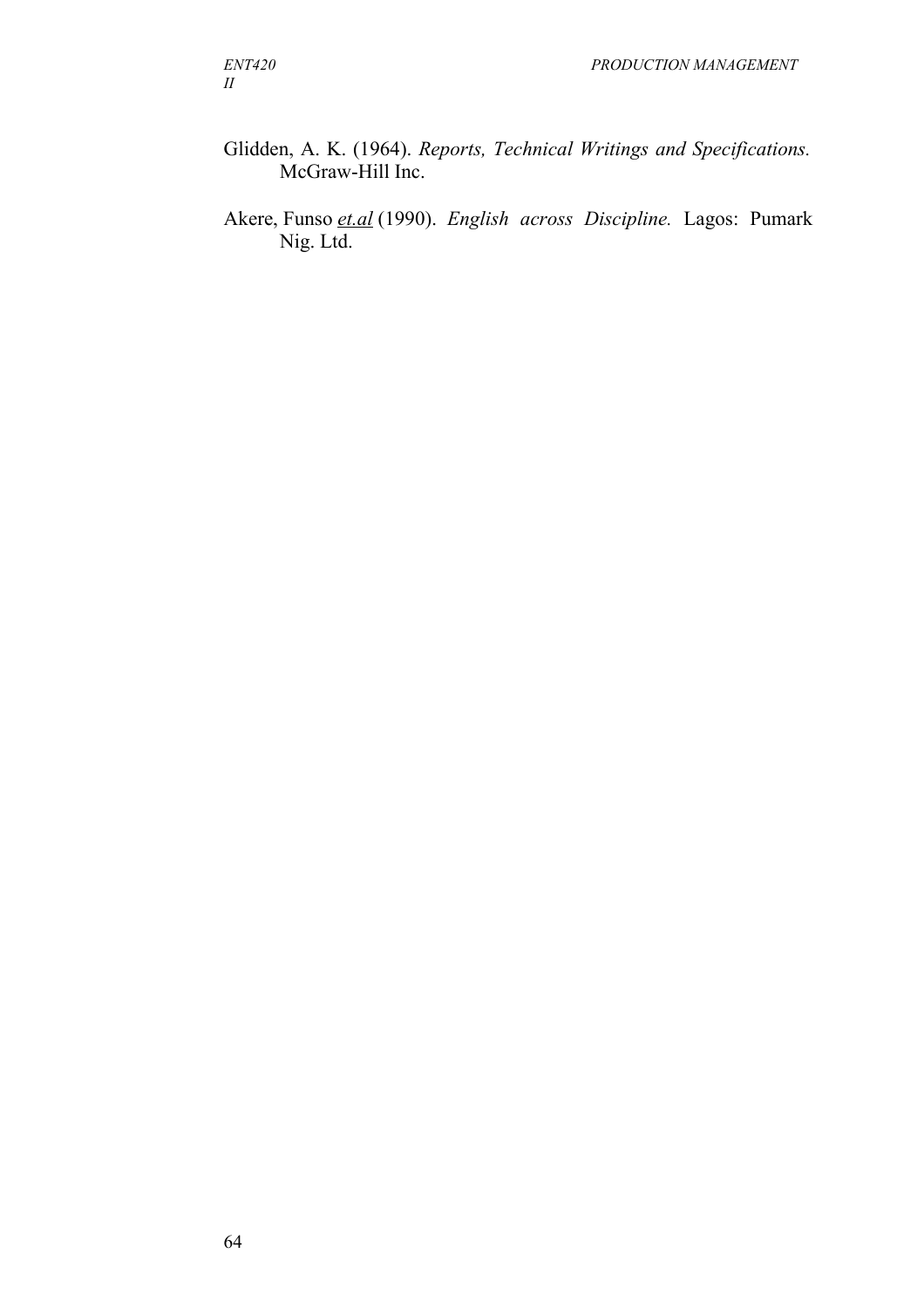Glidden, A. K. (1964). *Reports, Technical Writings and Specifications.* McGraw-Hill Inc.

Akere, Funso *et.al* (1990). *English across Discipline.* Lagos: Pumark Nig. Ltd.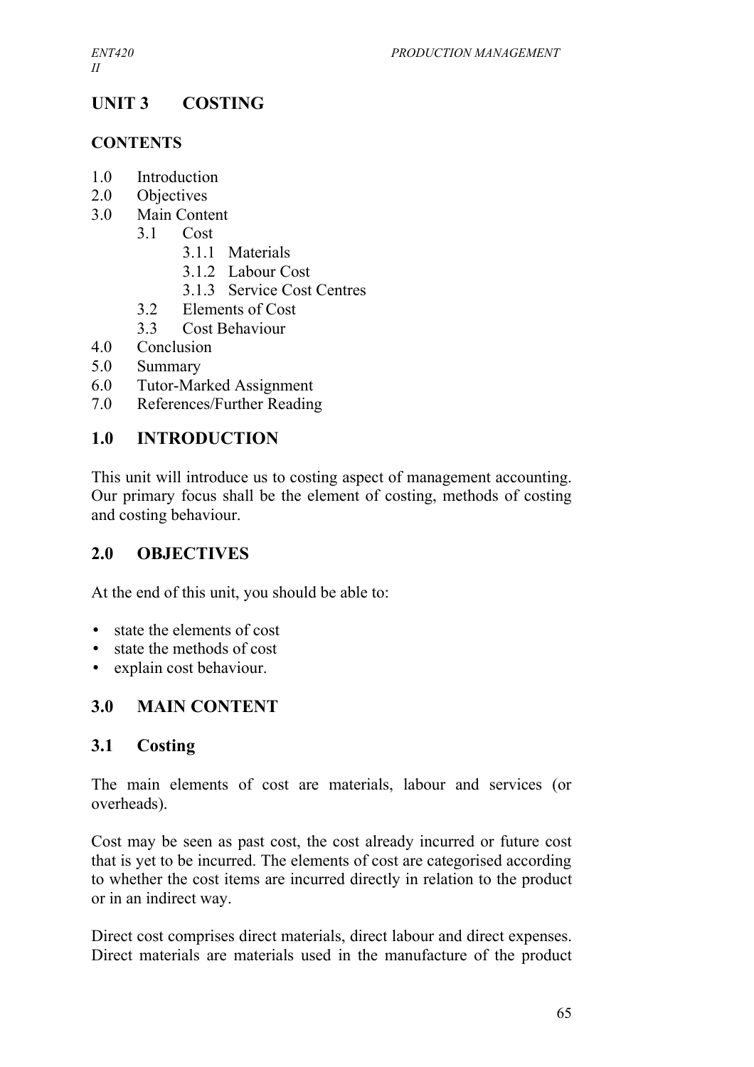# UNIT 3 COSTING

## CONTENTS

1.0 Introduction
2.0 Objectives
3.0 Main Content
  3.1 Cost
    3.1.1 Materials
    3.1.2 Labour Cost
    3.1.3 Service Cost Centres
  3.2 Elements of Cost
  3.3 Cost Behaviour
4.0 Conclusion
5.0 Summary
6.0 Tutor-Marked Assignment
7.0 References/Further Reading

## 1.0 INTRODUCTION

This unit will introduce us to costing aspect of management accounting. Our primary focus shall be the element of costing, methods of costing and costing behaviour.

## 2.0 OBJECTIVES

At the end of this unit, you should be able to:

- state the elements of cost
- state the methods of cost
- explain cost behaviour.

## 3.0 MAIN CONTENT

### 3.1 Costing

The main elements of cost are materials, labour and services (or overheads).

Cost may be seen as past cost, the cost already incurred or future cost that is yet to be incurred. The elements of cost are categorised according to whether the cost items are incurred directly in relation to the product or in an indirect way.

Direct cost comprises direct materials, direct labour and direct expenses. Direct materials are materials used in the manufacture of the product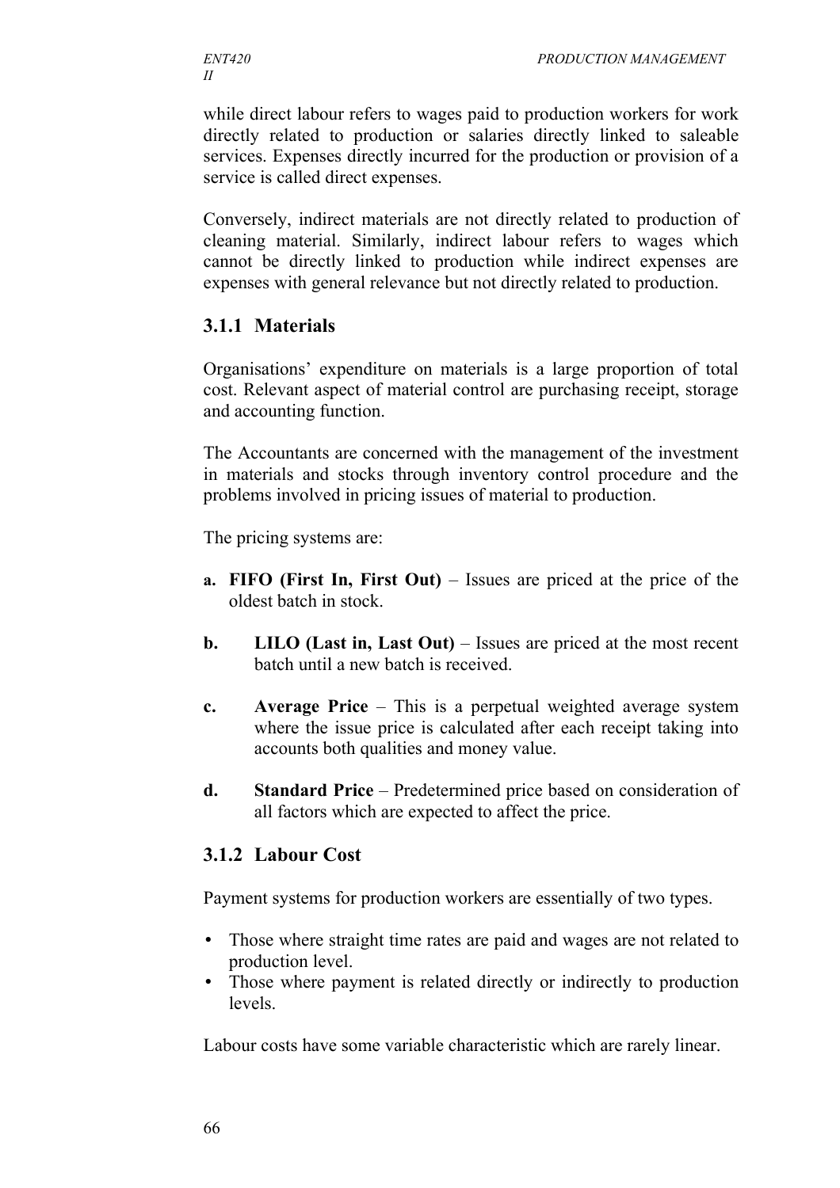while direct labour refers to wages paid to production workers for work directly related to production or salaries directly linked to saleable services. Expenses directly incurred for the production or provision of a service is called direct expenses.

Conversely, indirect materials are not directly related to production of cleaning material. Similarly, indirect labour refers to wages which cannot be directly linked to production while indirect expenses are expenses with general relevance but not directly related to production.

### 3.1.1 Materials

Organisations' expenditure on materials is a large proportion of total cost. Relevant aspect of material control are purchasing receipt, storage and accounting function.

The Accountants are concerned with the management of the investment in materials and stocks through inventory control procedure and the problems involved in pricing issues of material to production.

The pricing systems are:

a. **FIFO (First In, First Out)** – Issues are priced at the price of the oldest batch in stock.

b. **LILO (Last in, Last Out)** – Issues are priced at the most recent batch until a new batch is received.

c. **Average Price** – This is a perpetual weighted average system where the issue price is calculated after each receipt taking into accounts both qualities and money value.

d. **Standard Price** – Predetermined price based on consideration of all factors which are expected to affect the price.

### 3.1.2 Labour Cost

Payment systems for production workers are essentially of two types.

- Those where straight time rates are paid and wages are not related to production level.
- Those where payment is related directly or indirectly to production levels.

Labour costs have some variable characteristic which are rarely linear.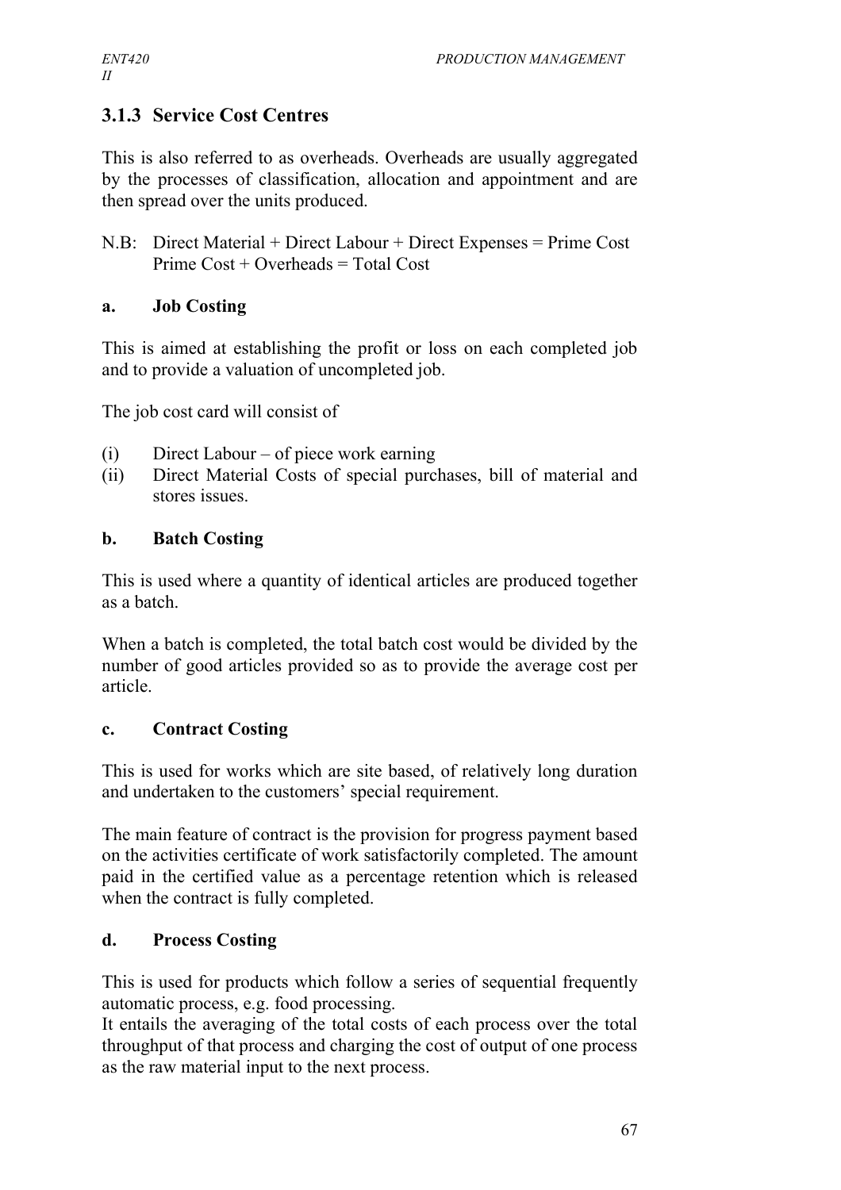### 3.1.3 Service Cost Centres

This is also referred to as overheads. Overheads are usually aggregated by the processes of classification, allocation and appointment and are then spread over the units produced.

N.B: Direct Material + Direct Labour + Direct Expenses = Prime Cost
Prime Cost + Overheads = Total Cost

#### a. Job Costing

This is aimed at establishing the profit or loss on each completed job and to provide a valuation of uncompleted job.

The job cost card will consist of

(i) Direct Labour – of piece work earning
(ii) Direct Material Costs of special purchases, bill of material and stores issues.

#### b. Batch Costing

This is used where a quantity of identical articles are produced together as a batch.

When a batch is completed, the total batch cost would be divided by the number of good articles provided so as to provide the average cost per article.

#### c. Contract Costing

This is used for works which are site based, of relatively long duration and undertaken to the customers' special requirement.

The main feature of contract is the provision for progress payment based on the activities certificate of work satisfactorily completed. The amount paid in the certified value as a percentage retention which is released when the contract is fully completed.

#### d. Process Costing

This is used for products which follow a series of sequential frequently automatic process, e.g. food processing.
It entails the averaging of the total costs of each process over the total throughput of that process and charging the cost of output of one process as the raw material input to the next process.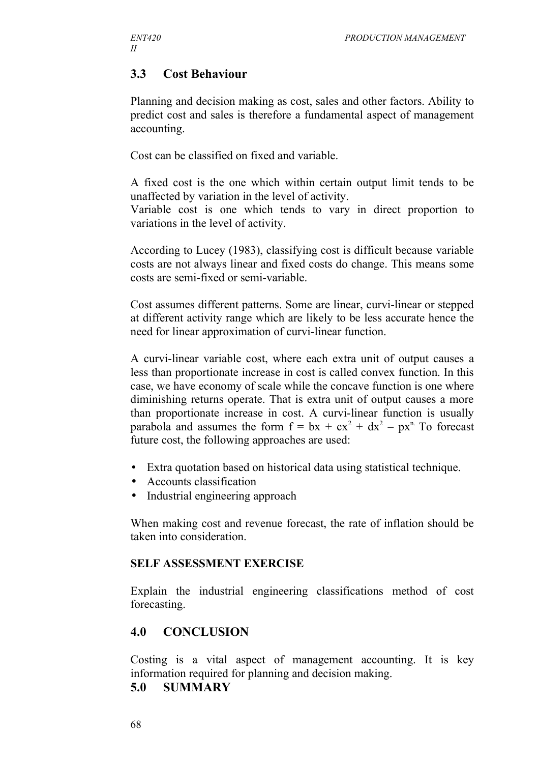## 3.3 Cost Behaviour

Planning and decision making as cost, sales and other factors. Ability to predict cost and sales is therefore a fundamental aspect of management accounting.

Cost can be classified on fixed and variable.

A fixed cost is the one which within certain output limit tends to be unaffected by variation in the level of activity.
Variable cost is one which tends to vary in direct proportion to variations in the level of activity.

According to Lucey (1983), classifying cost is difficult because variable costs are not always linear and fixed costs do change. This means some costs are semi-fixed or semi-variable.

Cost assumes different patterns. Some are linear, curvi-linear or stepped at different activity range which are likely to be less accurate hence the need for linear approximation of curvi-linear function.

A curvi-linear variable cost, where each extra unit of output causes a less than proportionate increase in cost is called convex function. In this case, we have economy of scale while the concave function is one where diminishing returns operate. That is extra unit of output causes a more than proportionate increase in cost. A curvi-linear function is usually parabola and assumes the form $f = bx + cx^2 + dx^2 - px^n$. To forecast future cost, the following approaches are used:

- Extra quotation based on historical data using statistical technique.
- Accounts classification
- Industrial engineering approach

When making cost and revenue forecast, the rate of inflation should be taken into consideration.

**SELF ASSESSMENT EXERCISE**

Explain the industrial engineering classifications method of cost forecasting.

## 4.0 CONCLUSION

Costing is a vital aspect of management accounting. It is key information required for planning and decision making.

## 5.0 SUMMARY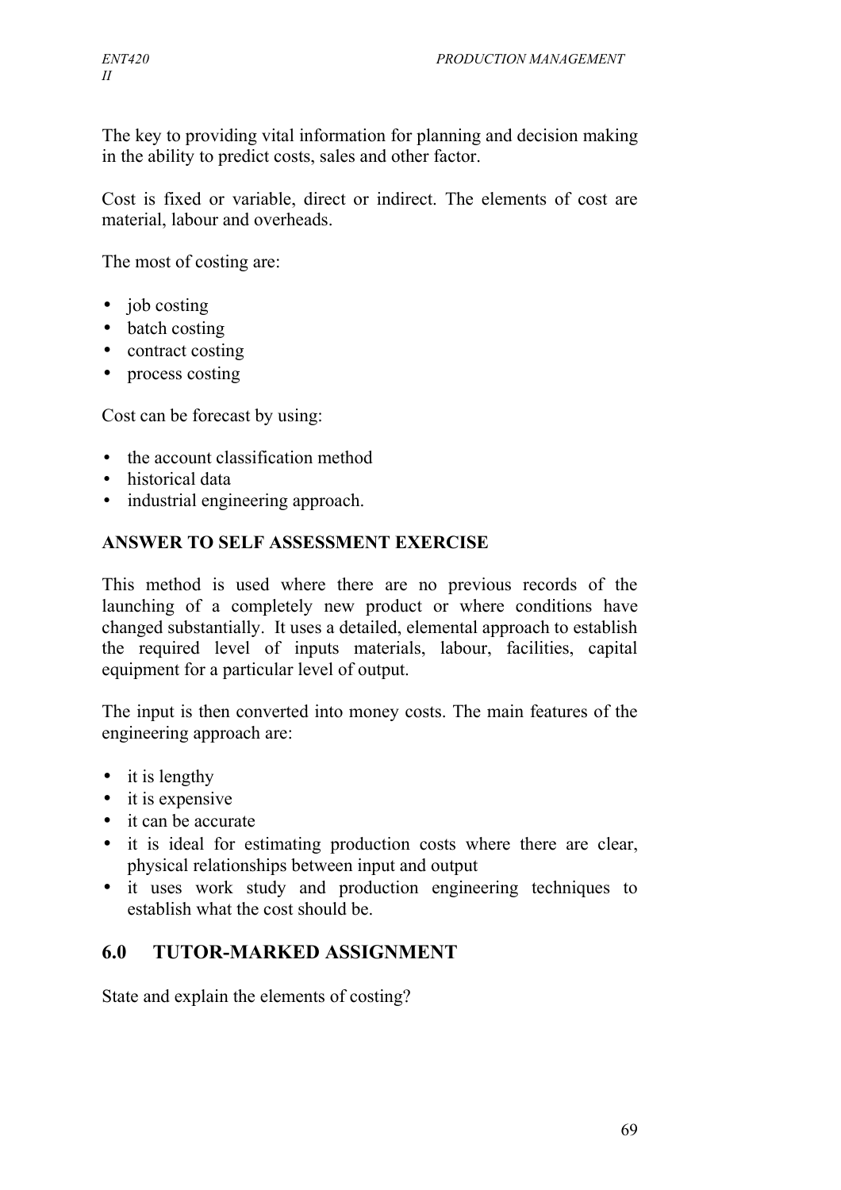The key to providing vital information for planning and decision making in the ability to predict costs, sales and other factor.

Cost is fixed or variable, direct or indirect. The elements of cost are material, labour and overheads.

The most of costing are:

- job costing
- batch costing
- contract costing
- process costing

Cost can be forecast by using:

- the account classification method
- historical data
- industrial engineering approach.

**ANSWER TO SELF ASSESSMENT EXERCISE**

This method is used where there are no previous records of the launching of a completely new product or where conditions have changed substantially. It uses a detailed, elemental approach to establish the required level of inputs materials, labour, facilities, capital equipment for a particular level of output.

The input is then converted into money costs. The main features of the engineering approach are:

- it is lengthy
- it is expensive
- it can be accurate
- it is ideal for estimating production costs where there are clear, physical relationships between input and output
- it uses work study and production engineering techniques to establish what the cost should be.

## 6.0 TUTOR-MARKED ASSIGNMENT

State and explain the elements of costing?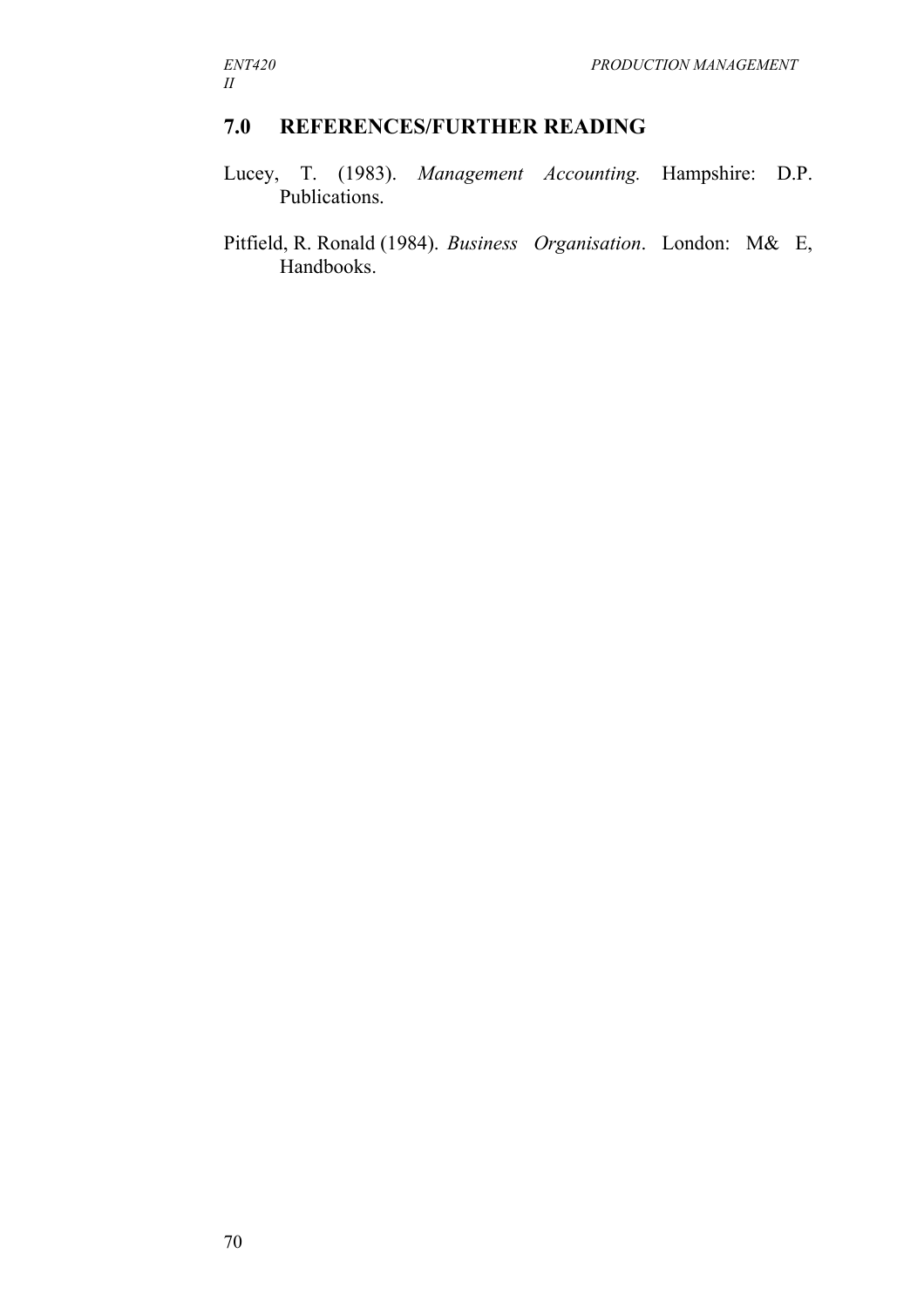## 7.0 REFERENCES/FURTHER READING

Lucey, T. (1983). *Management Accounting.* Hampshire: D.P. Publications.

Pitfield, R. Ronald (1984). *Business Organisation*. London: M& E, Handbooks.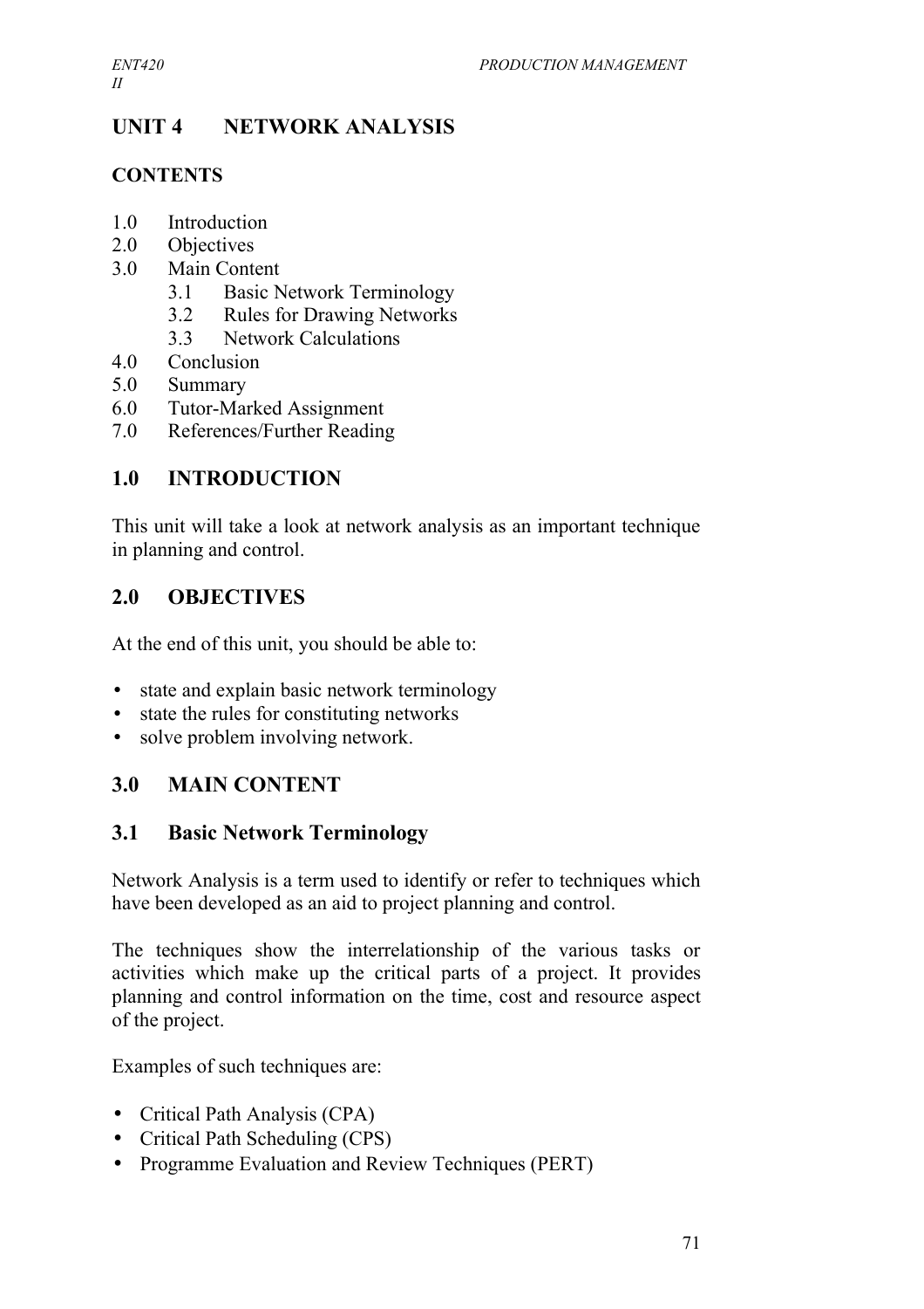# UNIT 4 NETWORK ANALYSIS

## CONTENTS

1.0 Introduction
2.0 Objectives
3.0 Main Content
    3.1 Basic Network Terminology
    3.2 Rules for Drawing Networks
    3.3 Network Calculations
4.0 Conclusion
5.0 Summary
6.0 Tutor-Marked Assignment
7.0 References/Further Reading

## 1.0 INTRODUCTION

This unit will take a look at network analysis as an important technique in planning and control.

## 2.0 OBJECTIVES

At the end of this unit, you should be able to:

- state and explain basic network terminology
- state the rules for constituting networks
- solve problem involving network.

## 3.0 MAIN CONTENT

### 3.1 Basic Network Terminology

Network Analysis is a term used to identify or refer to techniques which have been developed as an aid to project planning and control.

The techniques show the interrelationship of the various tasks or activities which make up the critical parts of a project. It provides planning and control information on the time, cost and resource aspect of the project.

Examples of such techniques are:

- Critical Path Analysis (CPA)
- Critical Path Scheduling (CPS)
- Programme Evaluation and Review Techniques (PERT)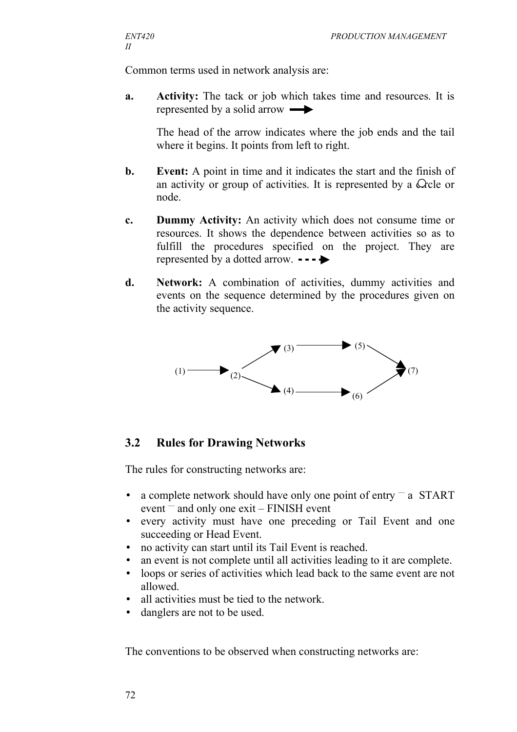Common terms used in network analysis are:

**a.** **Activity:** The tack or job which takes time and resources. It is represented by a solid arrow ⟶

The head of the arrow indicates where the job ends and the tail where it begins. It points from left to right.

**b.** **Event:** A point in time and it indicates the start and the finish of an activity or group of activities. It is represented by a circle or node.

**c.** **Dummy Activity:** An activity which does not consume time or resources. It shows the dependence between activities so as to fulfill the procedures specified on the project. They are represented by a dotted arrow. - - - ▶

**d.** **Network:** A combination of activities, dummy activities and events on the sequence determined by the procedures given on the activity sequence.

```
                    (3) ──────────▶ (5)
                  ▲                     ╲
(1) ──────▶ (2)                          ▶ (7)
                  ╲                     ▲
                   ▶ (4) ──────────▶ (6)
```

## 3.2 Rules for Drawing Networks

The rules for constructing networks are:

- a complete network should have only one point of entry ‾ a START event ‾ and only one exit – FINISH event
- every activity must have one preceding or Tail Event and one succeeding or Head Event.
- no activity can start until its Tail Event is reached.
- an event is not complete until all activities leading to it are complete.
- loops or series of activities which lead back to the same event are not allowed.
- all activities must be tied to the network.
- danglers are not to be used.

The conventions to be observed when constructing networks are: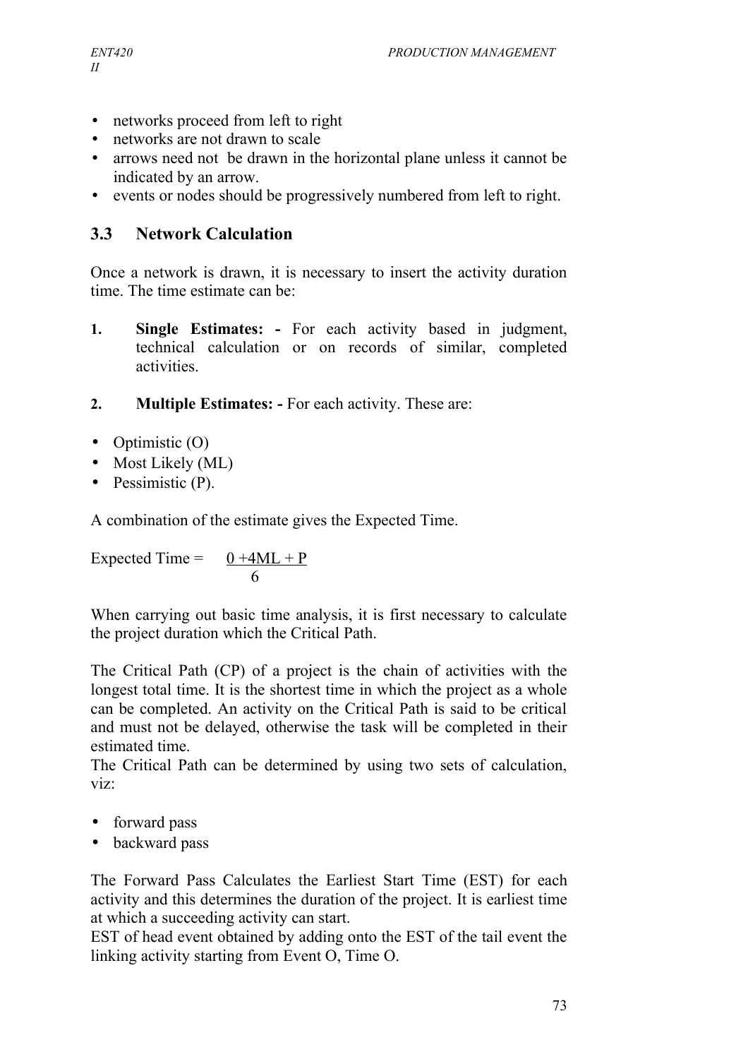- networks proceed from left to right
- networks are not drawn to scale
- arrows need not be drawn in the horizontal plane unless it cannot be indicated by an arrow.
- events or nodes should be progressively numbered from left to right.

## 3.3 Network Calculation

Once a network is drawn, it is necessary to insert the activity duration time. The time estimate can be:

1. **Single Estimates: -** For each activity based in judgment, technical calculation or on records of similar, completed activities.

2. **Multiple Estimates: -** For each activity. These are:

- Optimistic (O)
- Most Likely (ML)
- Pessimistic (P).

A combination of the estimate gives the Expected Time.

$$\text{Expected Time} = \frac{0 + 4ML + P}{6}$$

When carrying out basic time analysis, it is first necessary to calculate the project duration which the Critical Path.

The Critical Path (CP) of a project is the chain of activities with the longest total time. It is the shortest time in which the project as a whole can be completed. An activity on the Critical Path is said to be critical and must not be delayed, otherwise the task will be completed in their estimated time.
The Critical Path can be determined by using two sets of calculation, viz:

- forward pass
- backward pass

The Forward Pass Calculates the Earliest Start Time (EST) for each activity and this determines the duration of the project. It is earliest time at which a succeeding activity can start.
EST of head event obtained by adding onto the EST of the tail event the linking activity starting from Event O, Time O.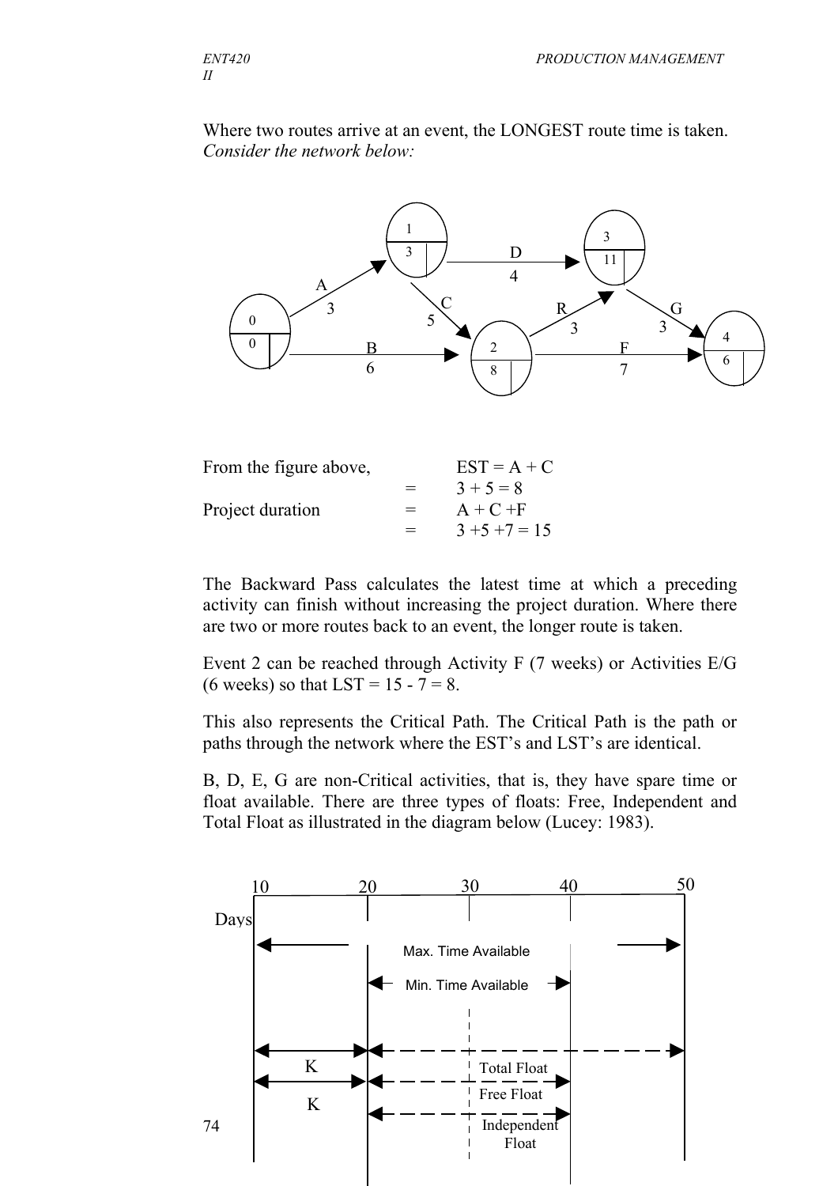Where two routes arrive at an event, the LONGEST route time is taken. *Consider the network below:*

From the figure above, EST = A + C

$= 3 + 5 = 8$

Project duration $= A + C + F$

$= 3 + 5 + 7 = 15$

The Backward Pass calculates the latest time at which a preceding activity can finish without increasing the project duration. Where there are two or more routes back to an event, the longer route is taken.

Event 2 can be reached through Activity F (7 weeks) or Activities E/G (6 weeks) so that LST = 15 - 7 = 8.

This also represents the Critical Path. The Critical Path is the path or paths through the network where the EST's and LST's are identical.

B, D, E, G are non-Critical activities, that is, they have spare time or float available. There are three types of floats: Free, Independent and Total Float as illustrated in the diagram below (Lucey: 1983).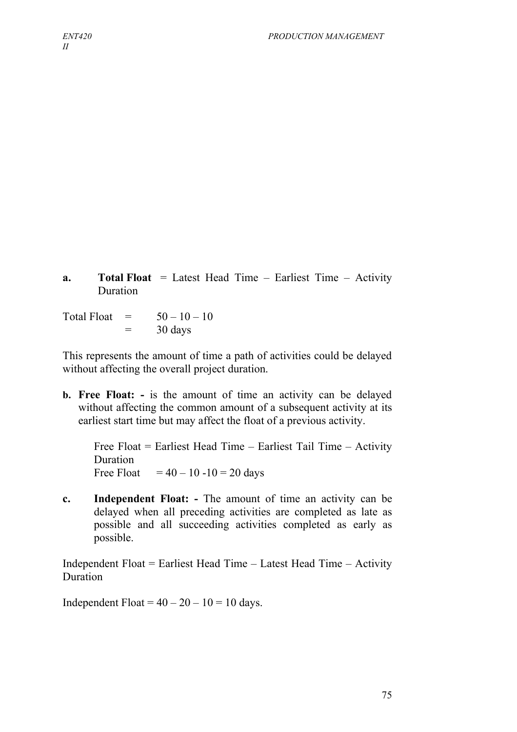**a.** **Total Float** = Latest Head Time – Earliest Time – Activity Duration

Total Float = 50 – 10 – 10
= 30 days

This represents the amount of time a path of activities could be delayed without affecting the overall project duration.

**b.** **Free Float: -** is the amount of time an activity can be delayed without affecting the common amount of a subsequent activity at its earliest start time but may affect the float of a previous activity.

Free Float = Earliest Head Time – Earliest Tail Time – Activity Duration
Free Float = 40 – 10 -10 = 20 days

**c.** **Independent Float: -** The amount of time an activity can be delayed when all preceding activities are completed as late as possible and all succeeding activities completed as early as possible.

Independent Float = Earliest Head Time – Latest Head Time – Activity Duration

Independent Float = 40 – 20 – 10 = 10 days.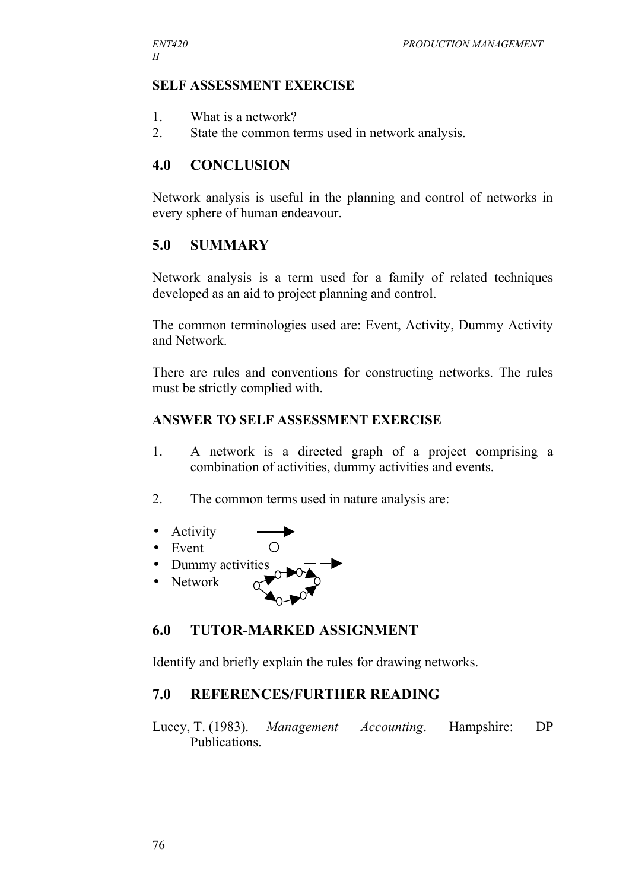**SELF ASSESSMENT EXERCISE**

1. What is a network?
2. State the common terms used in network analysis.

## 4.0 CONCLUSION

Network analysis is useful in the planning and control of networks in every sphere of human endeavour.

## 5.0 SUMMARY

Network analysis is a term used for a family of related techniques developed as an aid to project planning and control.

The common terminologies used are: Event, Activity, Dummy Activity and Network.

There are rules and conventions for constructing networks. The rules must be strictly complied with.

**ANSWER TO SELF ASSESSMENT EXERCISE**

1. A network is a directed graph of a project comprising a combination of activities, dummy activities and events.

2. The common terms used in nature analysis are:

- Activity
- Event
- Dummy activities
- Network

## 6.0 TUTOR-MARKED ASSIGNMENT

Identify and briefly explain the rules for drawing networks.

## 7.0 REFERENCES/FURTHER READING

Lucey, T. (1983). *Management Accounting*. Hampshire: DP Publications.